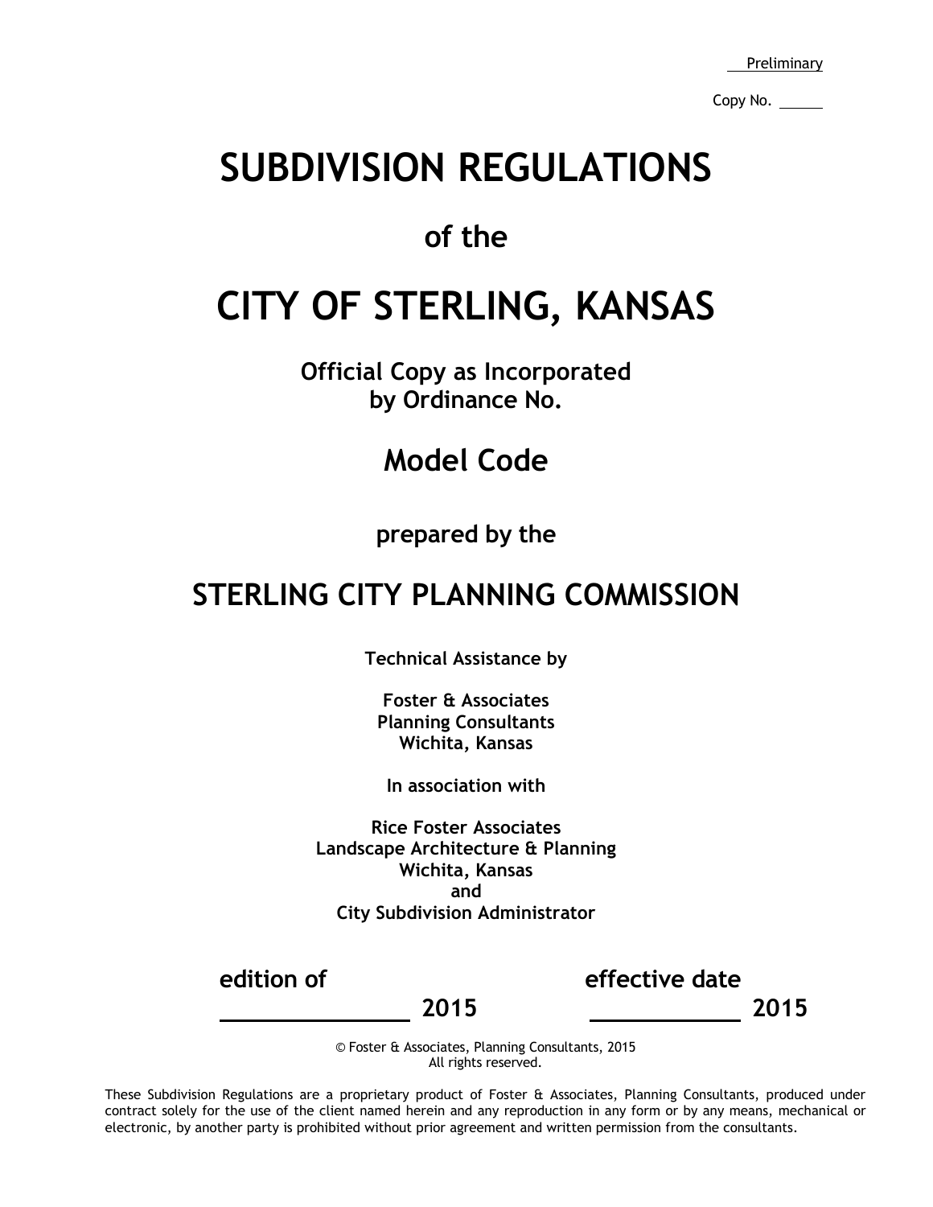Preliminary

Copy No. ______

# SUBDIVISION REGULATIONS

## of the

# CITY OF STERLING, KANSAS

**Official Copy as Incorporated by Ordinance No.**

## Model Code

**prepared by the**

## STERLING CITY PLANNING COMMISSION

**Technical Assistance by**

**Foster & Associates**
**Planning Consultants**
**Wichita, Kansas**

**In association with**

**Rice Foster Associates**
**Landscape Architecture & Planning**
**Wichita, Kansas**
**and**
**City Subdivision Administrator**

**edition of ______________ 2015** **effective date ____________ 2015**

© Foster & Associates, Planning Consultants, 2015
All rights reserved.

These Subdivision Regulations are a proprietary product of Foster & Associates, Planning Consultants, produced under contract solely for the use of the client named herein and any reproduction in any form or by any means, mechanical or electronic, by another party is prohibited without prior agreement and written permission from the consultants.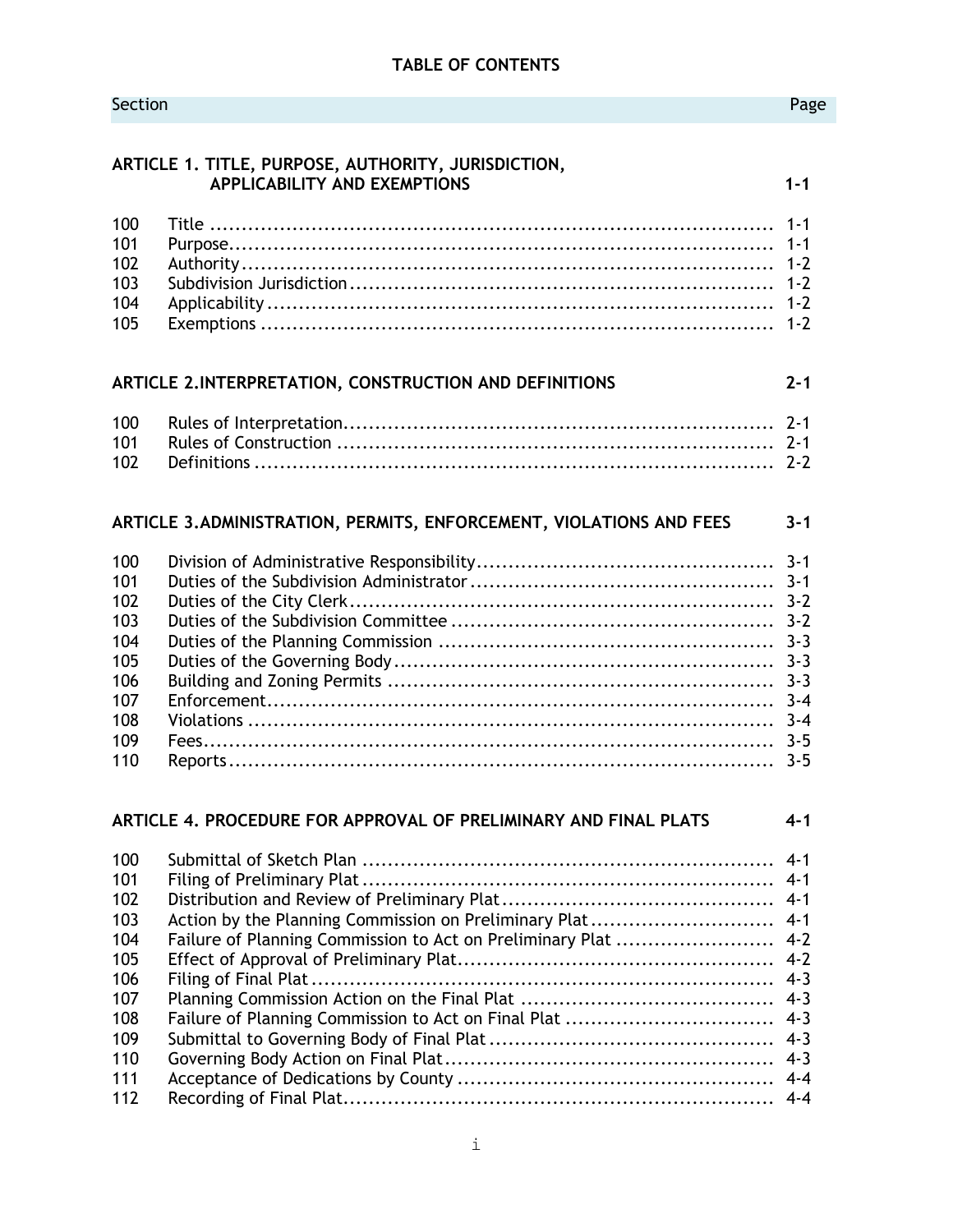## TABLE OF CONTENTS

| Section | | Page |
|---|---|---|
| **ARTICLE 1. TITLE, PURPOSE, AUTHORITY, JURISDICTION, APPLICABILITY AND EXEMPTIONS** | | **1-1** |
| 100 | Title | 1-1 |
| 101 | Purpose | 1-1 |
| 102 | Authority | 1-2 |
| 103 | Subdivision Jurisdiction | 1-2 |
| 104 | Applicability | 1-2 |
| 105 | Exemptions | 1-2 |
| **ARTICLE 2.INTERPRETATION, CONSTRUCTION AND DEFINITIONS** | | **2-1** |
| 100 | Rules of Interpretation | 2-1 |
| 101 | Rules of Construction | 2-1 |
| 102 | Definitions | 2-2 |
| **ARTICLE 3.ADMINISTRATION, PERMITS, ENFORCEMENT, VIOLATIONS AND FEES** | | **3-1** |
| 100 | Division of Administrative Responsibility | 3-1 |
| 101 | Duties of the Subdivision Administrator | 3-1 |
| 102 | Duties of the City Clerk | 3-2 |
| 103 | Duties of the Subdivision Committee | 3-2 |
| 104 | Duties of the Planning Commission | 3-3 |
| 105 | Duties of the Governing Body | 3-3 |
| 106 | Building and Zoning Permits | 3-3 |
| 107 | Enforcement | 3-4 |
| 108 | Violations | 3-4 |
| 109 | Fees | 3-5 |
| 110 | Reports | 3-5 |
| **ARTICLE 4. PROCEDURE FOR APPROVAL OF PRELIMINARY AND FINAL PLATS** | | **4-1** |
| 100 | Submittal of Sketch Plan | 4-1 |
| 101 | Filing of Preliminary Plat | 4-1 |
| 102 | Distribution and Review of Preliminary Plat | 4-1 |
| 103 | Action by the Planning Commission on Preliminary Plat | 4-1 |
| 104 | Failure of Planning Commission to Act on Preliminary Plat | 4-2 |
| 105 | Effect of Approval of Preliminary Plat | 4-2 |
| 106 | Filing of Final Plat | 4-3 |
| 107 | Planning Commission Action on the Final Plat | 4-3 |
| 108 | Failure of Planning Commission to Act on Final Plat | 4-3 |
| 109 | Submittal to Governing Body of Final Plat | 4-3 |
| 110 | Governing Body Action on Final Plat | 4-3 |
| 111 | Acceptance of Dedications by County | 4-4 |
| 112 | Recording of Final Plat | 4-4 |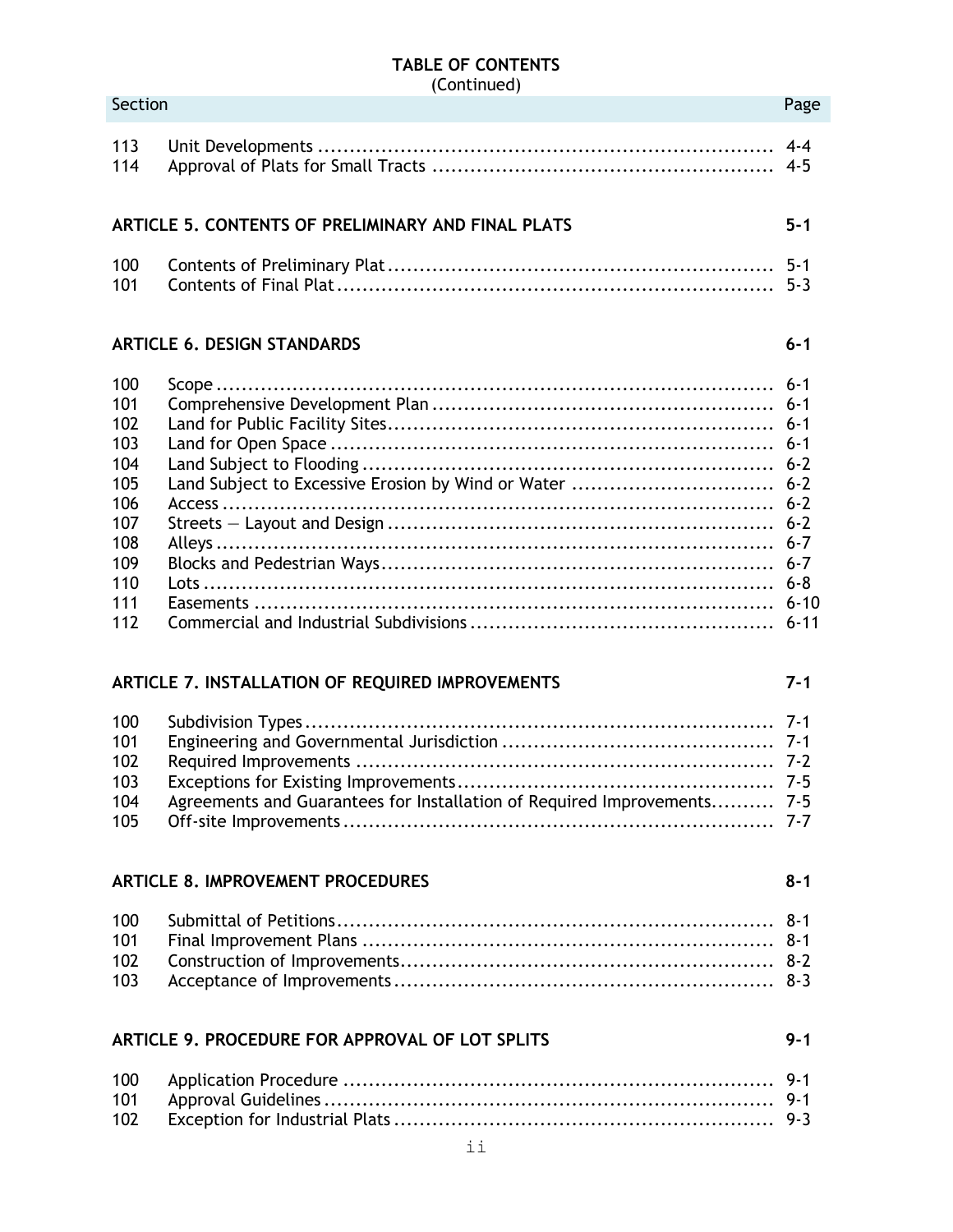## TABLE OF CONTENTS
(Continued)

| Section | | Page |
|---|---|---|
| 113 | Unit Developments | 4-4 |
| 114 | Approval of Plats for Small Tracts | 4-5 |
| **ARTICLE 5. CONTENTS OF PRELIMINARY AND FINAL PLATS** | | **5-1** |
| 100 | Contents of Preliminary Plat | 5-1 |
| 101 | Contents of Final Plat | 5-3 |
| **ARTICLE 6. DESIGN STANDARDS** | | **6-1** |
| 100 | Scope | 6-1 |
| 101 | Comprehensive Development Plan | 6-1 |
| 102 | Land for Public Facility Sites | 6-1 |
| 103 | Land for Open Space | 6-1 |
| 104 | Land Subject to Flooding | 6-2 |
| 105 | Land Subject to Excessive Erosion by Wind or Water | 6-2 |
| 106 | Access | 6-2 |
| 107 | Streets — Layout and Design | 6-2 |
| 108 | Alleys | 6-7 |
| 109 | Blocks and Pedestrian Ways | 6-7 |
| 110 | Lots | 6-8 |
| 111 | Easements | 6-10 |
| 112 | Commercial and Industrial Subdivisions | 6-11 |
| **ARTICLE 7. INSTALLATION OF REQUIRED IMPROVEMENTS** | | **7-1** |
| 100 | Subdivision Types | 7-1 |
| 101 | Engineering and Governmental Jurisdiction | 7-1 |
| 102 | Required Improvements | 7-2 |
| 103 | Exceptions for Existing Improvements | 7-5 |
| 104 | Agreements and Guarantees for Installation of Required Improvements | 7-5 |
| 105 | Off-site Improvements | 7-7 |
| **ARTICLE 8. IMPROVEMENT PROCEDURES** | | **8-1** |
| 100 | Submittal of Petitions | 8-1 |
| 101 | Final Improvement Plans | 8-1 |
| 102 | Construction of Improvements | 8-2 |
| 103 | Acceptance of Improvements | 8-3 |
| **ARTICLE 9. PROCEDURE FOR APPROVAL OF LOT SPLITS** | | **9-1** |
| 100 | Application Procedure | 9-1 |
| 101 | Approval Guidelines | 9-1 |
| 102 | Exception for Industrial Plats | 9-3 |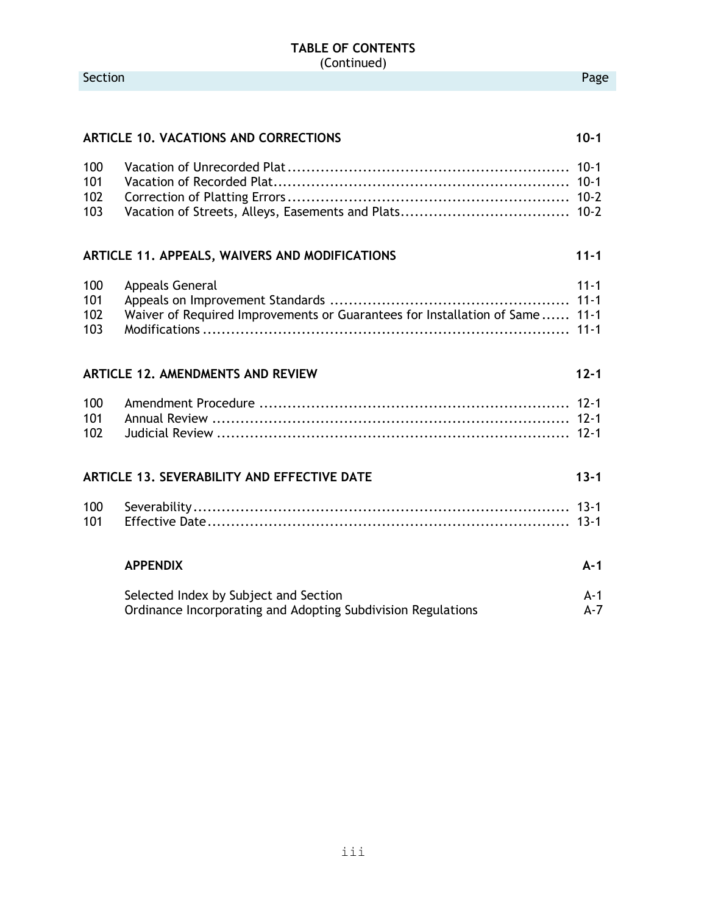**TABLE OF CONTENTS**
(Continued)

| Section | | Page |
|---|---|---|
| **ARTICLE 10. VACATIONS AND CORRECTIONS** | | **10-1** |
| 100 | Vacation of Unrecorded Plat | 10-1 |
| 101 | Vacation of Recorded Plat | 10-1 |
| 102 | Correction of Platting Errors | 10-2 |
| 103 | Vacation of Streets, Alleys, Easements and Plats | 10-2 |
| **ARTICLE 11. APPEALS, WAIVERS AND MODIFICATIONS** | | **11-1** |
| 100 | Appeals General | 11-1 |
| 101 | Appeals on Improvement Standards | 11-1 |
| 102 | Waiver of Required Improvements or Guarantees for Installation of Same | 11-1 |
| 103 | Modifications | 11-1 |
| **ARTICLE 12. AMENDMENTS AND REVIEW** | | **12-1** |
| 100 | Amendment Procedure | 12-1 |
| 101 | Annual Review | 12-1 |
| 102 | Judicial Review | 12-1 |
| **ARTICLE 13. SEVERABILITY AND EFFECTIVE DATE** | | **13-1** |
| 100 | Severability | 13-1 |
| 101 | Effective Date | 13-1 |
| | **APPENDIX** | **A-1** |
| | Selected Index by Subject and Section | A-1 |
| | Ordinance Incorporating and Adopting Subdivision Regulations | A-7 |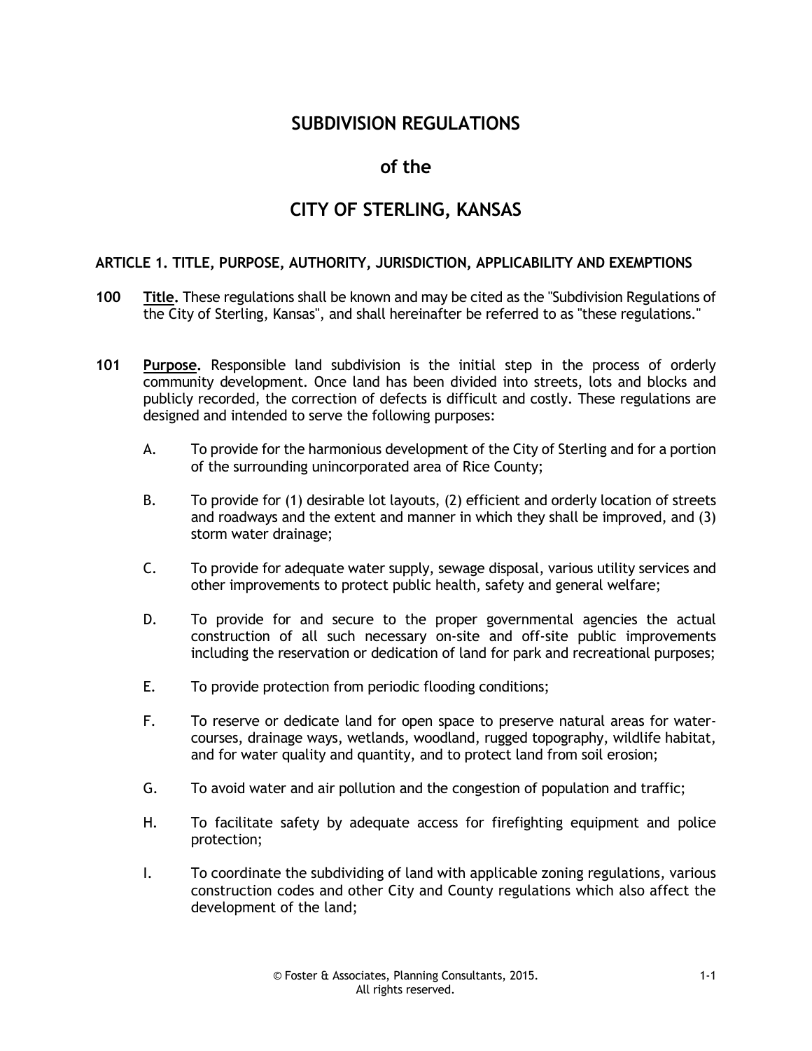# SUBDIVISION REGULATIONS

# of the

# CITY OF STERLING, KANSAS

## ARTICLE 1. TITLE, PURPOSE, AUTHORITY, JURISDICTION, APPLICABILITY AND EXEMPTIONS

**100** **Title.** These regulations shall be known and may be cited as the "Subdivision Regulations of the City of Sterling, Kansas", and shall hereinafter be referred to as "these regulations."

**101** **Purpose.** Responsible land subdivision is the initial step in the process of orderly community development. Once land has been divided into streets, lots and blocks and publicly recorded, the correction of defects is difficult and costly. These regulations are designed and intended to serve the following purposes:

A. To provide for the harmonious development of the City of Sterling and for a portion of the surrounding unincorporated area of Rice County;

B. To provide for (1) desirable lot layouts, (2) efficient and orderly location of streets and roadways and the extent and manner in which they shall be improved, and (3) storm water drainage;

C. To provide for adequate water supply, sewage disposal, various utility services and other improvements to protect public health, safety and general welfare;

D. To provide for and secure to the proper governmental agencies the actual construction of all such necessary on-site and off-site public improvements including the reservation or dedication of land for park and recreational purposes;

E. To provide protection from periodic flooding conditions;

F. To reserve or dedicate land for open space to preserve natural areas for water-courses, drainage ways, wetlands, woodland, rugged topography, wildlife habitat, and for water quality and quantity, and to protect land from soil erosion;

G. To avoid water and air pollution and the congestion of population and traffic;

H. To facilitate safety by adequate access for firefighting equipment and police protection;

I. To coordinate the subdividing of land with applicable zoning regulations, various construction codes and other City and County regulations which also affect the development of the land;

© Foster & Associates, Planning Consultants, 2015. All rights reserved.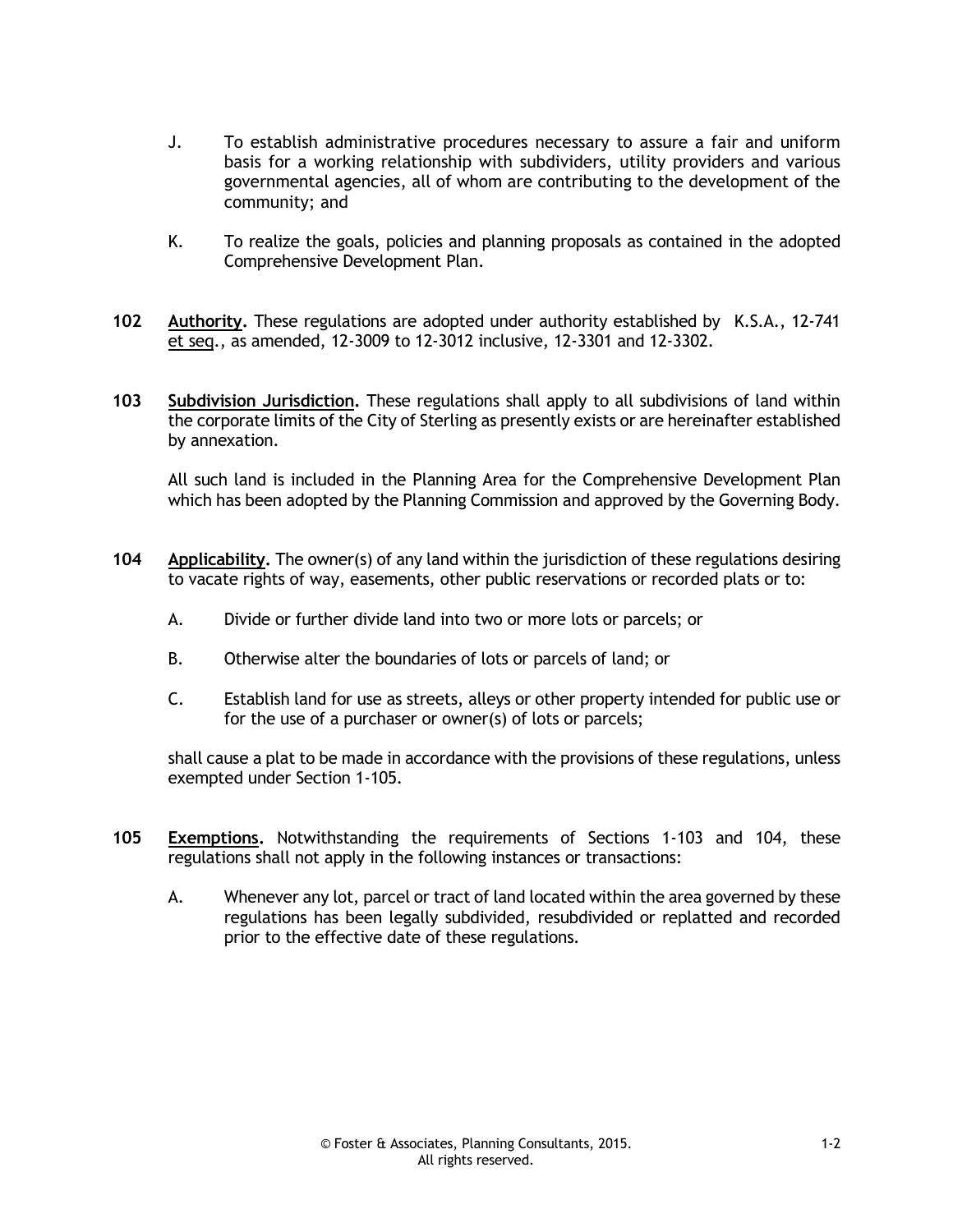J. To establish administrative procedures necessary to assure a fair and uniform basis for a working relationship with subdividers, utility providers and various governmental agencies, all of whom are contributing to the development of the community; and

K. To realize the goals, policies and planning proposals as contained in the adopted Comprehensive Development Plan.

**102** **Authority.** These regulations are adopted under authority established by K.S.A., 12-741 et seq., as amended, 12-3009 to 12-3012 inclusive, 12-3301 and 12-3302.

**103** **Subdivision Jurisdiction.** These regulations shall apply to all subdivisions of land within the corporate limits of the City of Sterling as presently exists or are hereinafter established by annexation.

All such land is included in the Planning Area for the Comprehensive Development Plan which has been adopted by the Planning Commission and approved by the Governing Body.

**104** **Applicability.** The owner(s) of any land within the jurisdiction of these regulations desiring to vacate rights of way, easements, other public reservations or recorded plats or to:

A. Divide or further divide land into two or more lots or parcels; or

B. Otherwise alter the boundaries of lots or parcels of land; or

C. Establish land for use as streets, alleys or other property intended for public use or for the use of a purchaser or owner(s) of lots or parcels;

shall cause a plat to be made in accordance with the provisions of these regulations, unless exempted under Section 1-105.

**105** **Exemptions.** Notwithstanding the requirements of Sections 1-103 and 104, these regulations shall not apply in the following instances or transactions:

A. Whenever any lot, parcel or tract of land located within the area governed by these regulations has been legally subdivided, resubdivided or replatted and recorded prior to the effective date of these regulations.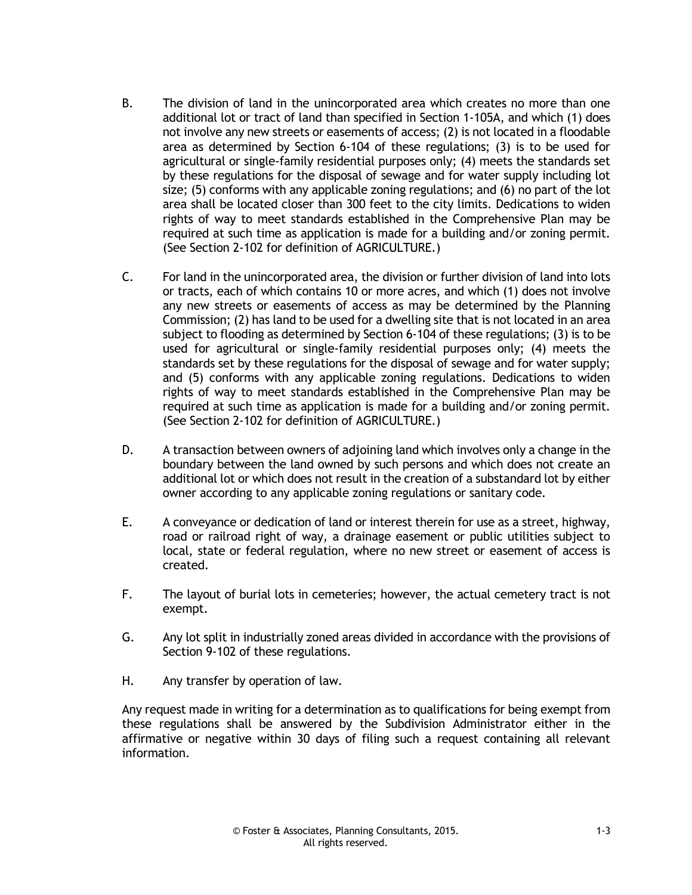B. The division of land in the unincorporated area which creates no more than one additional lot or tract of land than specified in Section 1-105A, and which (1) does not involve any new streets or easements of access; (2) is not located in a floodable area as determined by Section 6-104 of these regulations; (3) is to be used for agricultural or single-family residential purposes only; (4) meets the standards set by these regulations for the disposal of sewage and for water supply including lot size; (5) conforms with any applicable zoning regulations; and (6) no part of the lot area shall be located closer than 300 feet to the city limits. Dedications to widen rights of way to meet standards established in the Comprehensive Plan may be required at such time as application is made for a building and/or zoning permit. (See Section 2-102 for definition of AGRICULTURE.)

C. For land in the unincorporated area, the division or further division of land into lots or tracts, each of which contains 10 or more acres, and which (1) does not involve any new streets or easements of access as may be determined by the Planning Commission; (2) has land to be used for a dwelling site that is not located in an area subject to flooding as determined by Section 6-104 of these regulations; (3) is to be used for agricultural or single-family residential purposes only; (4) meets the standards set by these regulations for the disposal of sewage and for water supply; and (5) conforms with any applicable zoning regulations. Dedications to widen rights of way to meet standards established in the Comprehensive Plan may be required at such time as application is made for a building and/or zoning permit. (See Section 2-102 for definition of AGRICULTURE.)

D. A transaction between owners of adjoining land which involves only a change in the boundary between the land owned by such persons and which does not create an additional lot or which does not result in the creation of a substandard lot by either owner according to any applicable zoning regulations or sanitary code.

E. A conveyance or dedication of land or interest therein for use as a street, highway, road or railroad right of way, a drainage easement or public utilities subject to local, state or federal regulation, where no new street or easement of access is created.

F. The layout of burial lots in cemeteries; however, the actual cemetery tract is not exempt.

G. Any lot split in industrially zoned areas divided in accordance with the provisions of Section 9-102 of these regulations.

H. Any transfer by operation of law.

Any request made in writing for a determination as to qualifications for being exempt from these regulations shall be answered by the Subdivision Administrator either in the affirmative or negative within 30 days of filing such a request containing all relevant information.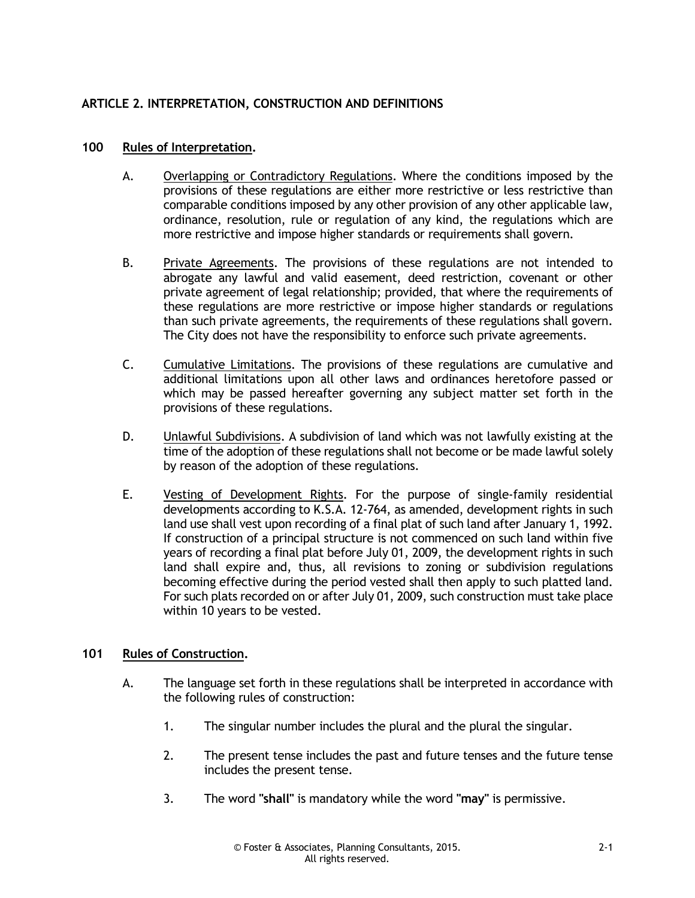## ARTICLE 2. INTERPRETATION, CONSTRUCTION AND DEFINITIONS

### 100 Rules of Interpretation.

A. Overlapping or Contradictory Regulations. Where the conditions imposed by the provisions of these regulations are either more restrictive or less restrictive than comparable conditions imposed by any other provision of any other applicable law, ordinance, resolution, rule or regulation of any kind, the regulations which are more restrictive and impose higher standards or requirements shall govern.

B. Private Agreements. The provisions of these regulations are not intended to abrogate any lawful and valid easement, deed restriction, covenant or other private agreement of legal relationship; provided, that where the requirements of these regulations are more restrictive or impose higher standards or regulations than such private agreements, the requirements of these regulations shall govern. The City does not have the responsibility to enforce such private agreements.

C. Cumulative Limitations. The provisions of these regulations are cumulative and additional limitations upon all other laws and ordinances heretofore passed or which may be passed hereafter governing any subject matter set forth in the provisions of these regulations.

D. Unlawful Subdivisions. A subdivision of land which was not lawfully existing at the time of the adoption of these regulations shall not become or be made lawful solely by reason of the adoption of these regulations.

E. Vesting of Development Rights. For the purpose of single-family residential developments according to K.S.A. 12-764, as amended, development rights in such land use shall vest upon recording of a final plat of such land after January 1, 1992. If construction of a principal structure is not commenced on such land within five years of recording a final plat before July 01, 2009, the development rights in such land shall expire and, thus, all revisions to zoning or subdivision regulations becoming effective during the period vested shall then apply to such platted land. For such plats recorded on or after July 01, 2009, such construction must take place within 10 years to be vested.

### 101 Rules of Construction.

A. The language set forth in these regulations shall be interpreted in accordance with the following rules of construction:

1. The singular number includes the plural and the plural the singular.

2. The present tense includes the past and future tenses and the future tense includes the present tense.

3. The word "**shall**" is mandatory while the word "**may**" is permissive.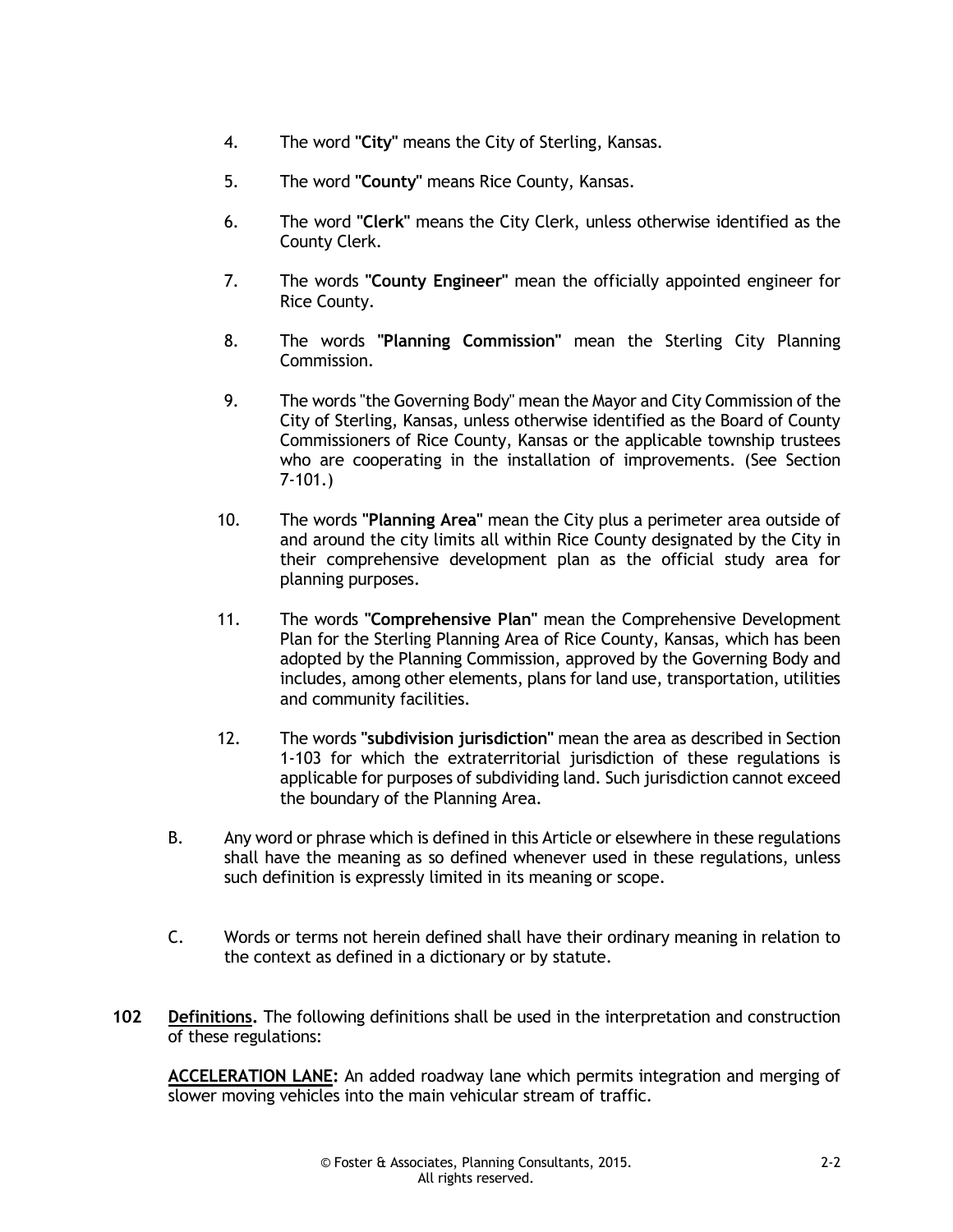4. The word "**City**" means the City of Sterling, Kansas.

5. The word "**County**" means Rice County, Kansas.

6. The word "**Clerk**" means the City Clerk, unless otherwise identified as the County Clerk.

7. The words "**County Engineer**" mean the officially appointed engineer for Rice County.

8. The words "**Planning Commission**" mean the Sterling City Planning Commission.

9. The words "the Governing Body" mean the Mayor and City Commission of the City of Sterling, Kansas, unless otherwise identified as the Board of County Commissioners of Rice County, Kansas or the applicable township trustees who are cooperating in the installation of improvements. (See Section 7-101.)

10. The words "**Planning Area**" mean the City plus a perimeter area outside of and around the city limits all within Rice County designated by the City in their comprehensive development plan as the official study area for planning purposes.

11. The words "**Comprehensive Plan**" mean the Comprehensive Development Plan for the Sterling Planning Area of Rice County, Kansas, which has been adopted by the Planning Commission, approved by the Governing Body and includes, among other elements, plans for land use, transportation, utilities and community facilities.

12. The words "**subdivision jurisdiction**" mean the area as described in Section 1-103 for which the extraterritorial jurisdiction of these regulations is applicable for purposes of subdividing land. Such jurisdiction cannot exceed the boundary of the Planning Area.

B. Any word or phrase which is defined in this Article or elsewhere in these regulations shall have the meaning as so defined whenever used in these regulations, unless such definition is expressly limited in its meaning or scope.

C. Words or terms not herein defined shall have their ordinary meaning in relation to the context as defined in a dictionary or by statute.

**102** **Definitions.** The following definitions shall be used in the interpretation and construction of these regulations:

**ACCELERATION LANE:** An added roadway lane which permits integration and merging of slower moving vehicles into the main vehicular stream of traffic.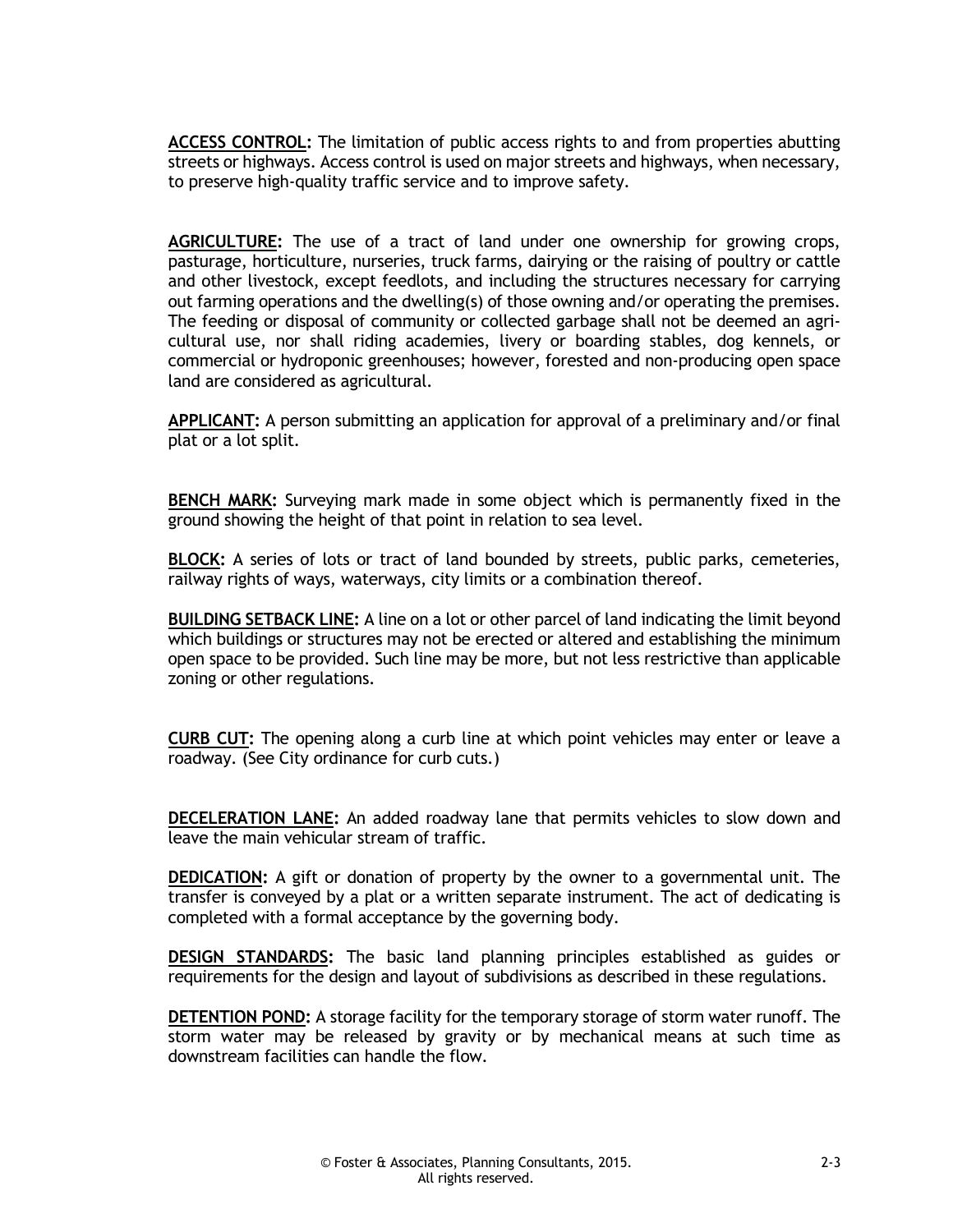**ACCESS CONTROL:** The limitation of public access rights to and from properties abutting streets or highways. Access control is used on major streets and highways, when necessary, to preserve high-quality traffic service and to improve safety.

**AGRICULTURE:** The use of a tract of land under one ownership for growing crops, pasturage, horticulture, nurseries, truck farms, dairying or the raising of poultry or cattle and other livestock, except feedlots, and including the structures necessary for carrying out farming operations and the dwelling(s) of those owning and/or operating the premises. The feeding or disposal of community or collected garbage shall not be deemed an agricultural use, nor shall riding academies, livery or boarding stables, dog kennels, or commercial or hydroponic greenhouses; however, forested and non-producing open space land are considered as agricultural.

**APPLICANT:** A person submitting an application for approval of a preliminary and/or final plat or a lot split.

**BENCH MARK:** Surveying mark made in some object which is permanently fixed in the ground showing the height of that point in relation to sea level.

**BLOCK:** A series of lots or tract of land bounded by streets, public parks, cemeteries, railway rights of ways, waterways, city limits or a combination thereof.

**BUILDING SETBACK LINE:** A line on a lot or other parcel of land indicating the limit beyond which buildings or structures may not be erected or altered and establishing the minimum open space to be provided. Such line may be more, but not less restrictive than applicable zoning or other regulations.

**CURB CUT:** The opening along a curb line at which point vehicles may enter or leave a roadway. (See City ordinance for curb cuts.)

**DECELERATION LANE:** An added roadway lane that permits vehicles to slow down and leave the main vehicular stream of traffic.

**DEDICATION:** A gift or donation of property by the owner to a governmental unit. The transfer is conveyed by a plat or a written separate instrument. The act of dedicating is completed with a formal acceptance by the governing body.

**DESIGN STANDARDS:** The basic land planning principles established as guides or requirements for the design and layout of subdivisions as described in these regulations.

**DETENTION POND:** A storage facility for the temporary storage of storm water runoff. The storm water may be released by gravity or by mechanical means at such time as downstream facilities can handle the flow.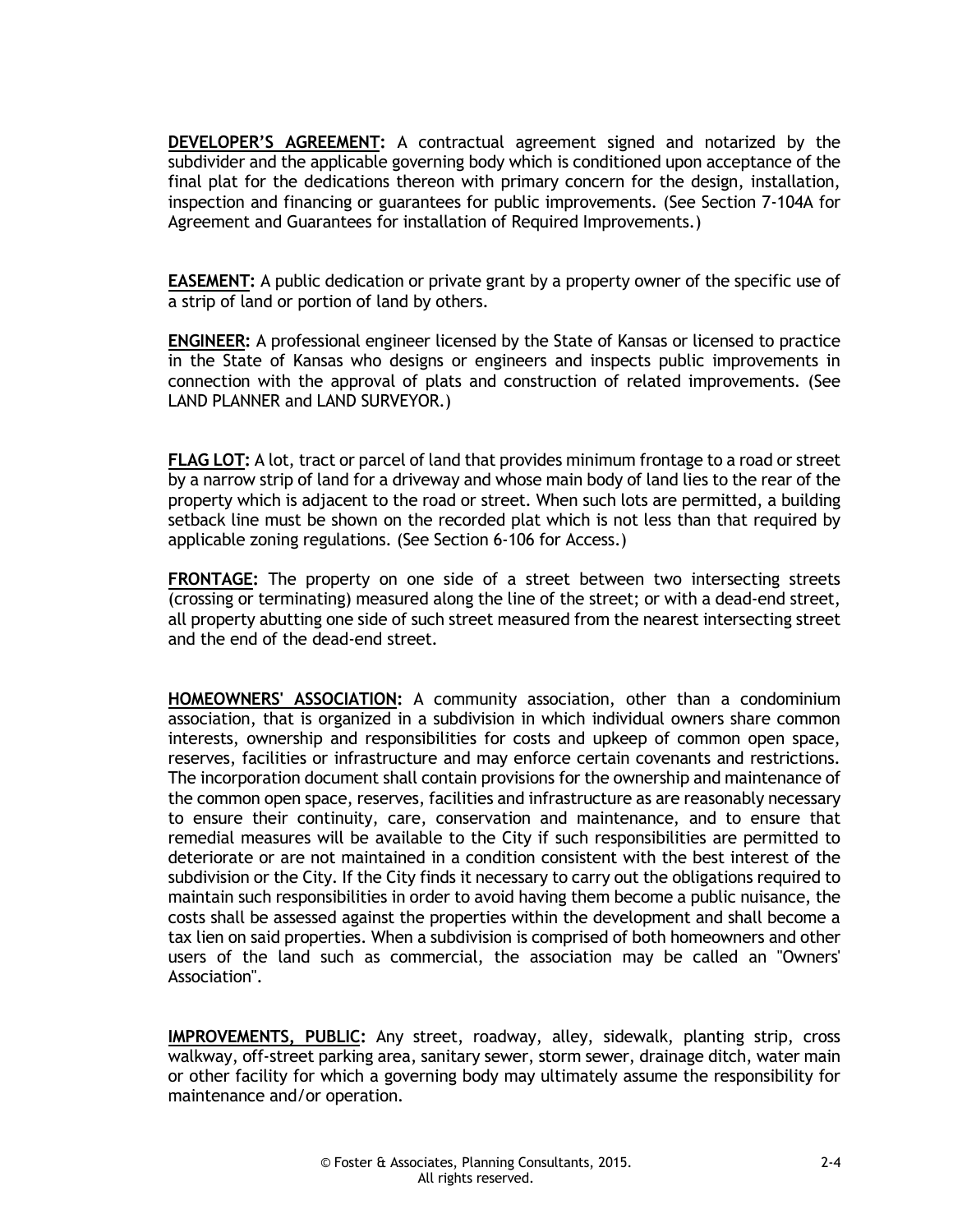**DEVELOPER'S AGREEMENT:** A contractual agreement signed and notarized by the subdivider and the applicable governing body which is conditioned upon acceptance of the final plat for the dedications thereon with primary concern for the design, installation, inspection and financing or guarantees for public improvements. (See Section 7-104A for Agreement and Guarantees for installation of Required Improvements.)

**EASEMENT:** A public dedication or private grant by a property owner of the specific use of a strip of land or portion of land by others.

**ENGINEER:** A professional engineer licensed by the State of Kansas or licensed to practice in the State of Kansas who designs or engineers and inspects public improvements in connection with the approval of plats and construction of related improvements. (See LAND PLANNER and LAND SURVEYOR.)

**FLAG LOT:** A lot, tract or parcel of land that provides minimum frontage to a road or street by a narrow strip of land for a driveway and whose main body of land lies to the rear of the property which is adjacent to the road or street. When such lots are permitted, a building setback line must be shown on the recorded plat which is not less than that required by applicable zoning regulations. (See Section 6-106 for Access.)

**FRONTAGE:** The property on one side of a street between two intersecting streets (crossing or terminating) measured along the line of the street; or with a dead-end street, all property abutting one side of such street measured from the nearest intersecting street and the end of the dead-end street.

**HOMEOWNERS' ASSOCIATION:** A community association, other than a condominium association, that is organized in a subdivision in which individual owners share common interests, ownership and responsibilities for costs and upkeep of common open space, reserves, facilities or infrastructure and may enforce certain covenants and restrictions. The incorporation document shall contain provisions for the ownership and maintenance of the common open space, reserves, facilities and infrastructure as are reasonably necessary to ensure their continuity, care, conservation and maintenance, and to ensure that remedial measures will be available to the City if such responsibilities are permitted to deteriorate or are not maintained in a condition consistent with the best interest of the subdivision or the City. If the City finds it necessary to carry out the obligations required to maintain such responsibilities in order to avoid having them become a public nuisance, the costs shall be assessed against the properties within the development and shall become a tax lien on said properties. When a subdivision is comprised of both homeowners and other users of the land such as commercial, the association may be called an "Owners' Association".

**IMPROVEMENTS, PUBLIC:** Any street, roadway, alley, sidewalk, planting strip, cross walkway, off-street parking area, sanitary sewer, storm sewer, drainage ditch, water main or other facility for which a governing body may ultimately assume the responsibility for maintenance and/or operation.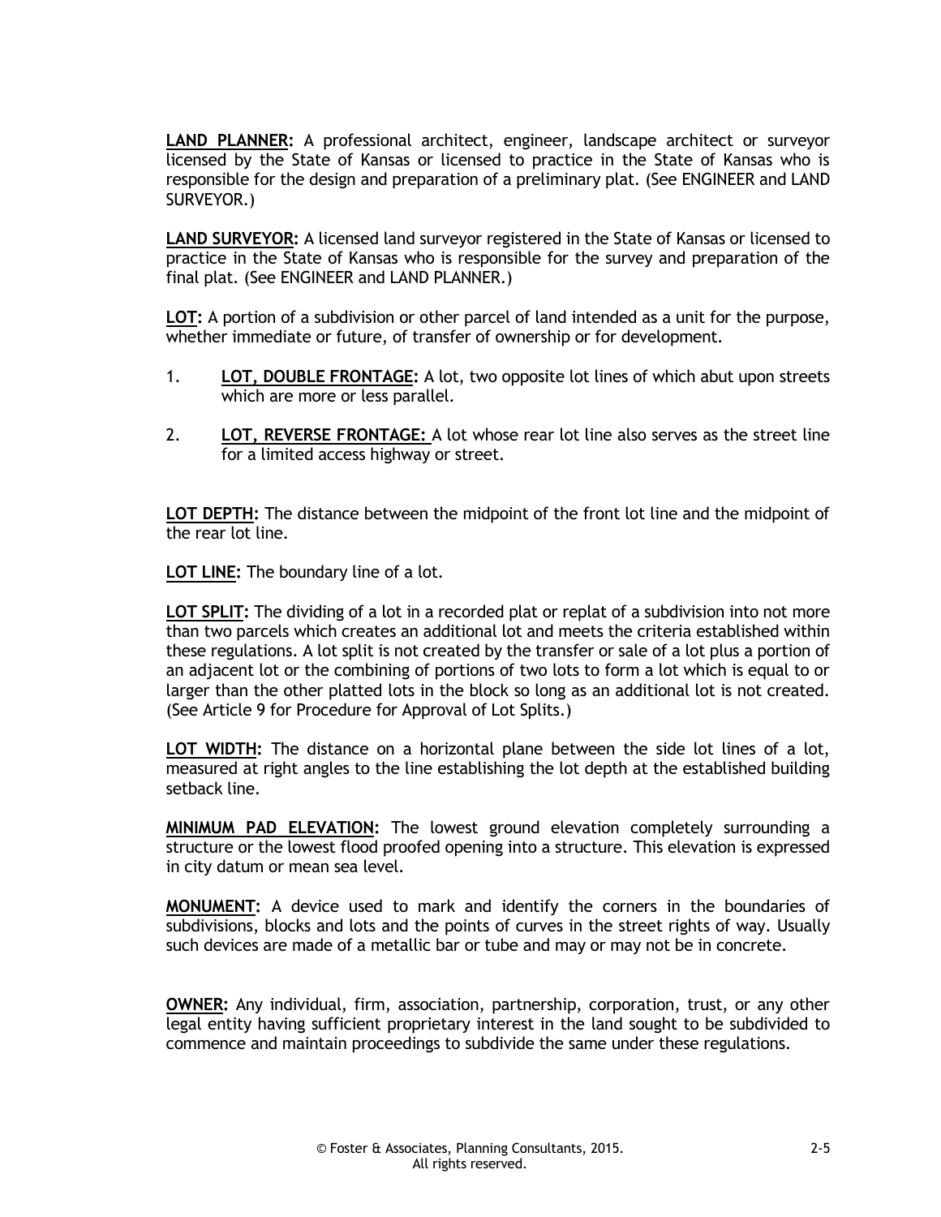**LAND PLANNER:** A professional architect, engineer, landscape architect or surveyor licensed by the State of Kansas or licensed to practice in the State of Kansas who is responsible for the design and preparation of a preliminary plat. (See ENGINEER and LAND SURVEYOR.)

**LAND SURVEYOR:** A licensed land surveyor registered in the State of Kansas or licensed to practice in the State of Kansas who is responsible for the survey and preparation of the final plat. (See ENGINEER and LAND PLANNER.)

**LOT:** A portion of a subdivision or other parcel of land intended as a unit for the purpose, whether immediate or future, of transfer of ownership or for development.

1. **LOT, DOUBLE FRONTAGE:** A lot, two opposite lot lines of which abut upon streets which are more or less parallel.

2. **LOT, REVERSE FRONTAGE:** A lot whose rear lot line also serves as the street line for a limited access highway or street.

**LOT DEPTH:** The distance between the midpoint of the front lot line and the midpoint of the rear lot line.

**LOT LINE:** The boundary line of a lot.

**LOT SPLIT:** The dividing of a lot in a recorded plat or replat of a subdivision into not more than two parcels which creates an additional lot and meets the criteria established within these regulations. A lot split is not created by the transfer or sale of a lot plus a portion of an adjacent lot or the combining of portions of two lots to form a lot which is equal to or larger than the other platted lots in the block so long as an additional lot is not created. (See Article 9 for Procedure for Approval of Lot Splits.)

**LOT WIDTH:** The distance on a horizontal plane between the side lot lines of a lot, measured at right angles to the line establishing the lot depth at the established building setback line.

**MINIMUM PAD ELEVATION:** The lowest ground elevation completely surrounding a structure or the lowest flood proofed opening into a structure. This elevation is expressed in city datum or mean sea level.

**MONUMENT:** A device used to mark and identify the corners in the boundaries of subdivisions, blocks and lots and the points of curves in the street rights of way. Usually such devices are made of a metallic bar or tube and may or may not be in concrete.

**OWNER:** Any individual, firm, association, partnership, corporation, trust, or any other legal entity having sufficient proprietary interest in the land sought to be subdivided to commence and maintain proceedings to subdivide the same under these regulations.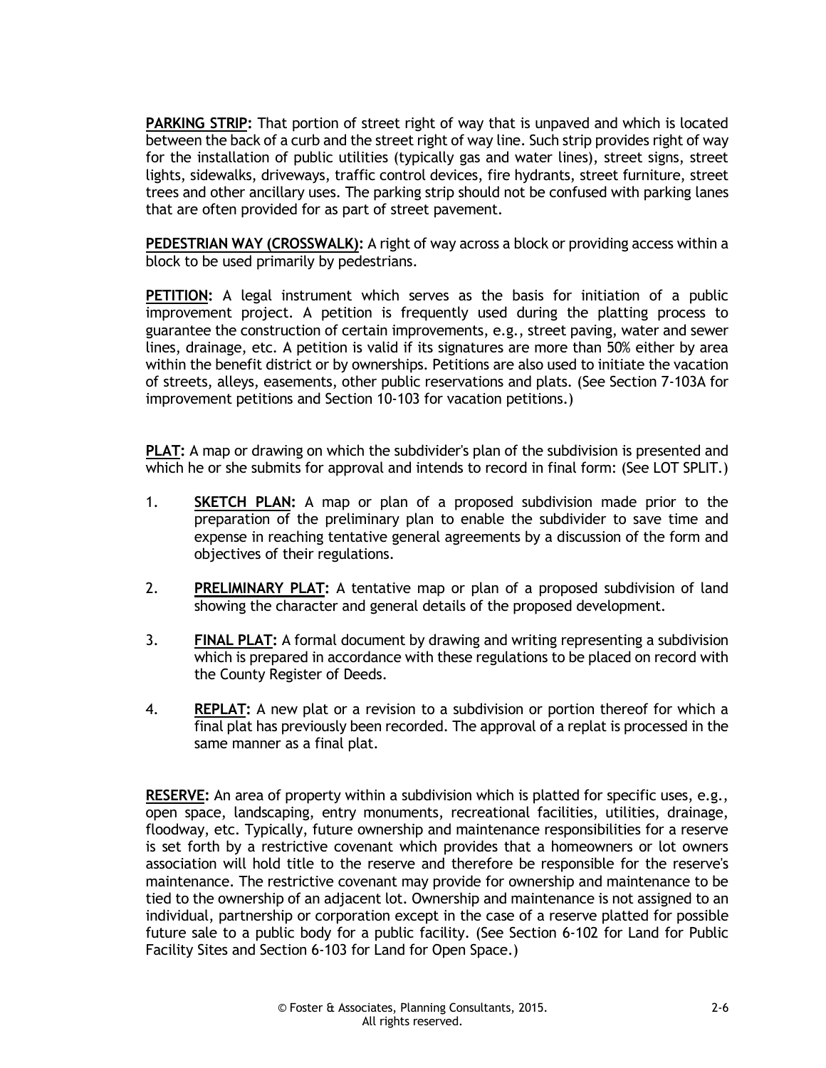**PARKING STRIP:** That portion of street right of way that is unpaved and which is located between the back of a curb and the street right of way line. Such strip provides right of way for the installation of public utilities (typically gas and water lines), street signs, street lights, sidewalks, driveways, traffic control devices, fire hydrants, street furniture, street trees and other ancillary uses. The parking strip should not be confused with parking lanes that are often provided for as part of street pavement.

**PEDESTRIAN WAY (CROSSWALK):** A right of way across a block or providing access within a block to be used primarily by pedestrians.

**PETITION:** A legal instrument which serves as the basis for initiation of a public improvement project. A petition is frequently used during the platting process to guarantee the construction of certain improvements, e.g., street paving, water and sewer lines, drainage, etc. A petition is valid if its signatures are more than 50% either by area within the benefit district or by ownerships. Petitions are also used to initiate the vacation of streets, alleys, easements, other public reservations and plats. (See Section 7-103A for improvement petitions and Section 10-103 for vacation petitions.)

**PLAT:** A map or drawing on which the subdivider's plan of the subdivision is presented and which he or she submits for approval and intends to record in final form: (See LOT SPLIT.)

1. **SKETCH PLAN:** A map or plan of a proposed subdivision made prior to the preparation of the preliminary plan to enable the subdivider to save time and expense in reaching tentative general agreements by a discussion of the form and objectives of their regulations.

2. **PRELIMINARY PLAT:** A tentative map or plan of a proposed subdivision of land showing the character and general details of the proposed development.

3. **FINAL PLAT:** A formal document by drawing and writing representing a subdivision which is prepared in accordance with these regulations to be placed on record with the County Register of Deeds.

4. **REPLAT:** A new plat or a revision to a subdivision or portion thereof for which a final plat has previously been recorded. The approval of a replat is processed in the same manner as a final plat.

**RESERVE:** An area of property within a subdivision which is platted for specific uses, e.g., open space, landscaping, entry monuments, recreational facilities, utilities, drainage, floodway, etc. Typically, future ownership and maintenance responsibilities for a reserve is set forth by a restrictive covenant which provides that a homeowners or lot owners association will hold title to the reserve and therefore be responsible for the reserve's maintenance. The restrictive covenant may provide for ownership and maintenance to be tied to the ownership of an adjacent lot. Ownership and maintenance is not assigned to an individual, partnership or corporation except in the case of a reserve platted for possible future sale to a public body for a public facility. (See Section 6-102 for Land for Public Facility Sites and Section 6-103 for Land for Open Space.)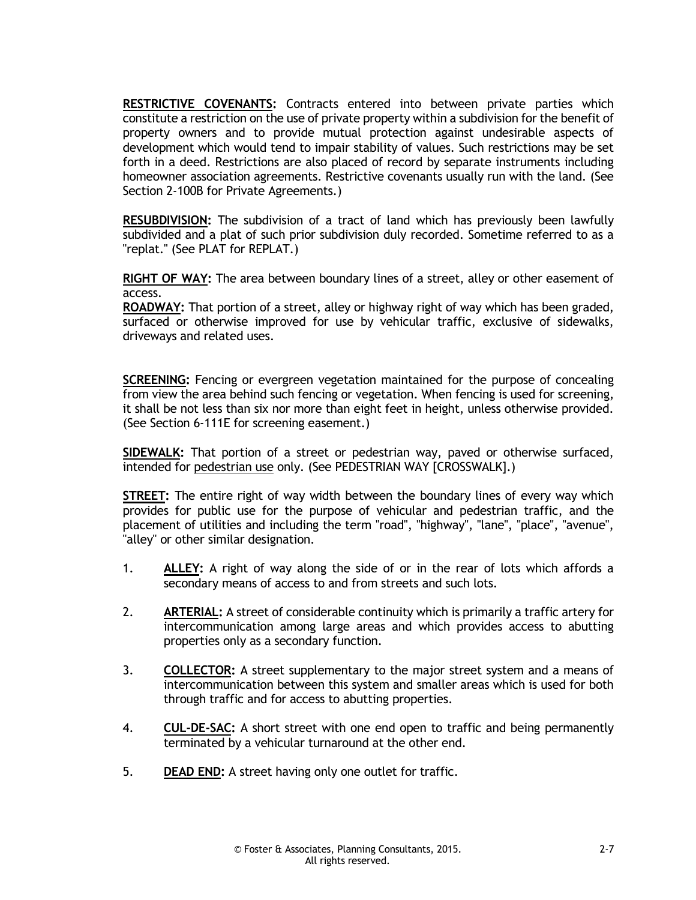**<u>RESTRICTIVE COVENANTS</u>:** Contracts entered into between private parties which constitute a restriction on the use of private property within a subdivision for the benefit of property owners and to provide mutual protection against undesirable aspects of development which would tend to impair stability of values. Such restrictions may be set forth in a deed. Restrictions are also placed of record by separate instruments including homeowner association agreements. Restrictive covenants usually run with the land. (See Section 2-100B for Private Agreements.)

**<u>RESUBDIVISION</u>:** The subdivision of a tract of land which has previously been lawfully subdivided and a plat of such prior subdivision duly recorded. Sometime referred to as a "replat." (See PLAT for REPLAT.)

**<u>RIGHT OF WAY</u>:** The area between boundary lines of a street, alley or other easement of access.
**<u>ROADWAY</u>:** That portion of a street, alley or highway right of way which has been graded, surfaced or otherwise improved for use by vehicular traffic, exclusive of sidewalks, driveways and related uses.

**<u>SCREENING</u>:** Fencing or evergreen vegetation maintained for the purpose of concealing from view the area behind such fencing or vegetation. When fencing is used for screening, it shall be not less than six nor more than eight feet in height, unless otherwise provided. (See Section 6-111E for screening easement.)

**<u>SIDEWALK</u>:** That portion of a street or pedestrian way, paved or otherwise surfaced, intended for <u>pedestrian use</u> only. (See PEDESTRIAN WAY [CROSSWALK].)

**<u>STREET</u>:** The entire right of way width between the boundary lines of every way which provides for public use for the purpose of vehicular and pedestrian traffic, and the placement of utilities and including the term "road", "highway", "lane", "place", "avenue", "alley" or other similar designation.

1. **<u>ALLEY</u>:** A right of way along the side of or in the rear of lots which affords a secondary means of access to and from streets and such lots.

2. **<u>ARTERIAL</u>:** A street of considerable continuity which is primarily a traffic artery for intercommunication among large areas and which provides access to abutting properties only as a secondary function.

3. **<u>COLLECTOR</u>:** A street supplementary to the major street system and a means of intercommunication between this system and smaller areas which is used for both through traffic and for access to abutting properties.

4. **<u>CUL-DE-SAC</u>:** A short street with one end open to traffic and being permanently terminated by a vehicular turnaround at the other end.

5. **<u>DEAD END</u>:** A street having only one outlet for traffic.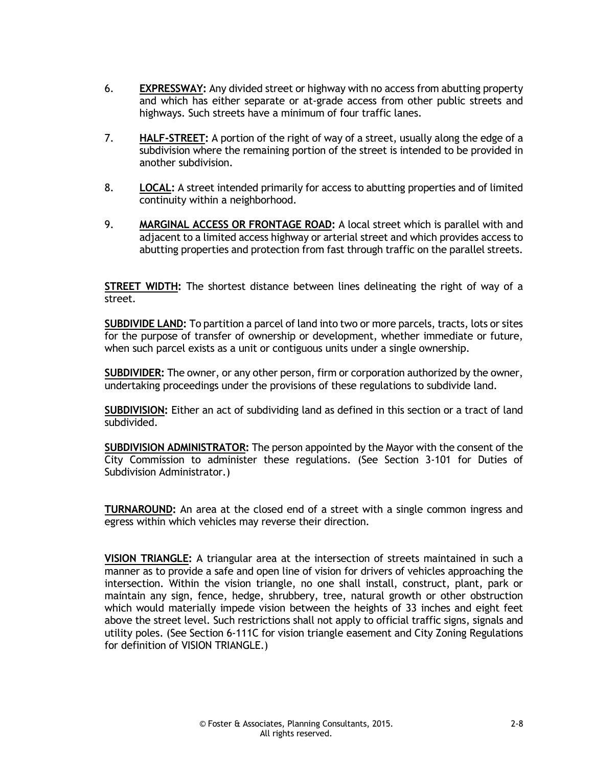6. **EXPRESSWAY:** Any divided street or highway with no access from abutting property and which has either separate or at-grade access from other public streets and highways. Such streets have a minimum of four traffic lanes.

7. **HALF-STREET:** A portion of the right of way of a street, usually along the edge of a subdivision where the remaining portion of the street is intended to be provided in another subdivision.

8. **LOCAL:** A street intended primarily for access to abutting properties and of limited continuity within a neighborhood.

9. **MARGINAL ACCESS OR FRONTAGE ROAD:** A local street which is parallel with and adjacent to a limited access highway or arterial street and which provides access to abutting properties and protection from fast through traffic on the parallel streets.

**STREET WIDTH:** The shortest distance between lines delineating the right of way of a street.

**SUBDIVIDE LAND:** To partition a parcel of land into two or more parcels, tracts, lots or sites for the purpose of transfer of ownership or development, whether immediate or future, when such parcel exists as a unit or contiguous units under a single ownership.

**SUBDIVIDER:** The owner, or any other person, firm or corporation authorized by the owner, undertaking proceedings under the provisions of these regulations to subdivide land.

**SUBDIVISION:** Either an act of subdividing land as defined in this section or a tract of land subdivided.

**SUBDIVISION ADMINISTRATOR:** The person appointed by the Mayor with the consent of the City Commission to administer these regulations. (See Section 3-101 for Duties of Subdivision Administrator.)

**TURNAROUND:** An area at the closed end of a street with a single common ingress and egress within which vehicles may reverse their direction.

**VISION TRIANGLE:** A triangular area at the intersection of streets maintained in such a manner as to provide a safe and open line of vision for drivers of vehicles approaching the intersection. Within the vision triangle, no one shall install, construct, plant, park or maintain any sign, fence, hedge, shrubbery, tree, natural growth or other obstruction which would materially impede vision between the heights of 33 inches and eight feet above the street level. Such restrictions shall not apply to official traffic signs, signals and utility poles. (See Section 6-111C for vision triangle easement and City Zoning Regulations for definition of VISION TRIANGLE.)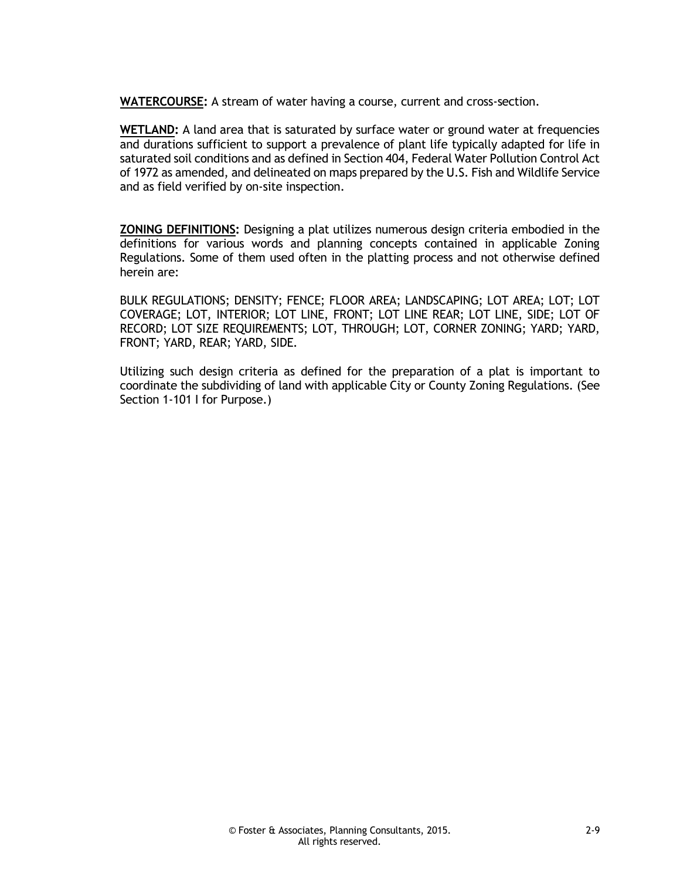**WATERCOURSE:** A stream of water having a course, current and cross-section.

**WETLAND:** A land area that is saturated by surface water or ground water at frequencies and durations sufficient to support a prevalence of plant life typically adapted for life in saturated soil conditions and as defined in Section 404, Federal Water Pollution Control Act of 1972 as amended, and delineated on maps prepared by the U.S. Fish and Wildlife Service and as field verified by on-site inspection.

**ZONING DEFINITIONS:** Designing a plat utilizes numerous design criteria embodied in the definitions for various words and planning concepts contained in applicable Zoning Regulations. Some of them used often in the platting process and not otherwise defined herein are:

BULK REGULATIONS; DENSITY; FENCE; FLOOR AREA; LANDSCAPING; LOT AREA; LOT; LOT COVERAGE; LOT, INTERIOR; LOT LINE, FRONT; LOT LINE REAR; LOT LINE, SIDE; LOT OF RECORD; LOT SIZE REQUIREMENTS; LOT, THROUGH; LOT, CORNER ZONING; YARD; YARD, FRONT; YARD, REAR; YARD, SIDE.

Utilizing such design criteria as defined for the preparation of a plat is important to coordinate the subdividing of land with applicable City or County Zoning Regulations. (See Section 1-101 I for Purpose.)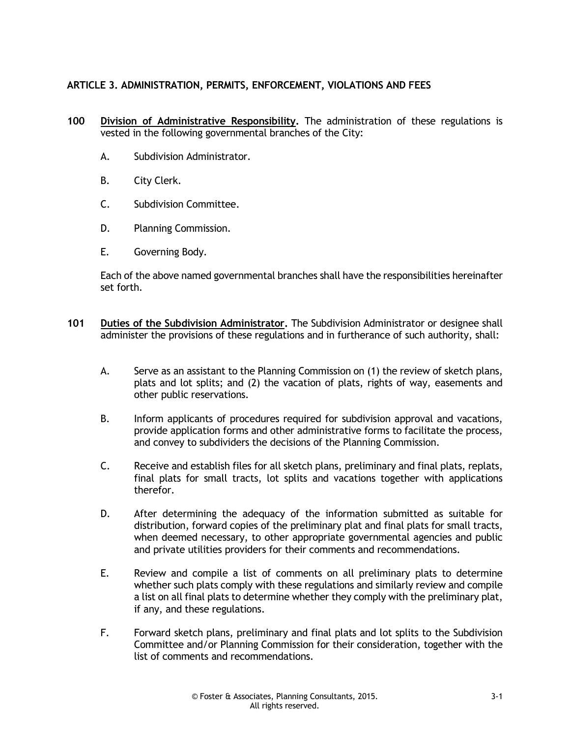## ARTICLE 3. ADMINISTRATION, PERMITS, ENFORCEMENT, VIOLATIONS AND FEES

**100** **Division of Administrative Responsibility.** The administration of these regulations is vested in the following governmental branches of the City:

A. Subdivision Administrator.

B. City Clerk.

C. Subdivision Committee.

D. Planning Commission.

E. Governing Body.

Each of the above named governmental branches shall have the responsibilities hereinafter set forth.

**101** **Duties of the Subdivision Administrator.** The Subdivision Administrator or designee shall administer the provisions of these regulations and in furtherance of such authority, shall:

A. Serve as an assistant to the Planning Commission on (1) the review of sketch plans, plats and lot splits; and (2) the vacation of plats, rights of way, easements and other public reservations.

B. Inform applicants of procedures required for subdivision approval and vacations, provide application forms and other administrative forms to facilitate the process, and convey to subdividers the decisions of the Planning Commission.

C. Receive and establish files for all sketch plans, preliminary and final plats, replats, final plats for small tracts, lot splits and vacations together with applications therefor.

D. After determining the adequacy of the information submitted as suitable for distribution, forward copies of the preliminary plat and final plats for small tracts, when deemed necessary, to other appropriate governmental agencies and public and private utilities providers for their comments and recommendations.

E. Review and compile a list of comments on all preliminary plats to determine whether such plats comply with these regulations and similarly review and compile a list on all final plats to determine whether they comply with the preliminary plat, if any, and these regulations.

F. Forward sketch plans, preliminary and final plats and lot splits to the Subdivision Committee and/or Planning Commission for their consideration, together with the list of comments and recommendations.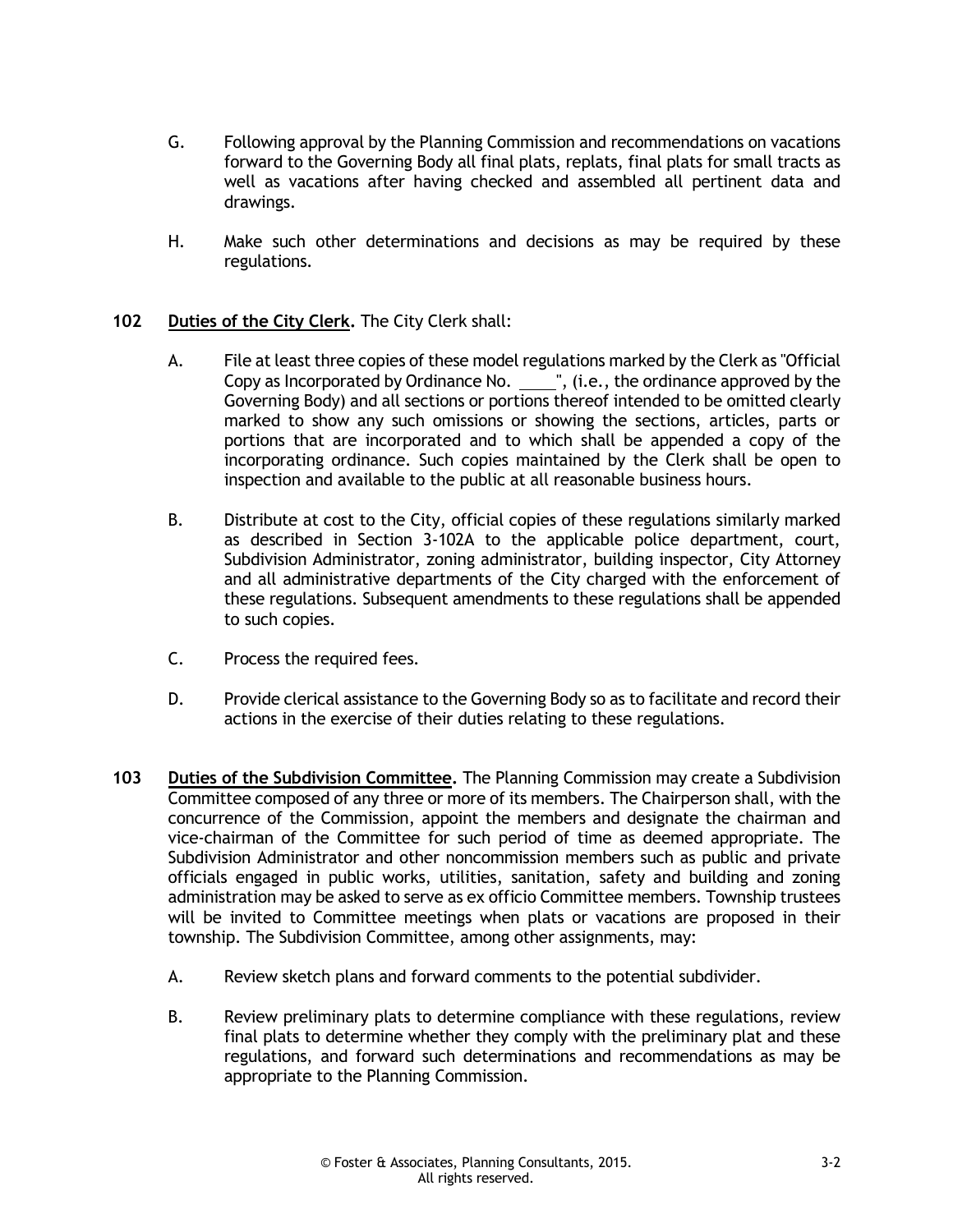G. Following approval by the Planning Commission and recommendations on vacations forward to the Governing Body all final plats, replats, final plats for small tracts as well as vacations after having checked and assembled all pertinent data and drawings.

H. Make such other determinations and decisions as may be required by these regulations.

**102 <u>Duties of the City Clerk</u>.** The City Clerk shall:

A. File at least three copies of these model regulations marked by the Clerk as "Official Copy as Incorporated by Ordinance No. \_\_\_\_", (i.e., the ordinance approved by the Governing Body) and all sections or portions thereof intended to be omitted clearly marked to show any such omissions or showing the sections, articles, parts or portions that are incorporated and to which shall be appended a copy of the incorporating ordinance. Such copies maintained by the Clerk shall be open to inspection and available to the public at all reasonable business hours.

B. Distribute at cost to the City, official copies of these regulations similarly marked as described in Section 3-102A to the applicable police department, court, Subdivision Administrator, zoning administrator, building inspector, City Attorney and all administrative departments of the City charged with the enforcement of these regulations. Subsequent amendments to these regulations shall be appended to such copies.

C. Process the required fees.

D. Provide clerical assistance to the Governing Body so as to facilitate and record their actions in the exercise of their duties relating to these regulations.

**103 <u>Duties of the Subdivision Committee</u>.** The Planning Commission may create a Subdivision Committee composed of any three or more of its members. The Chairperson shall, with the concurrence of the Commission, appoint the members and designate the chairman and vice-chairman of the Committee for such period of time as deemed appropriate. The Subdivision Administrator and other noncommission members such as public and private officials engaged in public works, utilities, sanitation, safety and building and zoning administration may be asked to serve as ex officio Committee members. Township trustees will be invited to Committee meetings when plats or vacations are proposed in their township. The Subdivision Committee, among other assignments, may:

A. Review sketch plans and forward comments to the potential subdivider.

B. Review preliminary plats to determine compliance with these regulations, review final plats to determine whether they comply with the preliminary plat and these regulations, and forward such determinations and recommendations as may be appropriate to the Planning Commission.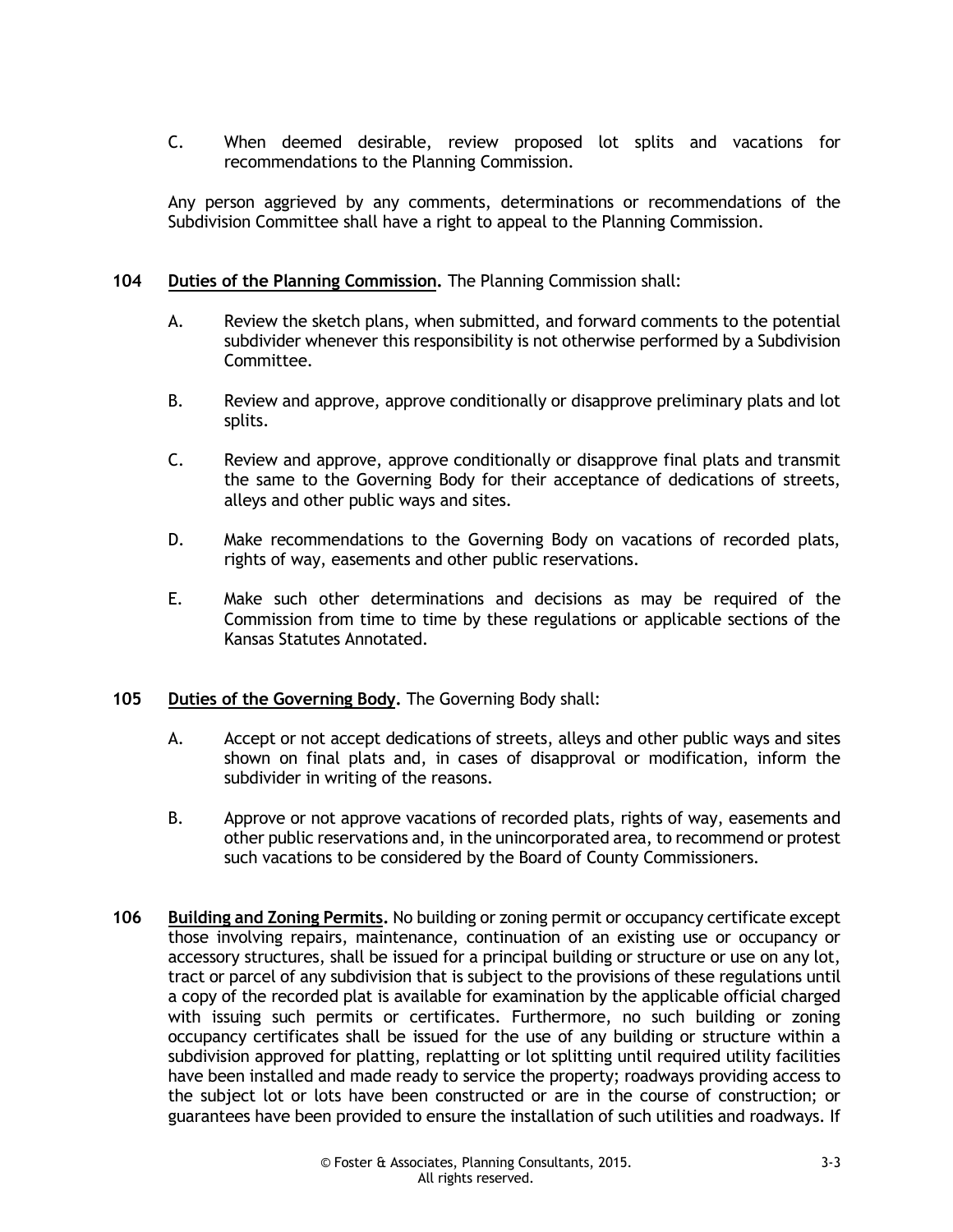C. When deemed desirable, review proposed lot splits and vacations for recommendations to the Planning Commission.

Any person aggrieved by any comments, determinations or recommendations of the Subdivision Committee shall have a right to appeal to the Planning Commission.

**104 Duties of the Planning Commission.** The Planning Commission shall:

A. Review the sketch plans, when submitted, and forward comments to the potential subdivider whenever this responsibility is not otherwise performed by a Subdivision Committee.

B. Review and approve, approve conditionally or disapprove preliminary plats and lot splits.

C. Review and approve, approve conditionally or disapprove final plats and transmit the same to the Governing Body for their acceptance of dedications of streets, alleys and other public ways and sites.

D. Make recommendations to the Governing Body on vacations of recorded plats, rights of way, easements and other public reservations.

E. Make such other determinations and decisions as may be required of the Commission from time to time by these regulations or applicable sections of the Kansas Statutes Annotated.

**105 Duties of the Governing Body.** The Governing Body shall:

A. Accept or not accept dedications of streets, alleys and other public ways and sites shown on final plats and, in cases of disapproval or modification, inform the subdivider in writing of the reasons.

B. Approve or not approve vacations of recorded plats, rights of way, easements and other public reservations and, in the unincorporated area, to recommend or protest such vacations to be considered by the Board of County Commissioners.

**106 Building and Zoning Permits.** No building or zoning permit or occupancy certificate except those involving repairs, maintenance, continuation of an existing use or occupancy or accessory structures, shall be issued for a principal building or structure or use on any lot, tract or parcel of any subdivision that is subject to the provisions of these regulations until a copy of the recorded plat is available for examination by the applicable official charged with issuing such permits or certificates. Furthermore, no such building or zoning occupancy certificates shall be issued for the use of any building or structure within a subdivision approved for platting, replatting or lot splitting until required utility facilities have been installed and made ready to service the property; roadways providing access to the subject lot or lots have been constructed or are in the course of construction; or guarantees have been provided to ensure the installation of such utilities and roadways. If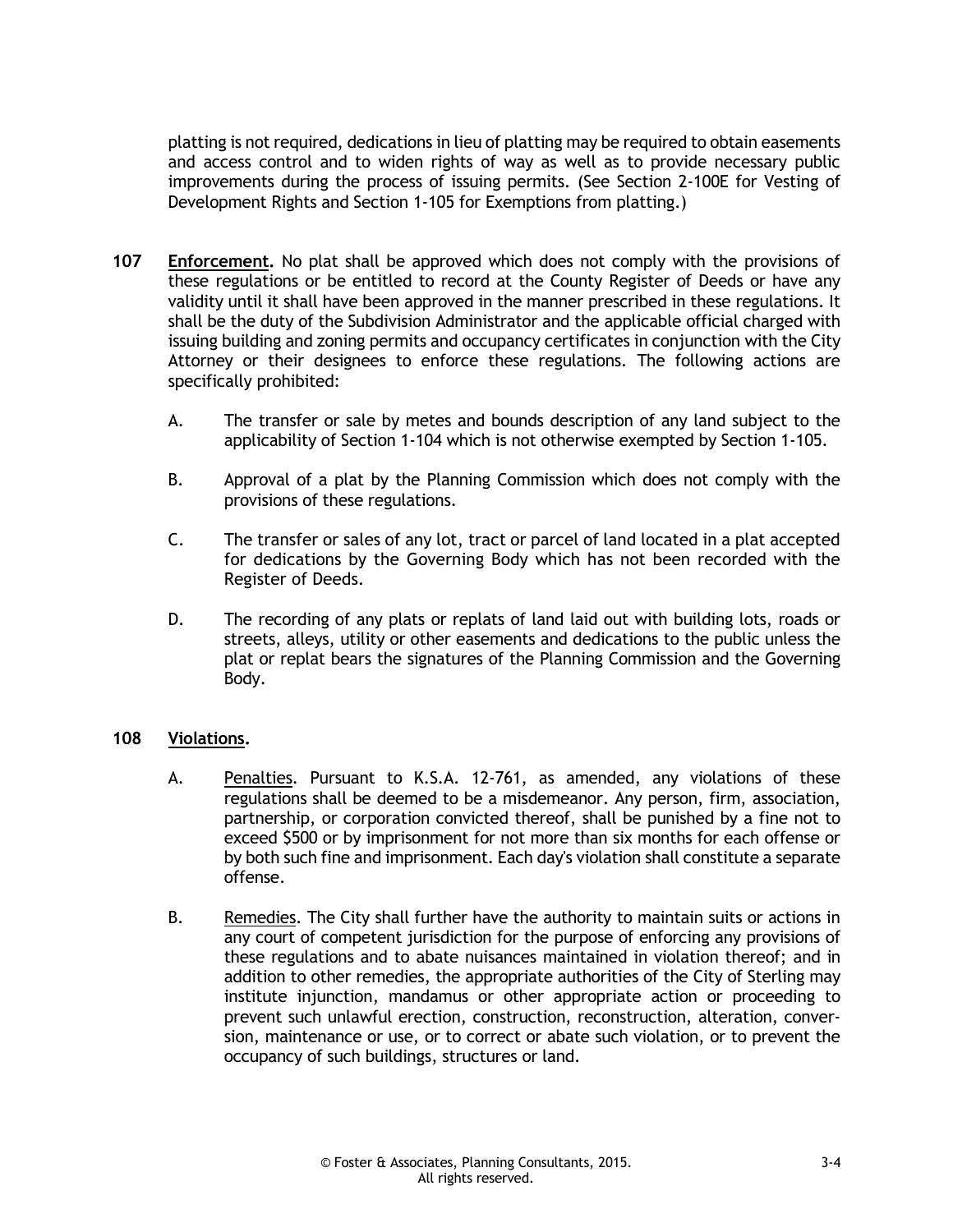platting is not required, dedications in lieu of platting may be required to obtain easements and access control and to widen rights of way as well as to provide necessary public improvements during the process of issuing permits. (See Section 2-100E for Vesting of Development Rights and Section 1-105 for Exemptions from platting.)

**107 Enforcement.** No plat shall be approved which does not comply with the provisions of these regulations or be entitled to record at the County Register of Deeds or have any validity until it shall have been approved in the manner prescribed in these regulations. It shall be the duty of the Subdivision Administrator and the applicable official charged with issuing building and zoning permits and occupancy certificates in conjunction with the City Attorney or their designees to enforce these regulations. The following actions are specifically prohibited:

A. The transfer or sale by metes and bounds description of any land subject to the applicability of Section 1-104 which is not otherwise exempted by Section 1-105.

B. Approval of a plat by the Planning Commission which does not comply with the provisions of these regulations.

C. The transfer or sales of any lot, tract or parcel of land located in a plat accepted for dedications by the Governing Body which has not been recorded with the Register of Deeds.

D. The recording of any plats or replats of land laid out with building lots, roads or streets, alleys, utility or other easements and dedications to the public unless the plat or replat bears the signatures of the Planning Commission and the Governing Body.

**108 Violations.**

A. Penalties. Pursuant to K.S.A. 12-761, as amended, any violations of these regulations shall be deemed to be a misdemeanor. Any person, firm, association, partnership, or corporation convicted thereof, shall be punished by a fine not to exceed $500 or by imprisonment for not more than six months for each offense or by both such fine and imprisonment. Each day's violation shall constitute a separate offense.

B. Remedies. The City shall further have the authority to maintain suits or actions in any court of competent jurisdiction for the purpose of enforcing any provisions of these regulations and to abate nuisances maintained in violation thereof; and in addition to other remedies, the appropriate authorities of the City of Sterling may institute injunction, mandamus or other appropriate action or proceeding to prevent such unlawful erection, construction, reconstruction, alteration, conversion, maintenance or use, or to correct or abate such violation, or to prevent the occupancy of such buildings, structures or land.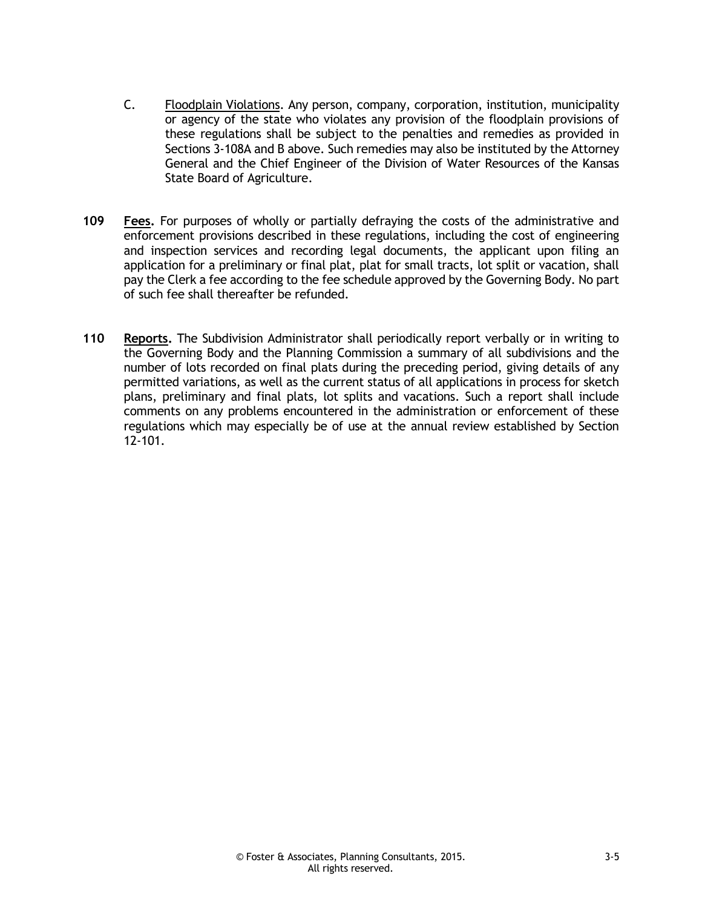C. Floodplain Violations. Any person, company, corporation, institution, municipality or agency of the state who violates any provision of the floodplain provisions of these regulations shall be subject to the penalties and remedies as provided in Sections 3-108A and B above. Such remedies may also be instituted by the Attorney General and the Chief Engineer of the Division of Water Resources of the Kansas State Board of Agriculture.

**109** **Fees.** For purposes of wholly or partially defraying the costs of the administrative and enforcement provisions described in these regulations, including the cost of engineering and inspection services and recording legal documents, the applicant upon filing an application for a preliminary or final plat, plat for small tracts, lot split or vacation, shall pay the Clerk a fee according to the fee schedule approved by the Governing Body. No part of such fee shall thereafter be refunded.

**110** **Reports.** The Subdivision Administrator shall periodically report verbally or in writing to the Governing Body and the Planning Commission a summary of all subdivisions and the number of lots recorded on final plats during the preceding period, giving details of any permitted variations, as well as the current status of all applications in process for sketch plans, preliminary and final plats, lot splits and vacations. Such a report shall include comments on any problems encountered in the administration or enforcement of these regulations which may especially be of use at the annual review established by Section 12-101.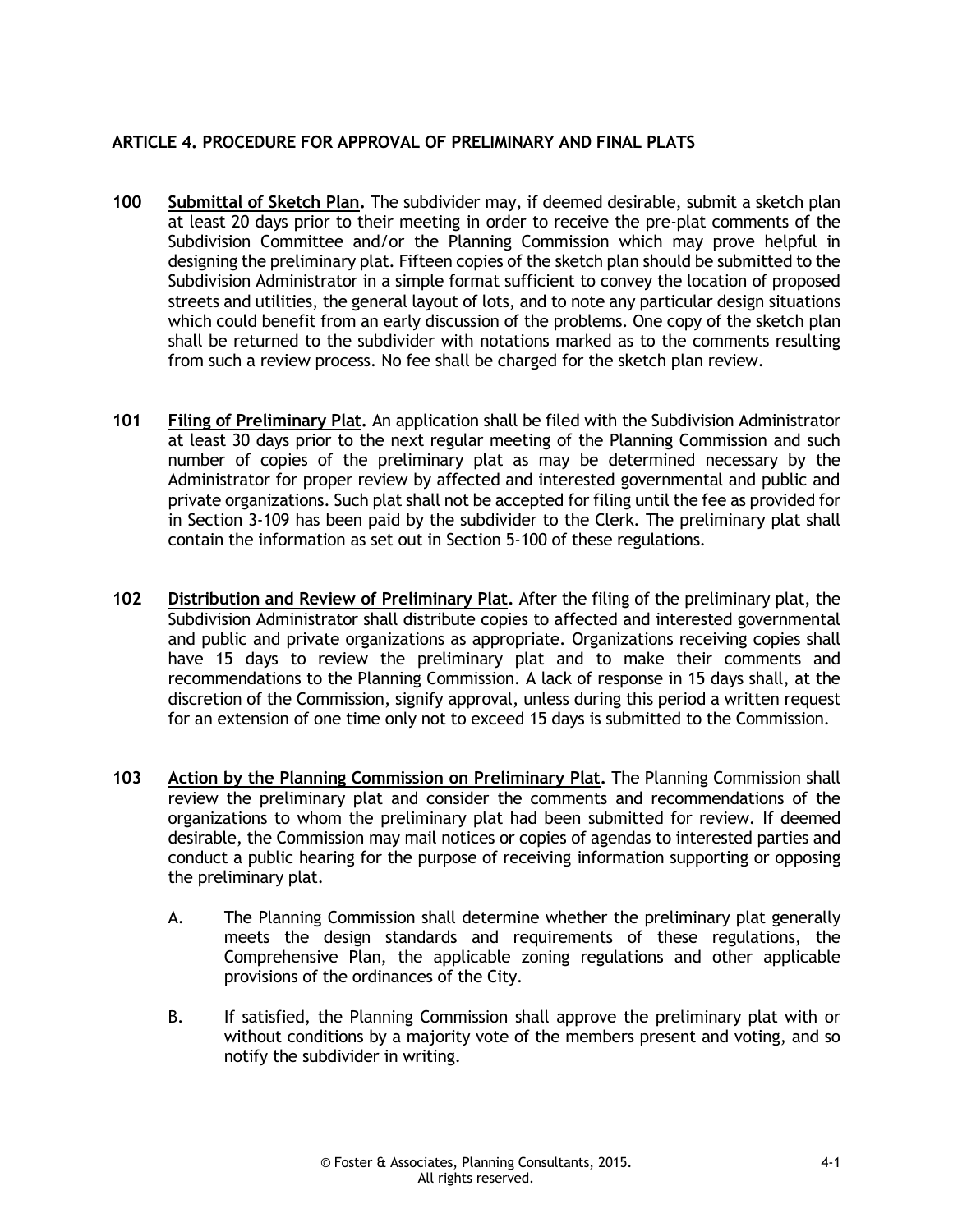## ARTICLE 4. PROCEDURE FOR APPROVAL OF PRELIMINARY AND FINAL PLATS

**100** **Submittal of Sketch Plan.** The subdivider may, if deemed desirable, submit a sketch plan at least 20 days prior to their meeting in order to receive the pre-plat comments of the Subdivision Committee and/or the Planning Commission which may prove helpful in designing the preliminary plat. Fifteen copies of the sketch plan should be submitted to the Subdivision Administrator in a simple format sufficient to convey the location of proposed streets and utilities, the general layout of lots, and to note any particular design situations which could benefit from an early discussion of the problems. One copy of the sketch plan shall be returned to the subdivider with notations marked as to the comments resulting from such a review process. No fee shall be charged for the sketch plan review.

**101** **Filing of Preliminary Plat.** An application shall be filed with the Subdivision Administrator at least 30 days prior to the next regular meeting of the Planning Commission and such number of copies of the preliminary plat as may be determined necessary by the Administrator for proper review by affected and interested governmental and public and private organizations. Such plat shall not be accepted for filing until the fee as provided for in Section 3-109 has been paid by the subdivider to the Clerk. The preliminary plat shall contain the information as set out in Section 5-100 of these regulations.

**102** **Distribution and Review of Preliminary Plat.** After the filing of the preliminary plat, the Subdivision Administrator shall distribute copies to affected and interested governmental and public and private organizations as appropriate. Organizations receiving copies shall have 15 days to review the preliminary plat and to make their comments and recommendations to the Planning Commission. A lack of response in 15 days shall, at the discretion of the Commission, signify approval, unless during this period a written request for an extension of one time only not to exceed 15 days is submitted to the Commission.

**103** **Action by the Planning Commission on Preliminary Plat.** The Planning Commission shall review the preliminary plat and consider the comments and recommendations of the organizations to whom the preliminary plat had been submitted for review. If deemed desirable, the Commission may mail notices or copies of agendas to interested parties and conduct a public hearing for the purpose of receiving information supporting or opposing the preliminary plat.

A. The Planning Commission shall determine whether the preliminary plat generally meets the design standards and requirements of these regulations, the Comprehensive Plan, the applicable zoning regulations and other applicable provisions of the ordinances of the City.

B. If satisfied, the Planning Commission shall approve the preliminary plat with or without conditions by a majority vote of the members present and voting, and so notify the subdivider in writing.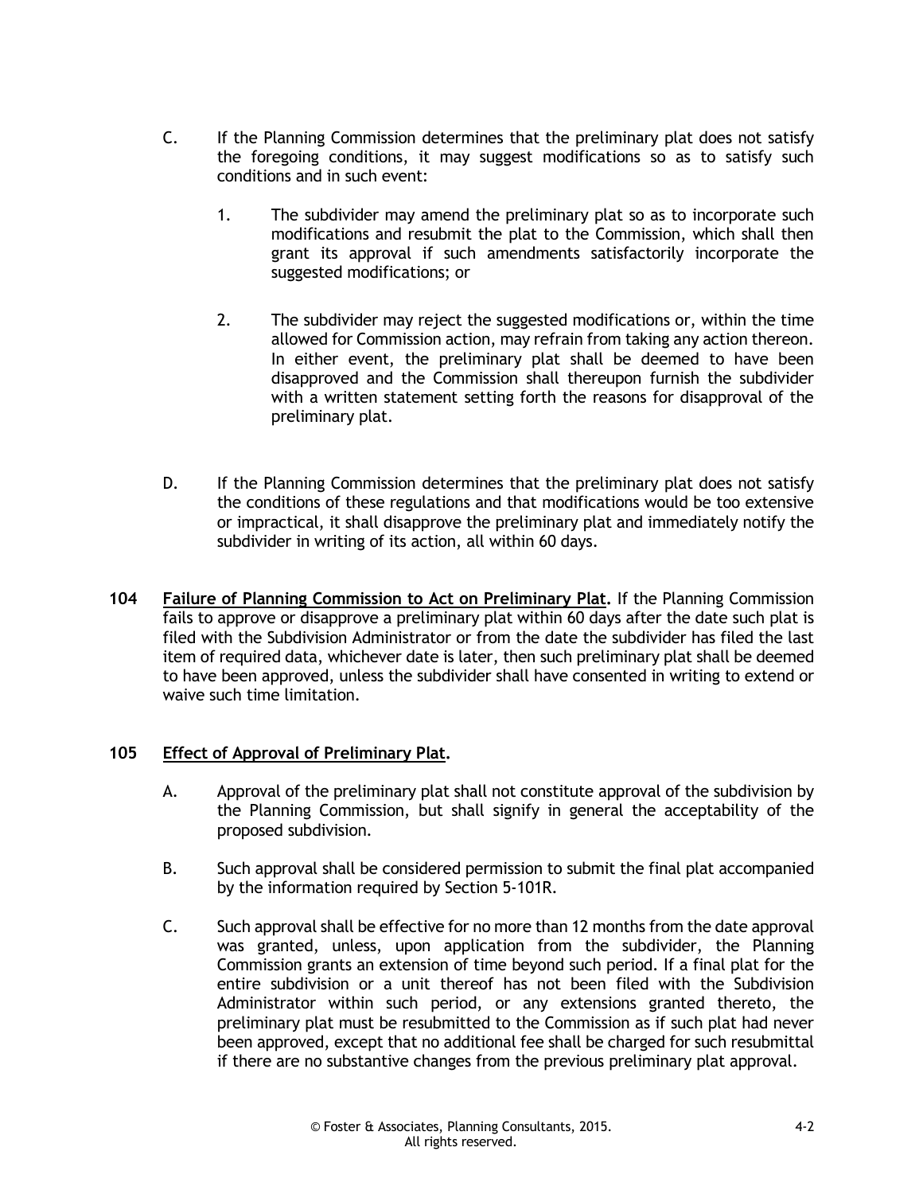C. If the Planning Commission determines that the preliminary plat does not satisfy the foregoing conditions, it may suggest modifications so as to satisfy such conditions and in such event:

   1. The subdivider may amend the preliminary plat so as to incorporate such modifications and resubmit the plat to the Commission, which shall then grant its approval if such amendments satisfactorily incorporate the suggested modifications; or

   2. The subdivider may reject the suggested modifications or, within the time allowed for Commission action, may refrain from taking any action thereon. In either event, the preliminary plat shall be deemed to have been disapproved and the Commission shall thereupon furnish the subdivider with a written statement setting forth the reasons for disapproval of the preliminary plat.

D. If the Planning Commission determines that the preliminary plat does not satisfy the conditions of these regulations and that modifications would be too extensive or impractical, it shall disapprove the preliminary plat and immediately notify the subdivider in writing of its action, all within 60 days.

**104 Failure of Planning Commission to Act on Preliminary Plat.** If the Planning Commission fails to approve or disapprove a preliminary plat within 60 days after the date such plat is filed with the Subdivision Administrator or from the date the subdivider has filed the last item of required data, whichever date is later, then such preliminary plat shall be deemed to have been approved, unless the subdivider shall have consented in writing to extend or waive such time limitation.

**105 Effect of Approval of Preliminary Plat.**

A. Approval of the preliminary plat shall not constitute approval of the subdivision by the Planning Commission, but shall signify in general the acceptability of the proposed subdivision.

B. Such approval shall be considered permission to submit the final plat accompanied by the information required by Section 5-101R.

C. Such approval shall be effective for no more than 12 months from the date approval was granted, unless, upon application from the subdivider, the Planning Commission grants an extension of time beyond such period. If a final plat for the entire subdivision or a unit thereof has not been filed with the Subdivision Administrator within such period, or any extensions granted thereto, the preliminary plat must be resubmitted to the Commission as if such plat had never been approved, except that no additional fee shall be charged for such resubmittal if there are no substantive changes from the previous preliminary plat approval.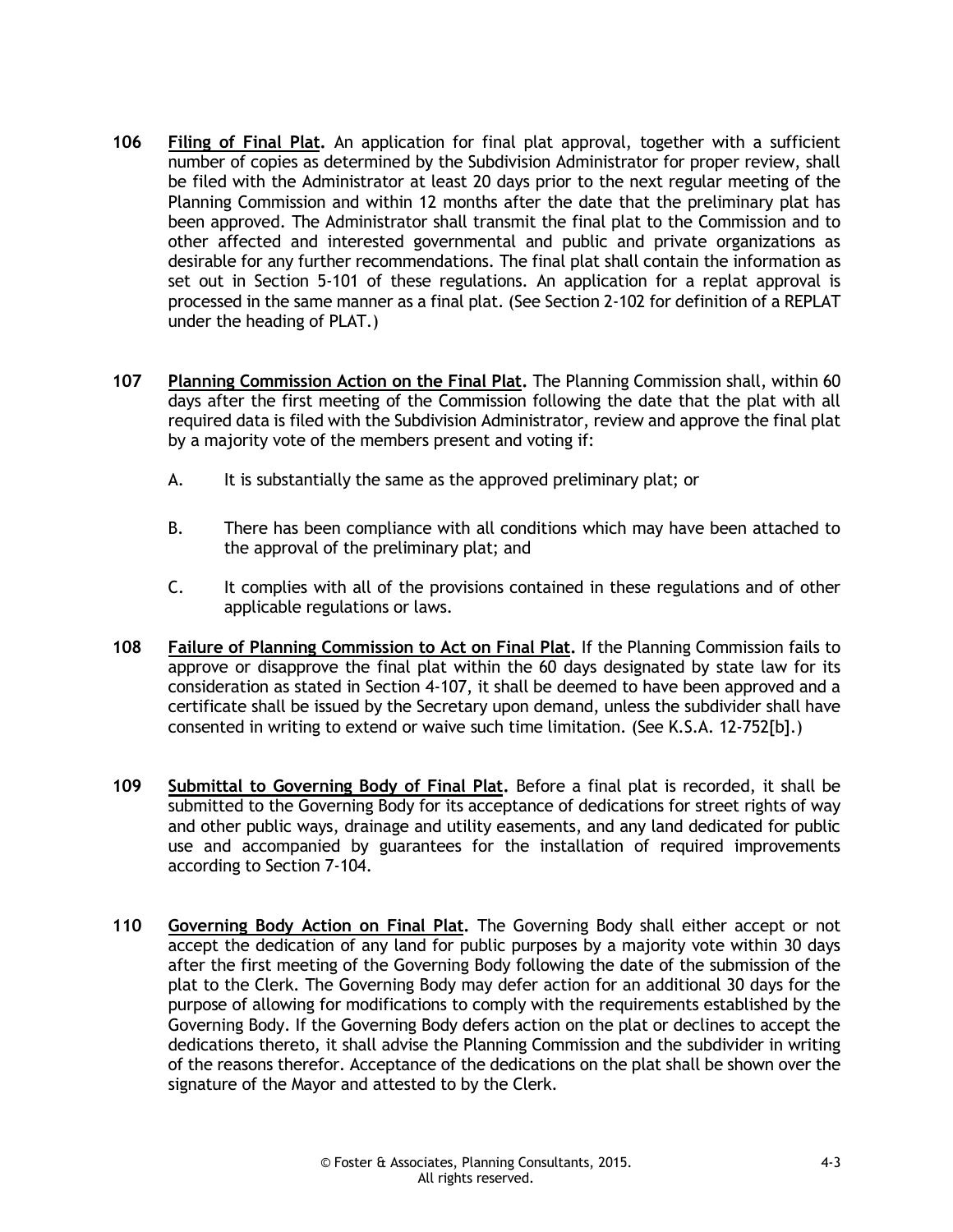**106** **Filing of Final Plat.** An application for final plat approval, together with a sufficient number of copies as determined by the Subdivision Administrator for proper review, shall be filed with the Administrator at least 20 days prior to the next regular meeting of the Planning Commission and within 12 months after the date that the preliminary plat has been approved. The Administrator shall transmit the final plat to the Commission and to other affected and interested governmental and public and private organizations as desirable for any further recommendations. The final plat shall contain the information as set out in Section 5-101 of these regulations. An application for a replat approval is processed in the same manner as a final plat. (See Section 2-102 for definition of a REPLAT under the heading of PLAT.)

**107** **Planning Commission Action on the Final Plat.** The Planning Commission shall, within 60 days after the first meeting of the Commission following the date that the plat with all required data is filed with the Subdivision Administrator, review and approve the final plat by a majority vote of the members present and voting if:

A. It is substantially the same as the approved preliminary plat; or

B. There has been compliance with all conditions which may have been attached to the approval of the preliminary plat; and

C. It complies with all of the provisions contained in these regulations and of other applicable regulations or laws.

**108** **Failure of Planning Commission to Act on Final Plat.** If the Planning Commission fails to approve or disapprove the final plat within the 60 days designated by state law for its consideration as stated in Section 4-107, it shall be deemed to have been approved and a certificate shall be issued by the Secretary upon demand, unless the subdivider shall have consented in writing to extend or waive such time limitation. (See K.S.A. 12-752[b].)

**109** **Submittal to Governing Body of Final Plat.** Before a final plat is recorded, it shall be submitted to the Governing Body for its acceptance of dedications for street rights of way and other public ways, drainage and utility easements, and any land dedicated for public use and accompanied by guarantees for the installation of required improvements according to Section 7-104.

**110** **Governing Body Action on Final Plat.** The Governing Body shall either accept or not accept the dedication of any land for public purposes by a majority vote within 30 days after the first meeting of the Governing Body following the date of the submission of the plat to the Clerk. The Governing Body may defer action for an additional 30 days for the purpose of allowing for modifications to comply with the requirements established by the Governing Body. If the Governing Body defers action on the plat or declines to accept the dedications thereto, it shall advise the Planning Commission and the subdivider in writing of the reasons therefor. Acceptance of the dedications on the plat shall be shown over the signature of the Mayor and attested to by the Clerk.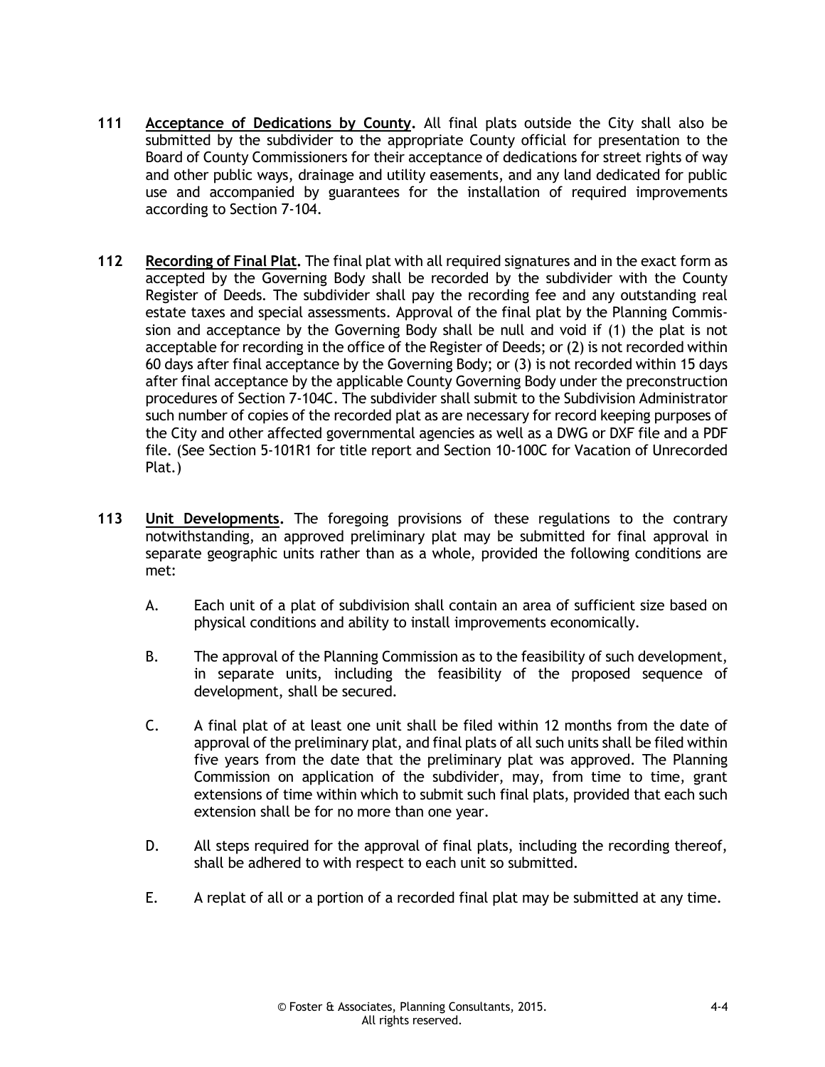**111** **Acceptance of Dedications by County.** All final plats outside the City shall also be submitted by the subdivider to the appropriate County official for presentation to the Board of County Commissioners for their acceptance of dedications for street rights of way and other public ways, drainage and utility easements, and any land dedicated for public use and accompanied by guarantees for the installation of required improvements according to Section 7-104.

**112** **Recording of Final Plat.** The final plat with all required signatures and in the exact form as accepted by the Governing Body shall be recorded by the subdivider with the County Register of Deeds. The subdivider shall pay the recording fee and any outstanding real estate taxes and special assessments. Approval of the final plat by the Planning Commission and acceptance by the Governing Body shall be null and void if (1) the plat is not acceptable for recording in the office of the Register of Deeds; or (2) is not recorded within 60 days after final acceptance by the Governing Body; or (3) is not recorded within 15 days after final acceptance by the applicable County Governing Body under the preconstruction procedures of Section 7-104C. The subdivider shall submit to the Subdivision Administrator such number of copies of the recorded plat as are necessary for record keeping purposes of the City and other affected governmental agencies as well as a DWG or DXF file and a PDF file. (See Section 5-101R1 for title report and Section 10-100C for Vacation of Unrecorded Plat.)

**113** **Unit Developments.** The foregoing provisions of these regulations to the contrary notwithstanding, an approved preliminary plat may be submitted for final approval in separate geographic units rather than as a whole, provided the following conditions are met:

A. Each unit of a plat of subdivision shall contain an area of sufficient size based on physical conditions and ability to install improvements economically.

B. The approval of the Planning Commission as to the feasibility of such development, in separate units, including the feasibility of the proposed sequence of development, shall be secured.

C. A final plat of at least one unit shall be filed within 12 months from the date of approval of the preliminary plat, and final plats of all such units shall be filed within five years from the date that the preliminary plat was approved. The Planning Commission on application of the subdivider, may, from time to time, grant extensions of time within which to submit such final plats, provided that each such extension shall be for no more than one year.

D. All steps required for the approval of final plats, including the recording thereof, shall be adhered to with respect to each unit so submitted.

E. A replat of all or a portion of a recorded final plat may be submitted at any time.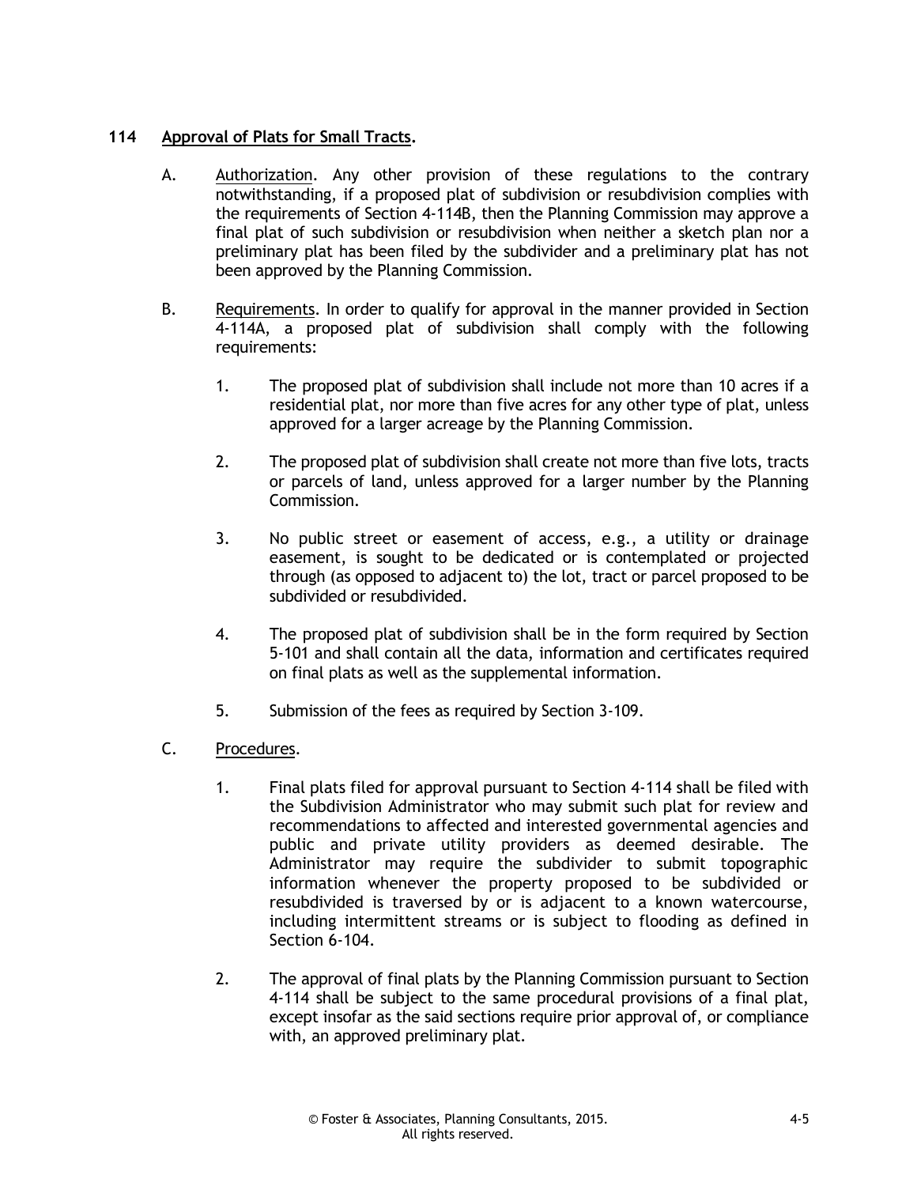## 114 Approval of Plats for Small Tracts.

A. Authorization. Any other provision of these regulations to the contrary notwithstanding, if a proposed plat of subdivision or resubdivision complies with the requirements of Section 4-114B, then the Planning Commission may approve a final plat of such subdivision or resubdivision when neither a sketch plan nor a preliminary plat has been filed by the subdivider and a preliminary plat has not been approved by the Planning Commission.

B. Requirements. In order to qualify for approval in the manner provided in Section 4-114A, a proposed plat of subdivision shall comply with the following requirements:

1. The proposed plat of subdivision shall include not more than 10 acres if a residential plat, nor more than five acres for any other type of plat, unless approved for a larger acreage by the Planning Commission.

2. The proposed plat of subdivision shall create not more than five lots, tracts or parcels of land, unless approved for a larger number by the Planning Commission.

3. No public street or easement of access, e.g., a utility or drainage easement, is sought to be dedicated or is contemplated or projected through (as opposed to adjacent to) the lot, tract or parcel proposed to be subdivided or resubdivided.

4. The proposed plat of subdivision shall be in the form required by Section 5-101 and shall contain all the data, information and certificates required on final plats as well as the supplemental information.

5. Submission of the fees as required by Section 3-109.

C. Procedures.

1. Final plats filed for approval pursuant to Section 4-114 shall be filed with the Subdivision Administrator who may submit such plat for review and recommendations to affected and interested governmental agencies and public and private utility providers as deemed desirable. The Administrator may require the subdivider to submit topographic information whenever the property proposed to be subdivided or resubdivided is traversed by or is adjacent to a known watercourse, including intermittent streams or is subject to flooding as defined in Section 6-104.

2. The approval of final plats by the Planning Commission pursuant to Section 4-114 shall be subject to the same procedural provisions of a final plat, except insofar as the said sections require prior approval of, or compliance with, an approved preliminary plat.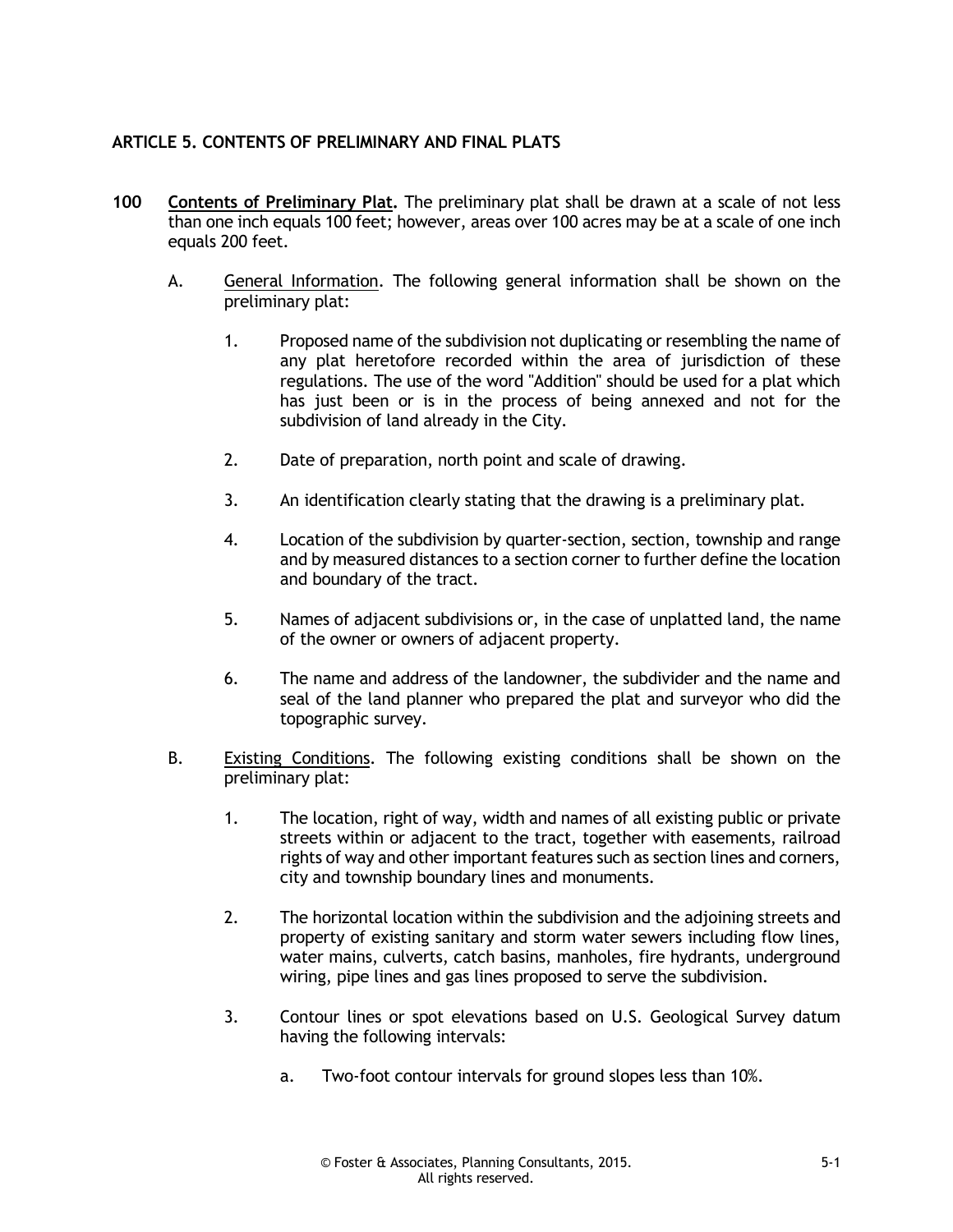## ARTICLE 5. CONTENTS OF PRELIMINARY AND FINAL PLATS

**100** **Contents of Preliminary Plat.** The preliminary plat shall be drawn at a scale of not less than one inch equals 100 feet; however, areas over 100 acres may be at a scale of one inch equals 200 feet.

A. General Information. The following general information shall be shown on the preliminary plat:

1. Proposed name of the subdivision not duplicating or resembling the name of any plat heretofore recorded within the area of jurisdiction of these regulations. The use of the word "Addition" should be used for a plat which has just been or is in the process of being annexed and not for the subdivision of land already in the City.

2. Date of preparation, north point and scale of drawing.

3. An identification clearly stating that the drawing is a preliminary plat.

4. Location of the subdivision by quarter-section, section, township and range and by measured distances to a section corner to further define the location and boundary of the tract.

5. Names of adjacent subdivisions or, in the case of unplatted land, the name of the owner or owners of adjacent property.

6. The name and address of the landowner, the subdivider and the name and seal of the land planner who prepared the plat and surveyor who did the topographic survey.

B. Existing Conditions. The following existing conditions shall be shown on the preliminary plat:

1. The location, right of way, width and names of all existing public or private streets within or adjacent to the tract, together with easements, railroad rights of way and other important features such as section lines and corners, city and township boundary lines and monuments.

2. The horizontal location within the subdivision and the adjoining streets and property of existing sanitary and storm water sewers including flow lines, water mains, culverts, catch basins, manholes, fire hydrants, underground wiring, pipe lines and gas lines proposed to serve the subdivision.

3. Contour lines or spot elevations based on U.S. Geological Survey datum having the following intervals:

   a. Two-foot contour intervals for ground slopes less than 10%.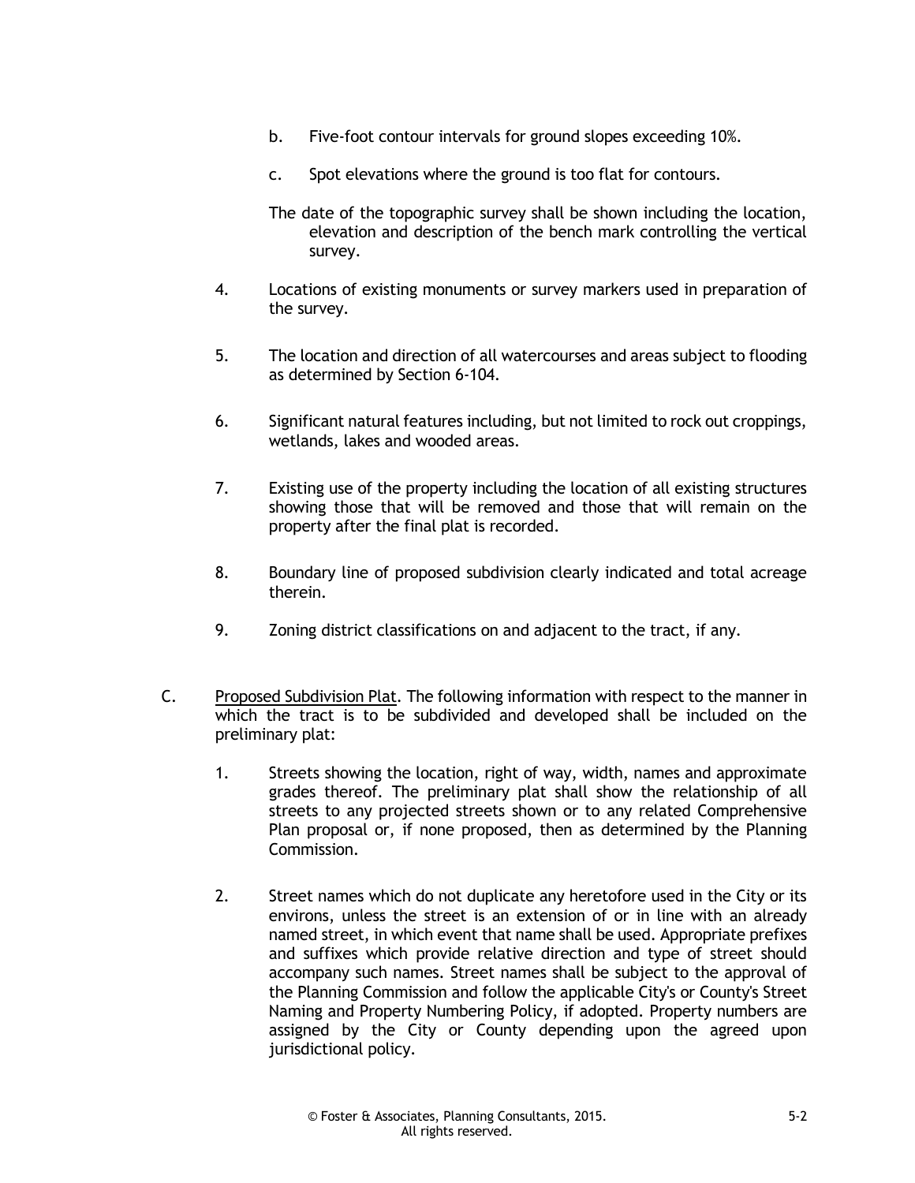b. Five-foot contour intervals for ground slopes exceeding 10%.

c. Spot elevations where the ground is too flat for contours.

The date of the topographic survey shall be shown including the location, elevation and description of the bench mark controlling the vertical survey.

4. Locations of existing monuments or survey markers used in preparation of the survey.

5. The location and direction of all watercourses and areas subject to flooding as determined by Section 6-104.

6. Significant natural features including, but not limited to rock out croppings, wetlands, lakes and wooded areas.

7. Existing use of the property including the location of all existing structures showing those that will be removed and those that will remain on the property after the final plat is recorded.

8. Boundary line of proposed subdivision clearly indicated and total acreage therein.

9. Zoning district classifications on and adjacent to the tract, if any.

C. Proposed Subdivision Plat. The following information with respect to the manner in which the tract is to be subdivided and developed shall be included on the preliminary plat:

1. Streets showing the location, right of way, width, names and approximate grades thereof. The preliminary plat shall show the relationship of all streets to any projected streets shown or to any related Comprehensive Plan proposal or, if none proposed, then as determined by the Planning Commission.

2. Street names which do not duplicate any heretofore used in the City or its environs, unless the street is an extension of or in line with an already named street, in which event that name shall be used. Appropriate prefixes and suffixes which provide relative direction and type of street should accompany such names. Street names shall be subject to the approval of the Planning Commission and follow the applicable City's or County's Street Naming and Property Numbering Policy, if adopted. Property numbers are assigned by the City or County depending upon the agreed upon jurisdictional policy.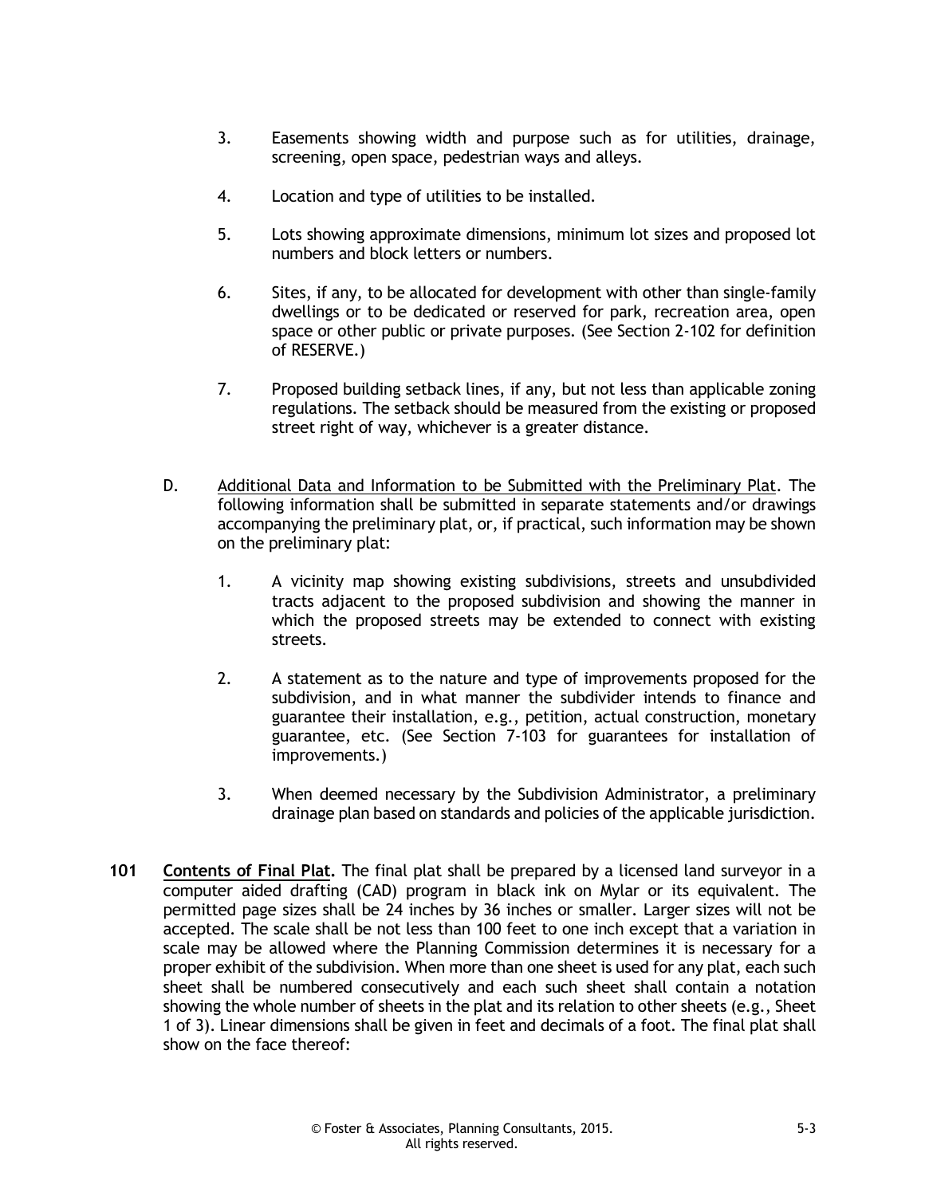3. Easements showing width and purpose such as for utilities, drainage, screening, open space, pedestrian ways and alleys.

4. Location and type of utilities to be installed.

5. Lots showing approximate dimensions, minimum lot sizes and proposed lot numbers and block letters or numbers.

6. Sites, if any, to be allocated for development with other than single-family dwellings or to be dedicated or reserved for park, recreation area, open space or other public or private purposes. (See Section 2-102 for definition of RESERVE.)

7. Proposed building setback lines, if any, but not less than applicable zoning regulations. The setback should be measured from the existing or proposed street right of way, whichever is a greater distance.

D. Additional Data and Information to be Submitted with the Preliminary Plat. The following information shall be submitted in separate statements and/or drawings accompanying the preliminary plat, or, if practical, such information may be shown on the preliminary plat:

1. A vicinity map showing existing subdivisions, streets and unsubdivided tracts adjacent to the proposed subdivision and showing the manner in which the proposed streets may be extended to connect with existing streets.

2. A statement as to the nature and type of improvements proposed for the subdivision, and in what manner the subdivider intends to finance and guarantee their installation, e.g., petition, actual construction, monetary guarantee, etc. (See Section 7-103 for guarantees for installation of improvements.)

3. When deemed necessary by the Subdivision Administrator, a preliminary drainage plan based on standards and policies of the applicable jurisdiction.

**101 Contents of Final Plat.** The final plat shall be prepared by a licensed land surveyor in a computer aided drafting (CAD) program in black ink on Mylar or its equivalent. The permitted page sizes shall be 24 inches by 36 inches or smaller. Larger sizes will not be accepted. The scale shall be not less than 100 feet to one inch except that a variation in scale may be allowed where the Planning Commission determines it is necessary for a proper exhibit of the subdivision. When more than one sheet is used for any plat, each such sheet shall be numbered consecutively and each such sheet shall contain a notation showing the whole number of sheets in the plat and its relation to other sheets (e.g., Sheet 1 of 3). Linear dimensions shall be given in feet and decimals of a foot. The final plat shall show on the face thereof: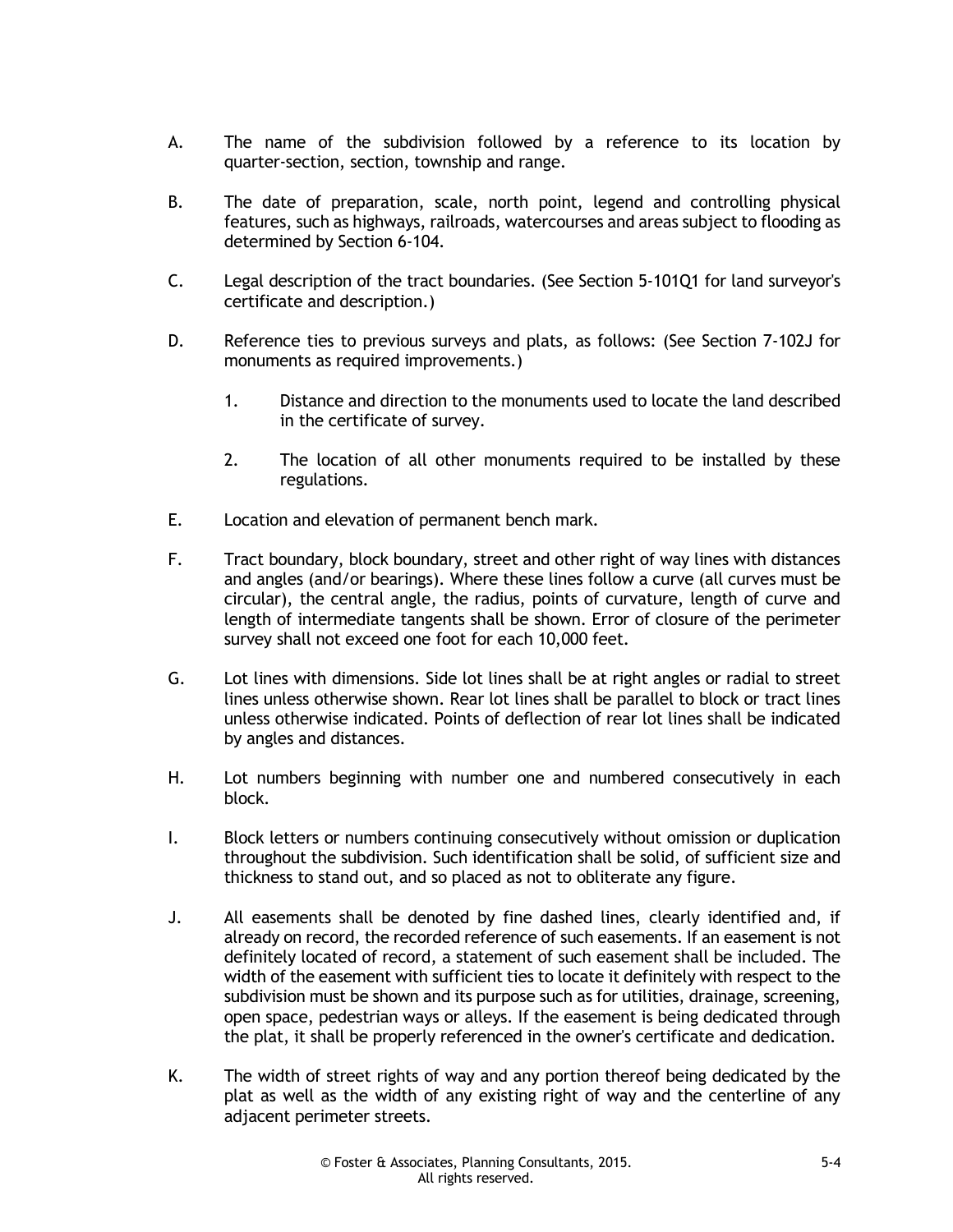A. The name of the subdivision followed by a reference to its location by quarter-section, section, township and range.

B. The date of preparation, scale, north point, legend and controlling physical features, such as highways, railroads, watercourses and areas subject to flooding as determined by Section 6-104.

C. Legal description of the tract boundaries. (See Section 5-101Q1 for land surveyor's certificate and description.)

D. Reference ties to previous surveys and plats, as follows: (See Section 7-102J for monuments as required improvements.)

   1. Distance and direction to the monuments used to locate the land described in the certificate of survey.

   2. The location of all other monuments required to be installed by these regulations.

E. Location and elevation of permanent bench mark.

F. Tract boundary, block boundary, street and other right of way lines with distances and angles (and/or bearings). Where these lines follow a curve (all curves must be circular), the central angle, the radius, points of curvature, length of curve and length of intermediate tangents shall be shown. Error of closure of the perimeter survey shall not exceed one foot for each 10,000 feet.

G. Lot lines with dimensions. Side lot lines shall be at right angles or radial to street lines unless otherwise shown. Rear lot lines shall be parallel to block or tract lines unless otherwise indicated. Points of deflection of rear lot lines shall be indicated by angles and distances.

H. Lot numbers beginning with number one and numbered consecutively in each block.

I. Block letters or numbers continuing consecutively without omission or duplication throughout the subdivision. Such identification shall be solid, of sufficient size and thickness to stand out, and so placed as not to obliterate any figure.

J. All easements shall be denoted by fine dashed lines, clearly identified and, if already on record, the recorded reference of such easements. If an easement is not definitely located of record, a statement of such easement shall be included. The width of the easement with sufficient ties to locate it definitely with respect to the subdivision must be shown and its purpose such as for utilities, drainage, screening, open space, pedestrian ways or alleys. If the easement is being dedicated through the plat, it shall be properly referenced in the owner's certificate and dedication.

K. The width of street rights of way and any portion thereof being dedicated by the plat as well as the width of any existing right of way and the centerline of any adjacent perimeter streets.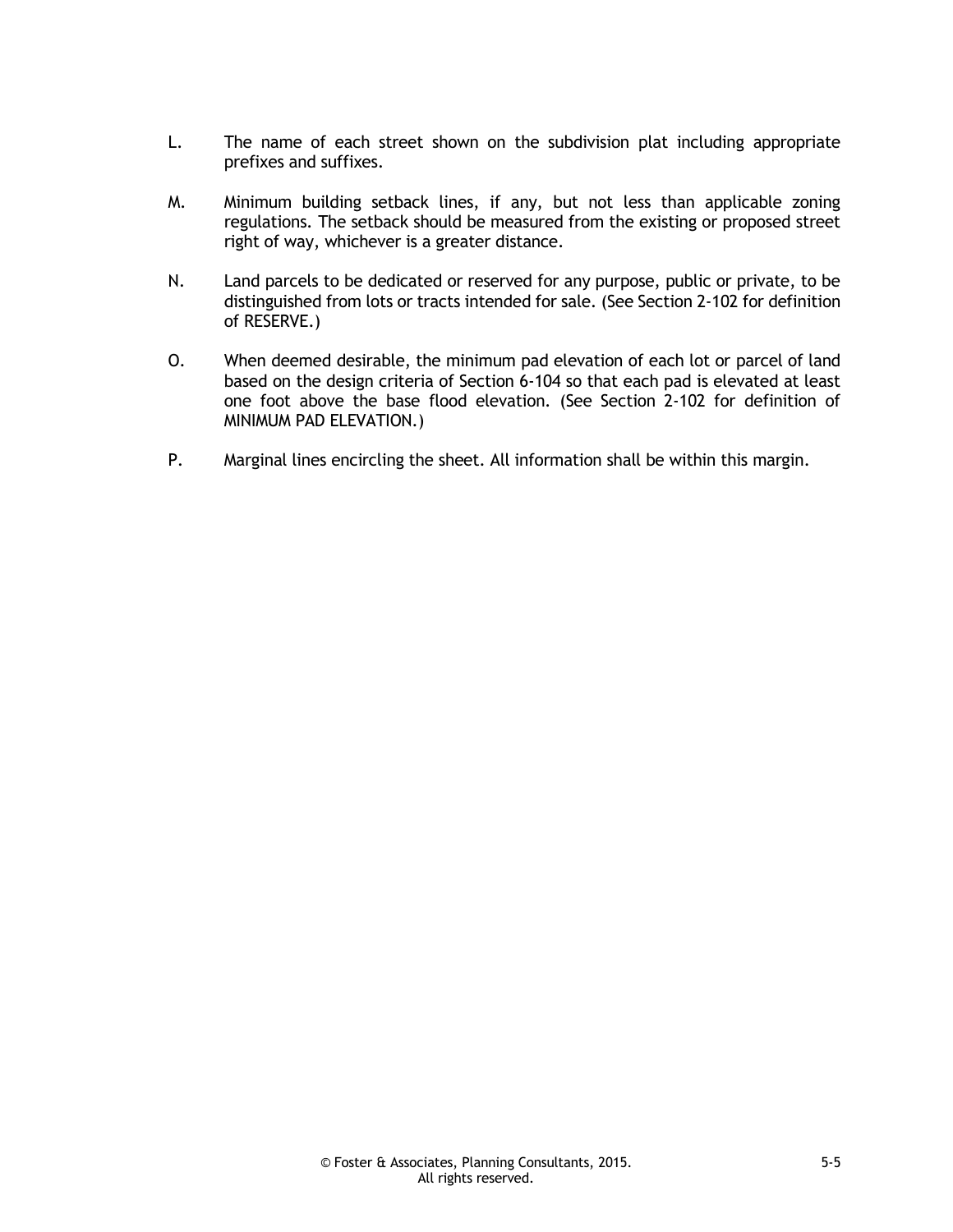L. The name of each street shown on the subdivision plat including appropriate prefixes and suffixes.

M. Minimum building setback lines, if any, but not less than applicable zoning regulations. The setback should be measured from the existing or proposed street right of way, whichever is a greater distance.

N. Land parcels to be dedicated or reserved for any purpose, public or private, to be distinguished from lots or tracts intended for sale. (See Section 2-102 for definition of RESERVE.)

O. When deemed desirable, the minimum pad elevation of each lot or parcel of land based on the design criteria of Section 6-104 so that each pad is elevated at least one foot above the base flood elevation. (See Section 2-102 for definition of MINIMUM PAD ELEVATION.)

P. Marginal lines encircling the sheet. All information shall be within this margin.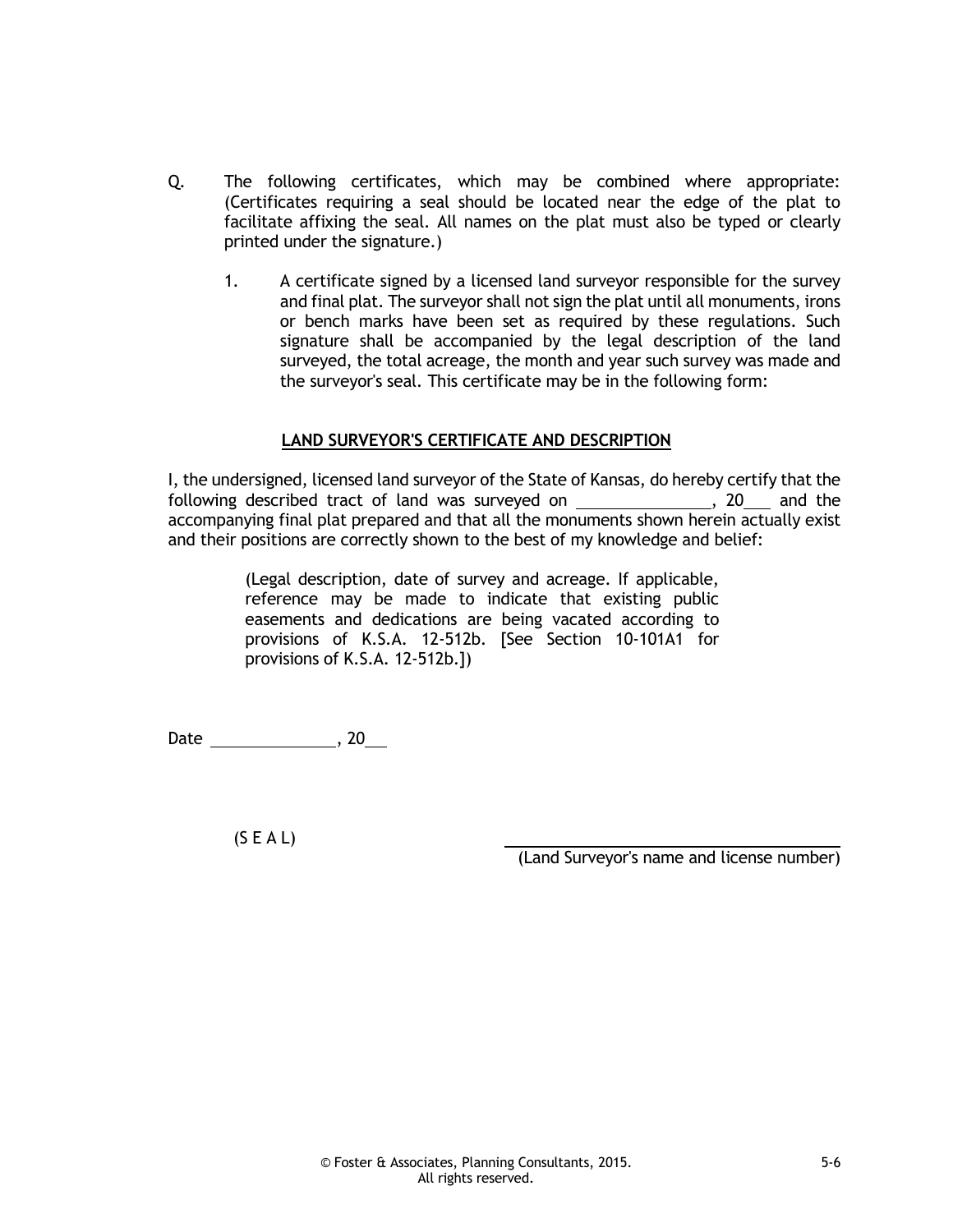Q. The following certificates, which may be combined where appropriate: (Certificates requiring a seal should be located near the edge of the plat to facilitate affixing the seal. All names on the plat must also be typed or clearly printed under the signature.)

1. A certificate signed by a licensed land surveyor responsible for the survey and final plat. The surveyor shall not sign the plat until all monuments, irons or bench marks have been set as required by these regulations. Such signature shall be accompanied by the legal description of the land surveyed, the total acreage, the month and year such survey was made and the surveyor's seal. This certificate may be in the following form:

**LAND SURVEYOR'S CERTIFICATE AND DESCRIPTION**

I, the undersigned, licensed land surveyor of the State of Kansas, do hereby certify that the following described tract of land was surveyed on ________________, 20___ and the accompanying final plat prepared and that all the monuments shown herein actually exist and their positions are correctly shown to the best of my knowledge and belief:

> (Legal description, date of survey and acreage. If applicable, reference may be made to indicate that existing public easements and dedications are being vacated according to provisions of K.S.A. 12-512b. [See Section 10-101A1 for provisions of K.S.A. 12-512b.])

Date _______________, 20___

(S E A L)

_________________________________
(Land Surveyor's name and license number)

© Foster & Associates, Planning Consultants, 2015.
All rights reserved.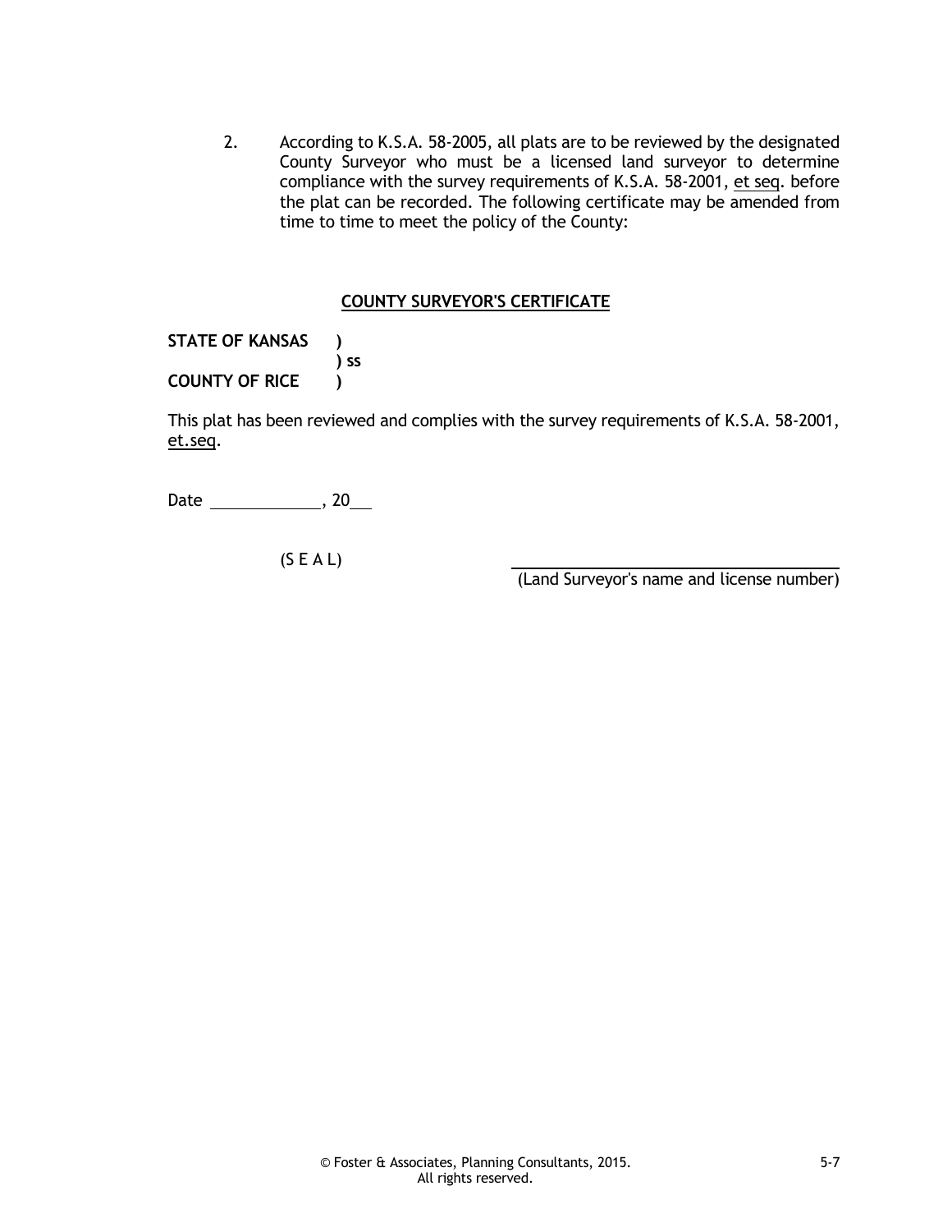2. According to K.S.A. 58-2005, all plats are to be reviewed by the designated County Surveyor who must be a licensed land surveyor to determine compliance with the survey requirements of K.S.A. 58-2001, et seq. before the plat can be recorded. The following certificate may be amended from time to time to meet the policy of the County:

**COUNTY SURVEYOR'S CERTIFICATE**

**STATE OF KANSAS )**
**) ss**
**COUNTY OF RICE )**

This plat has been reviewed and complies with the survey requirements of K.S.A. 58-2001, et.seq.

Date ____________, 20__

(S E A L)

________________________________
(Land Surveyor's name and license number)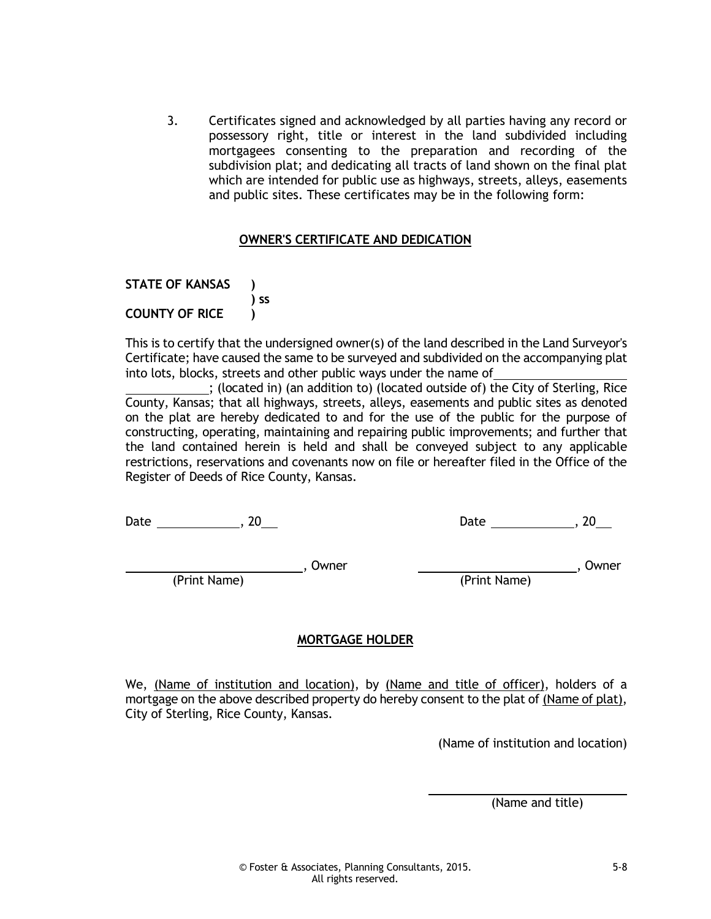3. Certificates signed and acknowledged by all parties having any record or possessory right, title or interest in the land subdivided including mortgagees consenting to the preparation and recording of the subdivision plat; and dedicating all tracts of land shown on the final plat which are intended for public use as highways, streets, alleys, easements and public sites. These certificates may be in the following form:

**OWNER'S CERTIFICATE AND DEDICATION**

**STATE OF KANSAS )**
**) ss**
**COUNTY OF RICE )**

This is to certify that the undersigned owner(s) of the land described in the Land Surveyor's Certificate; have caused the same to be surveyed and subdivided on the accompanying plat into lots, blocks, streets and other public ways under the name of\_\_\_\_\_\_\_\_\_\_\_\_\_\_\_\_\_\_\_\_ \_\_\_\_\_\_\_\_\_\_\_\_; (located in) (an addition to) (located outside of) the City of Sterling, Rice County, Kansas; that all highways, streets, alleys, easements and public sites as denoted on the plat are hereby dedicated to and for the use of the public for the purpose of constructing, operating, maintaining and repairing public improvements; and further that the land contained herein is held and shall be conveyed subject to any applicable restrictions, reservations and covenants now on file or hereafter filed in the Office of the Register of Deeds of Rice County, Kansas.

Date \_\_\_\_\_\_\_\_\_\_\_\_, 20\_\_ Date \_\_\_\_\_\_\_\_\_\_\_\_, 20\_\_

\_\_\_\_\_\_\_\_\_\_\_\_\_\_\_\_\_\_\_\_\_\_\_\_\_\_, Owner
(Print Name)

\_\_\_\_\_\_\_\_\_\_\_\_\_\_\_\_\_\_\_\_\_\_\_\_\_\_, Owner
(Print Name)

**MORTGAGE HOLDER**

We, (Name of institution and location), by (Name and title of officer), holders of a mortgage on the above described property do hereby consent to the plat of (Name of plat), City of Sterling, Rice County, Kansas.

(Name of institution and location)

\_\_\_\_\_\_\_\_\_\_\_\_\_\_\_\_\_\_\_\_\_\_\_\_\_\_
(Name and title)

© Foster & Associates, Planning Consultants, 2015. All rights reserved.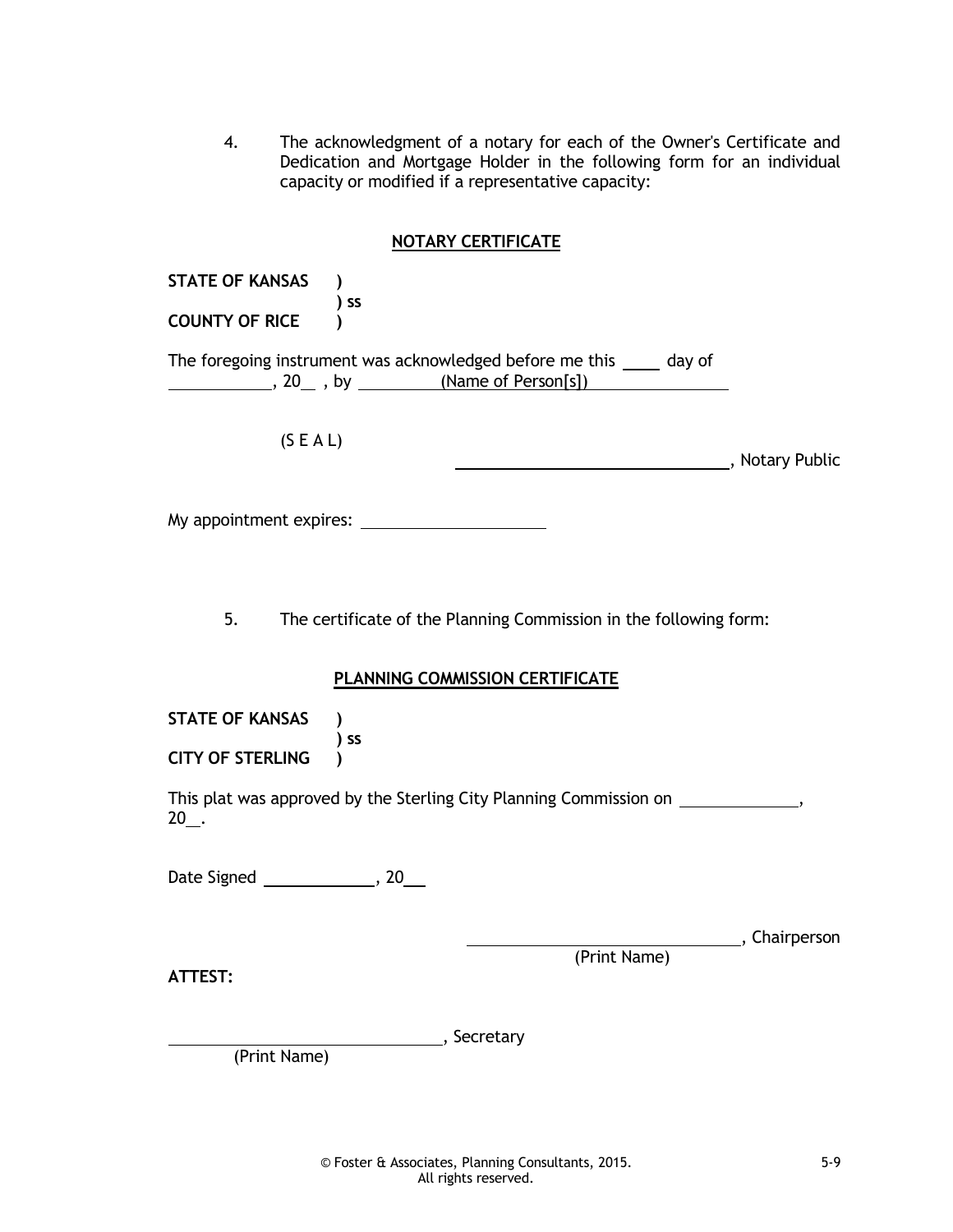4. The acknowledgment of a notary for each of the Owner's Certificate and Dedication and Mortgage Holder in the following form for an individual capacity or modified if a representative capacity:

**NOTARY CERTIFICATE**

**STATE OF KANSAS )**
**) ss**
**COUNTY OF RICE )**

The foregoing instrument was acknowledged before me this ____ day of ____________, 20__ , by __________(Name of Person[s])________________

(S E A L)

________________________________, Notary Public

My appointment expires: ______________________

5. The certificate of the Planning Commission in the following form:

**PLANNING COMMISSION CERTIFICATE**

**STATE OF KANSAS )**
**) ss**
**CITY OF STERLING )**

This plat was approved by the Sterling City Planning Commission on _____________, 20__.

Date Signed ____________, 20___

________________________________, Chairperson
(Print Name)

**ATTEST:**

________________________________, Secretary
(Print Name)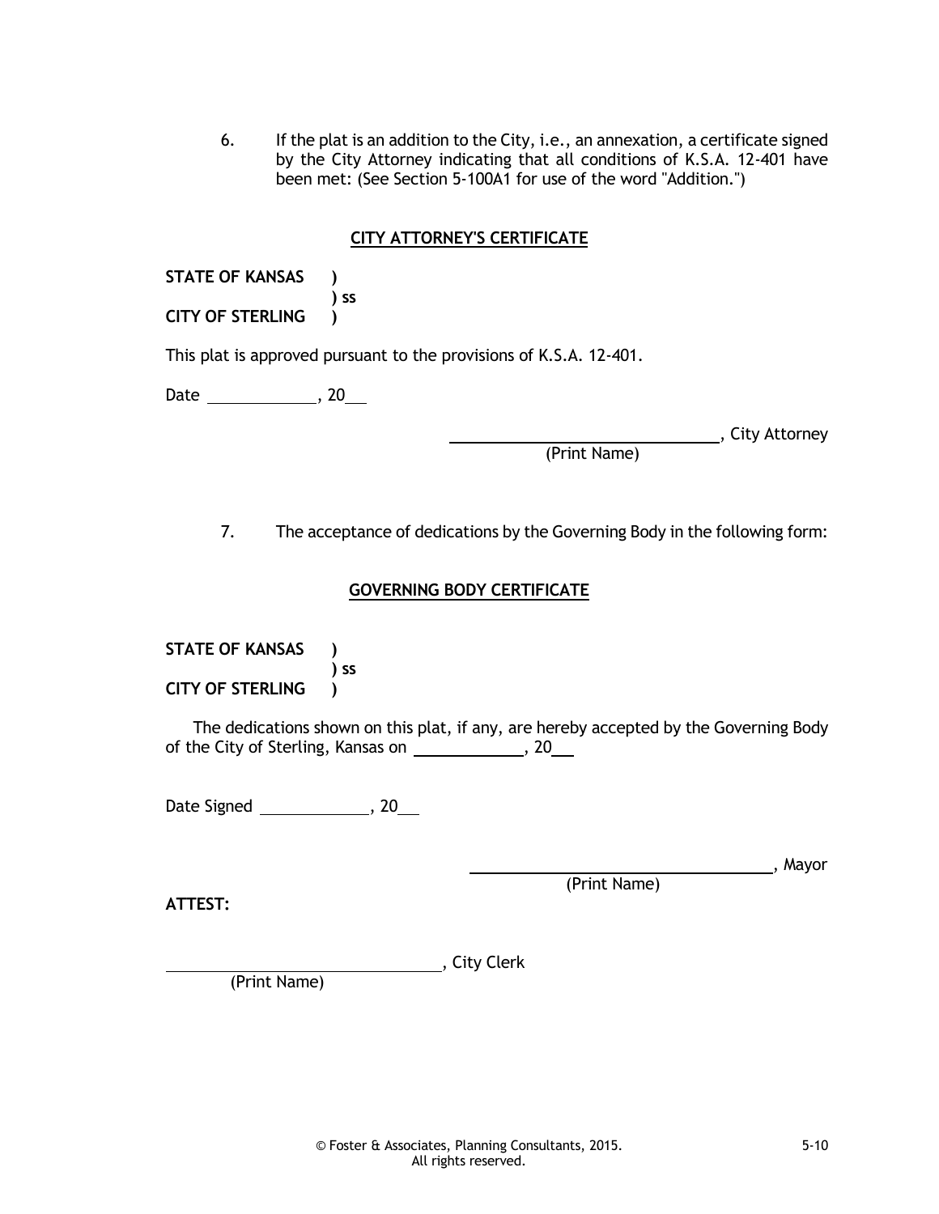6. If the plat is an addition to the City, i.e., an annexation, a certificate signed by the City Attorney indicating that all conditions of K.S.A. 12-401 have been met: (See Section 5-100A1 for use of the word "Addition.")

## CITY ATTORNEY'S CERTIFICATE

**STATE OF KANSAS )**
**) ss**
**CITY OF STERLING )**

This plat is approved pursuant to the provisions of K.S.A. 12-401.

Date ____________, 20__

______________________________, City Attorney
(Print Name)

7. The acceptance of dedications by the Governing Body in the following form:

## GOVERNING BODY CERTIFICATE

**STATE OF KANSAS )**
**) ss**
**CITY OF STERLING )**

The dedications shown on this plat, if any, are hereby accepted by the Governing Body of the City of Sterling, Kansas on ____________, 20__

Date Signed ____________, 20__

______________________________, Mayor
(Print Name)

**ATTEST:**

______________________________, City Clerk
(Print Name)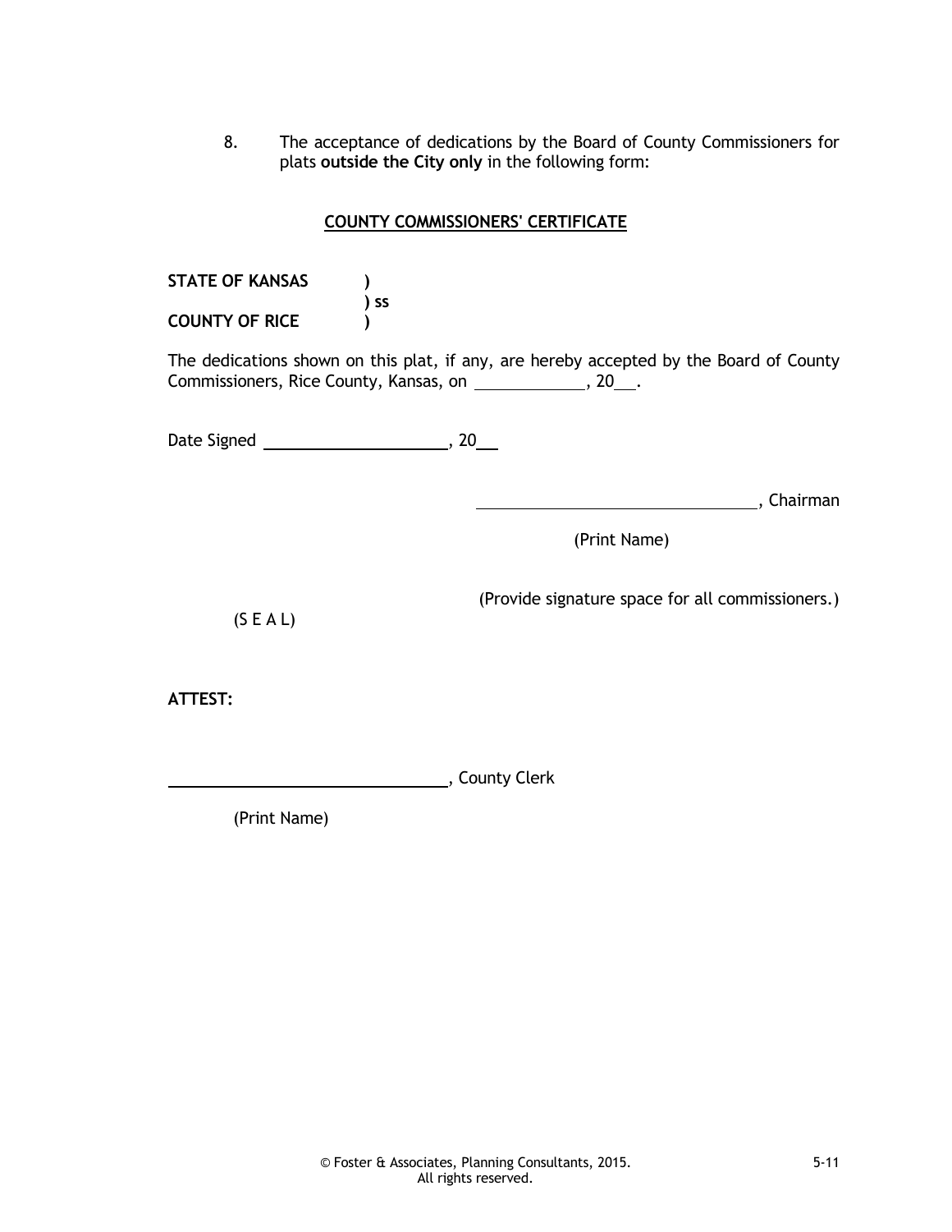8. The acceptance of dedications by the Board of County Commissioners for plats **outside the City only** in the following form:

**COUNTY COMMISSIONERS' CERTIFICATE**

**STATE OF KANSAS )**
**) ss**
**COUNTY OF RICE )**

The dedications shown on this plat, if any, are hereby accepted by the Board of County Commissioners, Rice County, Kansas, on \_\_\_\_\_\_\_\_\_\_\_\_\_, 20\_\_\_.

Date Signed \_\_\_\_\_\_\_\_\_\_\_\_\_\_\_\_\_\_\_\_\_\_, 20\_\_\_

\_\_\_\_\_\_\_\_\_\_\_\_\_\_\_\_\_\_\_\_\_\_\_\_\_\_\_\_\_\_\_\_\_\_, Chairman

(Print Name)

(Provide signature space for all commissioners.)

(S E A L)

**ATTEST:**

\_\_\_\_\_\_\_\_\_\_\_\_\_\_\_\_\_\_\_\_\_\_\_\_\_\_\_\_\_\_\_\_\_\_, County Clerk

(Print Name)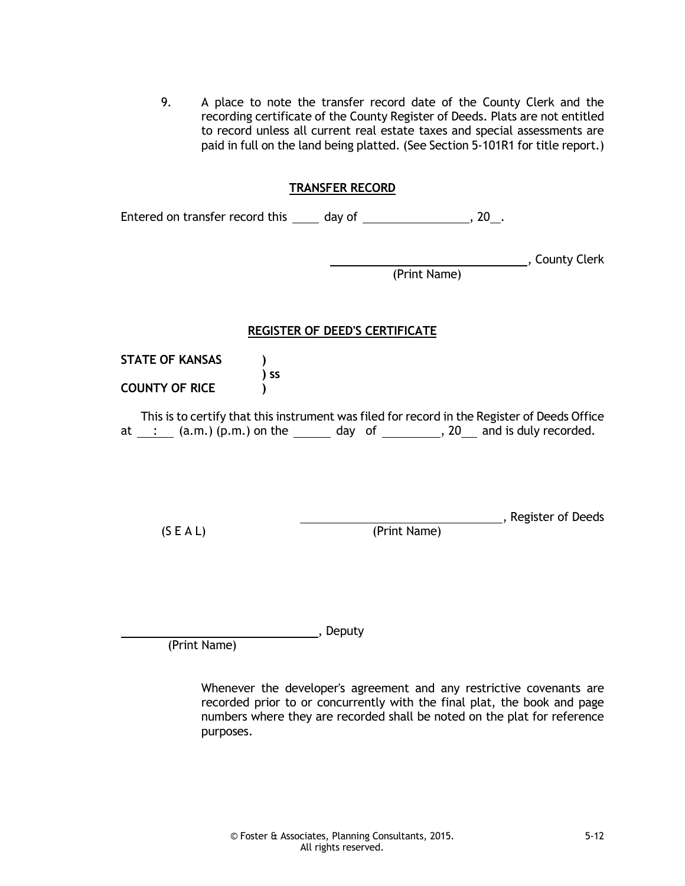9. A place to note the transfer record date of the County Clerk and the recording certificate of the County Register of Deeds. Plats are not entitled to record unless all current real estate taxes and special assessments are paid in full on the land being platted. (See Section 5-101R1 for title report.)

**TRANSFER RECORD**

Entered on transfer record this \_\_\_\_ day of \_\_\_\_\_\_\_\_\_\_\_\_\_\_\_\_, 20\_\_.

\_\_\_\_\_\_\_\_\_\_\_\_\_\_\_\_\_\_\_\_\_\_\_\_\_\_\_\_\_\_, County Clerk
(Print Name)

**REGISTER OF DEED'S CERTIFICATE**

**STATE OF KANSAS )**
**) ss**
**COUNTY OF RICE )**

This is to certify that this instrument was filed for record in the Register of Deeds Office at \_\_:\_\_ (a.m.) (p.m.) on the \_\_\_\_\_ day of \_\_\_\_\_\_\_\_\_, 20\_\_ and is duly recorded.

(S E A L) \_\_\_\_\_\_\_\_\_\_\_\_\_\_\_\_\_\_\_\_\_\_\_\_\_\_\_\_\_\_, Register of Deeds
(Print Name)

\_\_\_\_\_\_\_\_\_\_\_\_\_\_\_\_\_\_\_\_\_\_\_\_\_\_\_\_\_\_, Deputy
(Print Name)

Whenever the developer's agreement and any restrictive covenants are recorded prior to or concurrently with the final plat, the book and page numbers where they are recorded shall be noted on the plat for reference purposes.

© Foster & Associates, Planning Consultants, 2015.
All rights reserved.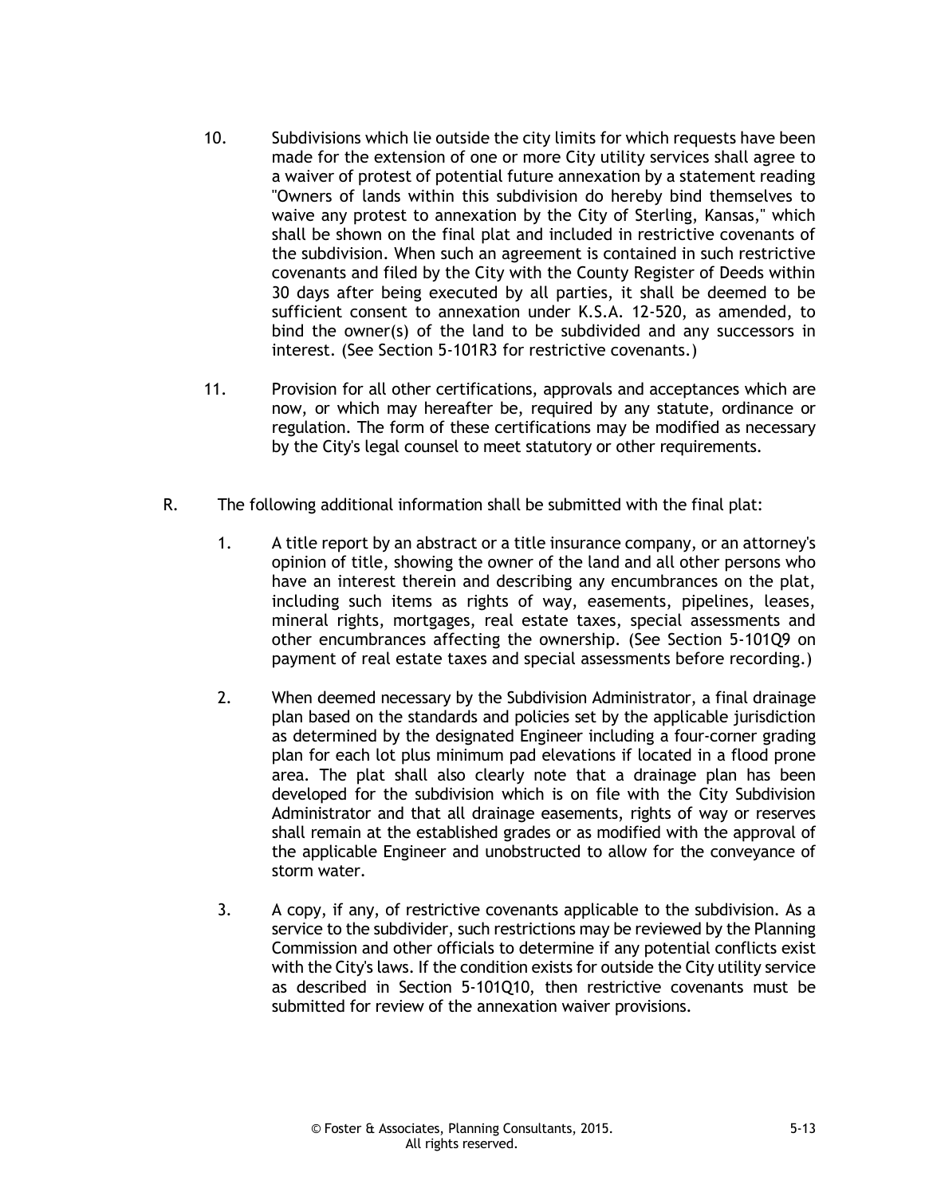10. Subdivisions which lie outside the city limits for which requests have been made for the extension of one or more City utility services shall agree to a waiver of protest of potential future annexation by a statement reading "Owners of lands within this subdivision do hereby bind themselves to waive any protest to annexation by the City of Sterling, Kansas," which shall be shown on the final plat and included in restrictive covenants of the subdivision. When such an agreement is contained in such restrictive covenants and filed by the City with the County Register of Deeds within 30 days after being executed by all parties, it shall be deemed to be sufficient consent to annexation under K.S.A. 12-520, as amended, to bind the owner(s) of the land to be subdivided and any successors in interest. (See Section 5-101R3 for restrictive covenants.)

11. Provision for all other certifications, approvals and acceptances which are now, or which may hereafter be, required by any statute, ordinance or regulation. The form of these certifications may be modified as necessary by the City's legal counsel to meet statutory or other requirements.

R. The following additional information shall be submitted with the final plat:

1. A title report by an abstract or a title insurance company, or an attorney's opinion of title, showing the owner of the land and all other persons who have an interest therein and describing any encumbrances on the plat, including such items as rights of way, easements, pipelines, leases, mineral rights, mortgages, real estate taxes, special assessments and other encumbrances affecting the ownership. (See Section 5-101Q9 on payment of real estate taxes and special assessments before recording.)

2. When deemed necessary by the Subdivision Administrator, a final drainage plan based on the standards and policies set by the applicable jurisdiction as determined by the designated Engineer including a four-corner grading plan for each lot plus minimum pad elevations if located in a flood prone area. The plat shall also clearly note that a drainage plan has been developed for the subdivision which is on file with the City Subdivision Administrator and that all drainage easements, rights of way or reserves shall remain at the established grades or as modified with the approval of the applicable Engineer and unobstructed to allow for the conveyance of storm water.

3. A copy, if any, of restrictive covenants applicable to the subdivision. As a service to the subdivider, such restrictions may be reviewed by the Planning Commission and other officials to determine if any potential conflicts exist with the City's laws. If the condition exists for outside the City utility service as described in Section 5-101Q10, then restrictive covenants must be submitted for review of the annexation waiver provisions.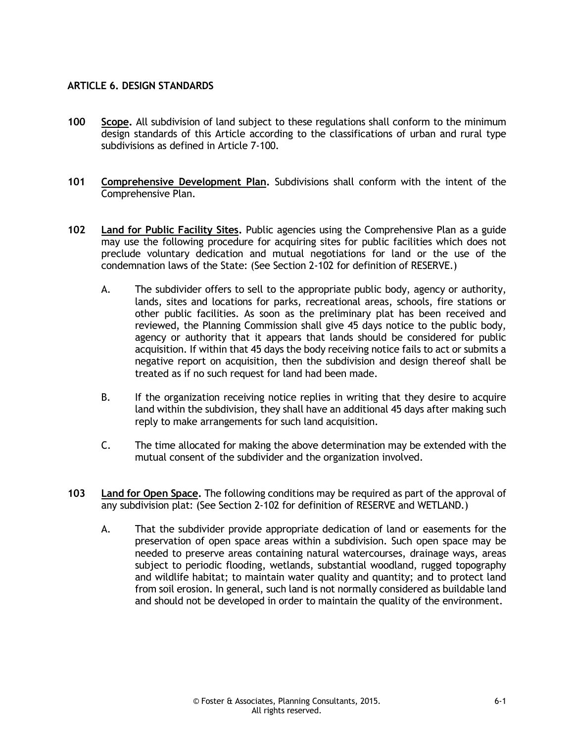## ARTICLE 6. DESIGN STANDARDS

**100** **Scope.** All subdivision of land subject to these regulations shall conform to the minimum design standards of this Article according to the classifications of urban and rural type subdivisions as defined in Article 7-100.

**101** **Comprehensive Development Plan.** Subdivisions shall conform with the intent of the Comprehensive Plan.

**102** **Land for Public Facility Sites.** Public agencies using the Comprehensive Plan as a guide may use the following procedure for acquiring sites for public facilities which does not preclude voluntary dedication and mutual negotiations for land or the use of the condemnation laws of the State: (See Section 2-102 for definition of RESERVE.)

A. The subdivider offers to sell to the appropriate public body, agency or authority, lands, sites and locations for parks, recreational areas, schools, fire stations or other public facilities. As soon as the preliminary plat has been received and reviewed, the Planning Commission shall give 45 days notice to the public body, agency or authority that it appears that lands should be considered for public acquisition. If within that 45 days the body receiving notice fails to act or submits a negative report on acquisition, then the subdivision and design thereof shall be treated as if no such request for land had been made.

B. If the organization receiving notice replies in writing that they desire to acquire land within the subdivision, they shall have an additional 45 days after making such reply to make arrangements for such land acquisition.

C. The time allocated for making the above determination may be extended with the mutual consent of the subdivider and the organization involved.

**103** **Land for Open Space.** The following conditions may be required as part of the approval of any subdivision plat: (See Section 2-102 for definition of RESERVE and WETLAND.)

A. That the subdivider provide appropriate dedication of land or easements for the preservation of open space areas within a subdivision. Such open space may be needed to preserve areas containing natural watercourses, drainage ways, areas subject to periodic flooding, wetlands, substantial woodland, rugged topography and wildlife habitat; to maintain water quality and quantity; and to protect land from soil erosion. In general, such land is not normally considered as buildable land and should not be developed in order to maintain the quality of the environment.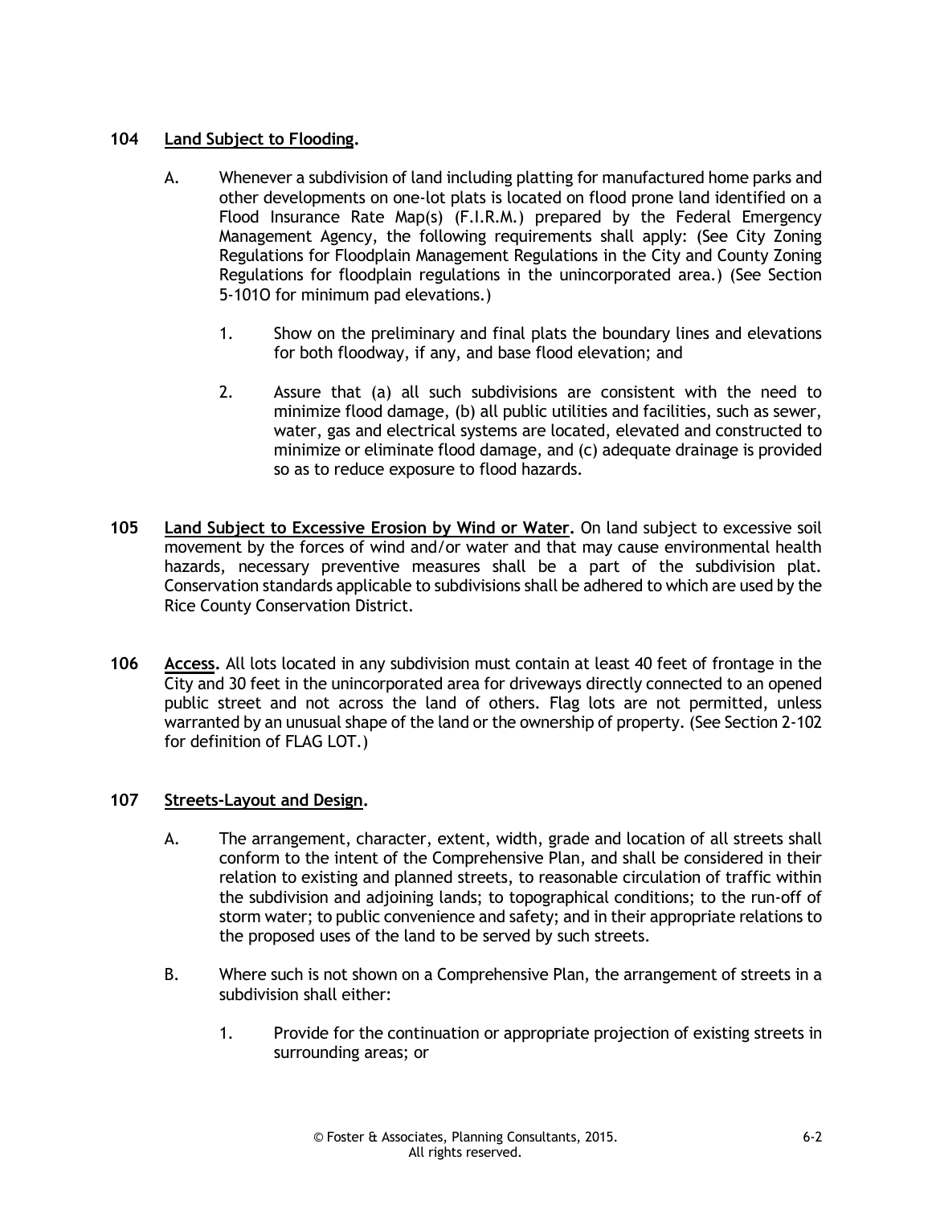**104 Land Subject to Flooding.**

A. Whenever a subdivision of land including platting for manufactured home parks and other developments on one-lot plats is located on flood prone land identified on a Flood Insurance Rate Map(s) (F.I.R.M.) prepared by the Federal Emergency Management Agency, the following requirements shall apply: (See City Zoning Regulations for Floodplain Management Regulations in the City and County Zoning Regulations for floodplain regulations in the unincorporated area.) (See Section 5-101O for minimum pad elevations.)

1. Show on the preliminary and final plats the boundary lines and elevations for both floodway, if any, and base flood elevation; and

2. Assure that (a) all such subdivisions are consistent with the need to minimize flood damage, (b) all public utilities and facilities, such as sewer, water, gas and electrical systems are located, elevated and constructed to minimize or eliminate flood damage, and (c) adequate drainage is provided so as to reduce exposure to flood hazards.

**105 Land Subject to Excessive Erosion by Wind or Water.** On land subject to excessive soil movement by the forces of wind and/or water and that may cause environmental health hazards, necessary preventive measures shall be a part of the subdivision plat. Conservation standards applicable to subdivisions shall be adhered to which are used by the Rice County Conservation District.

**106 Access.** All lots located in any subdivision must contain at least 40 feet of frontage in the City and 30 feet in the unincorporated area for driveways directly connected to an opened public street and not across the land of others. Flag lots are not permitted, unless warranted by an unusual shape of the land or the ownership of property. (See Section 2-102 for definition of FLAG LOT.)

**107 Streets-Layout and Design.**

A. The arrangement, character, extent, width, grade and location of all streets shall conform to the intent of the Comprehensive Plan, and shall be considered in their relation to existing and planned streets, to reasonable circulation of traffic within the subdivision and adjoining lands; to topographical conditions; to the run-off of storm water; to public convenience and safety; and in their appropriate relations to the proposed uses of the land to be served by such streets.

B. Where such is not shown on a Comprehensive Plan, the arrangement of streets in a subdivision shall either:

1. Provide for the continuation or appropriate projection of existing streets in surrounding areas; or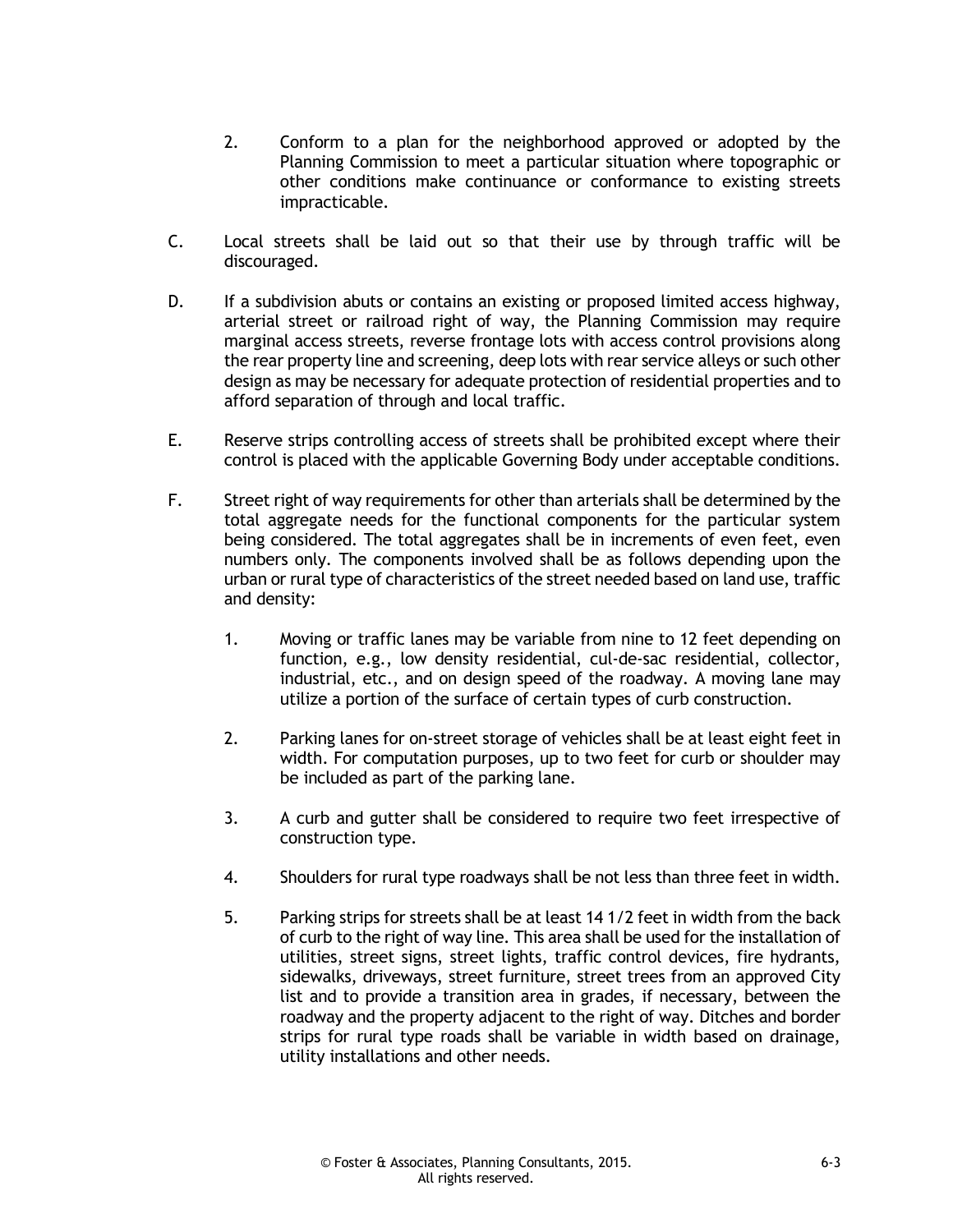2. Conform to a plan for the neighborhood approved or adopted by the Planning Commission to meet a particular situation where topographic or other conditions make continuance or conformance to existing streets impracticable.

C. Local streets shall be laid out so that their use by through traffic will be discouraged.

D. If a subdivision abuts or contains an existing or proposed limited access highway, arterial street or railroad right of way, the Planning Commission may require marginal access streets, reverse frontage lots with access control provisions along the rear property line and screening, deep lots with rear service alleys or such other design as may be necessary for adequate protection of residential properties and to afford separation of through and local traffic.

E. Reserve strips controlling access of streets shall be prohibited except where their control is placed with the applicable Governing Body under acceptable conditions.

F. Street right of way requirements for other than arterials shall be determined by the total aggregate needs for the functional components for the particular system being considered. The total aggregates shall be in increments of even feet, even numbers only. The components involved shall be as follows depending upon the urban or rural type of characteristics of the street needed based on land use, traffic and density:

   1. Moving or traffic lanes may be variable from nine to 12 feet depending on function, e.g., low density residential, cul-de-sac residential, collector, industrial, etc., and on design speed of the roadway. A moving lane may utilize a portion of the surface of certain types of curb construction.

   2. Parking lanes for on-street storage of vehicles shall be at least eight feet in width. For computation purposes, up to two feet for curb or shoulder may be included as part of the parking lane.

   3. A curb and gutter shall be considered to require two feet irrespective of construction type.

   4. Shoulders for rural type roadways shall be not less than three feet in width.

   5. Parking strips for streets shall be at least 14 1/2 feet in width from the back of curb to the right of way line. This area shall be used for the installation of utilities, street signs, street lights, traffic control devices, fire hydrants, sidewalks, driveways, street furniture, street trees from an approved City list and to provide a transition area in grades, if necessary, between the roadway and the property adjacent to the right of way. Ditches and border strips for rural type roads shall be variable in width based on drainage, utility installations and other needs.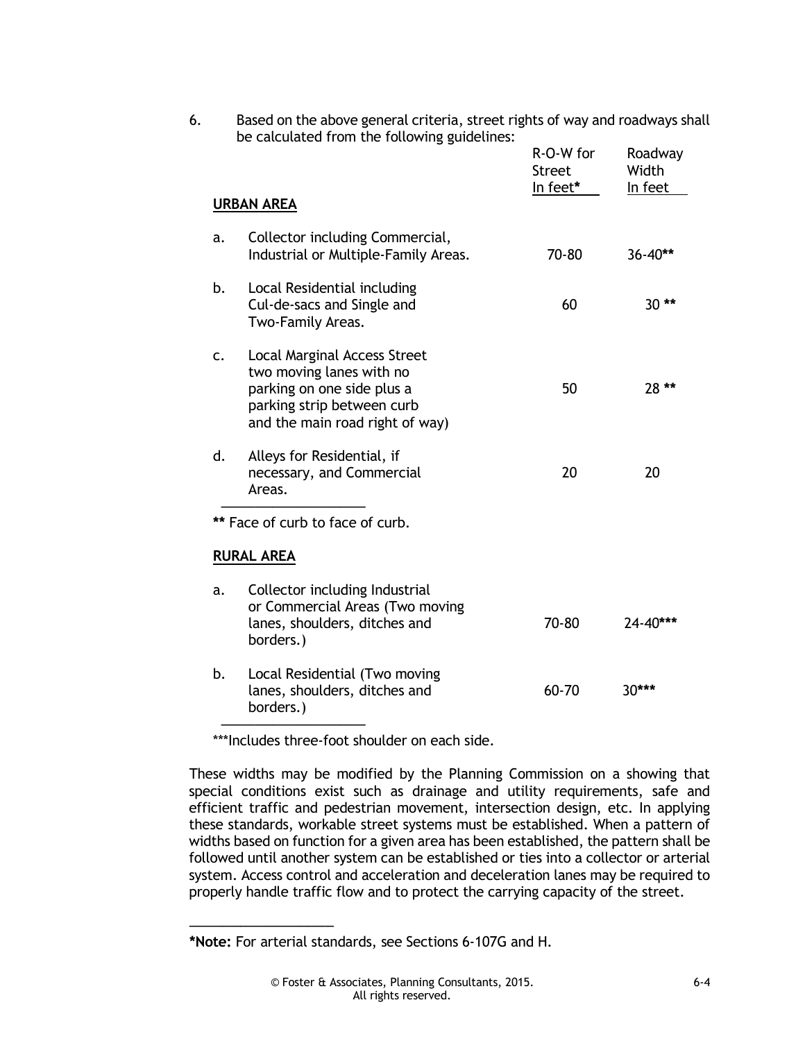6. Based on the above general criteria, street rights of way and roadways shall be calculated from the following guidelines:

| | R-O-W for Street In feet* | Roadway Width In feet |
|---|---|---|
| **URBAN AREA** | | |
| a. Collector including Commercial, Industrial or Multiple-Family Areas. | 70-80 | 36-40** |
| b. Local Residential including Cul-de-sacs and Single and Two-Family Areas. | 60 | 30 ** |
| c. Local Marginal Access Street two moving lanes with no parking on one side plus a parking strip between curb and the main road right of way) | 50 | 28 ** |
| d. Alleys for Residential, if necessary, and Commercial Areas. | 20 | 20 |

** Face of curb to face of curb.

| | R-O-W for Street In feet* | Roadway Width In feet |
|---|---|---|
| **RURAL AREA** | | |
| a. Collector including Industrial or Commercial Areas (Two moving lanes, shoulders, ditches and borders.) | 70-80 | 24-40*** |
| b. Local Residential (Two moving lanes, shoulders, ditches and borders.) | 60-70 | 30*** |

***Includes three-foot shoulder on each side.

These widths may be modified by the Planning Commission on a showing that special conditions exist such as drainage and utility requirements, safe and efficient traffic and pedestrian movement, intersection design, etc. In applying these standards, workable street systems must be established. When a pattern of widths based on function for a given area has been established, the pattern shall be followed until another system can be established or ties into a collector or arterial system. Access control and acceleration and deceleration lanes may be required to properly handle traffic flow and to protect the carrying capacity of the street.

---

***Note:** For arterial standards, see Sections 6-107G and H.

© Foster & Associates, Planning Consultants, 2015. All rights reserved.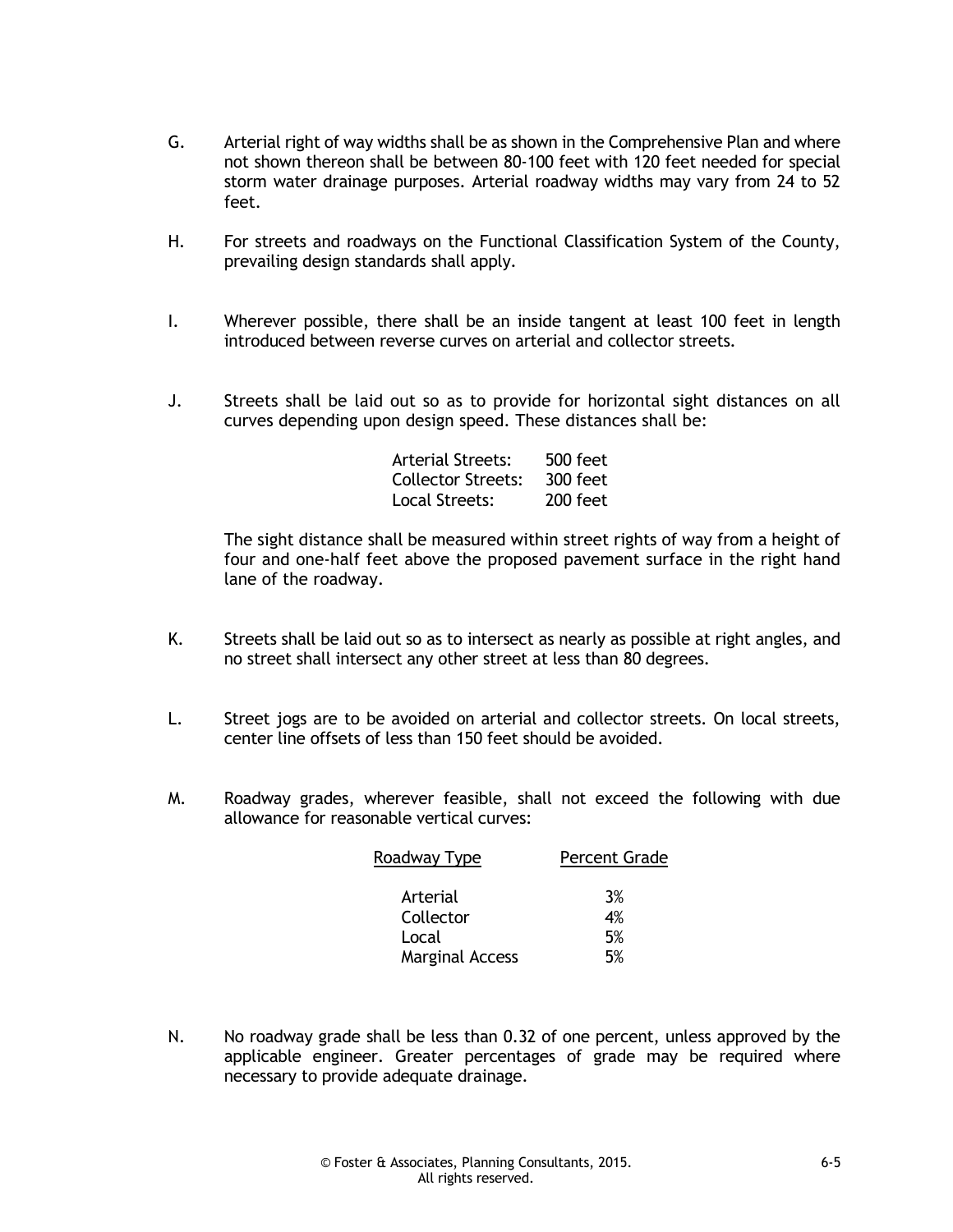G. Arterial right of way widths shall be as shown in the Comprehensive Plan and where not shown thereon shall be between 80-100 feet with 120 feet needed for special storm water drainage purposes. Arterial roadway widths may vary from 24 to 52 feet.

H. For streets and roadways on the Functional Classification System of the County, prevailing design standards shall apply.

I. Wherever possible, there shall be an inside tangent at least 100 feet in length introduced between reverse curves on arterial and collector streets.

J. Streets shall be laid out so as to provide for horizontal sight distances on all curves depending upon design speed. These distances shall be:

| | |
|---|---|
| Arterial Streets: | 500 feet |
| Collector Streets: | 300 feet |
| Local Streets: | 200 feet |

The sight distance shall be measured within street rights of way from a height of four and one-half feet above the proposed pavement surface in the right hand lane of the roadway.

K. Streets shall be laid out so as to intersect as nearly as possible at right angles, and no street shall intersect any other street at less than 80 degrees.

L. Street jogs are to be avoided on arterial and collector streets. On local streets, center line offsets of less than 150 feet should be avoided.

M. Roadway grades, wherever feasible, shall not exceed the following with due allowance for reasonable vertical curves:

| Roadway Type | Percent Grade |
|---|---|
| Arterial | 3% |
| Collector | 4% |
| Local | 5% |
| Marginal Access | 5% |

N. No roadway grade shall be less than 0.32 of one percent, unless approved by the applicable engineer. Greater percentages of grade may be required where necessary to provide adequate drainage.

© Foster & Associates, Planning Consultants, 2015.
All rights reserved.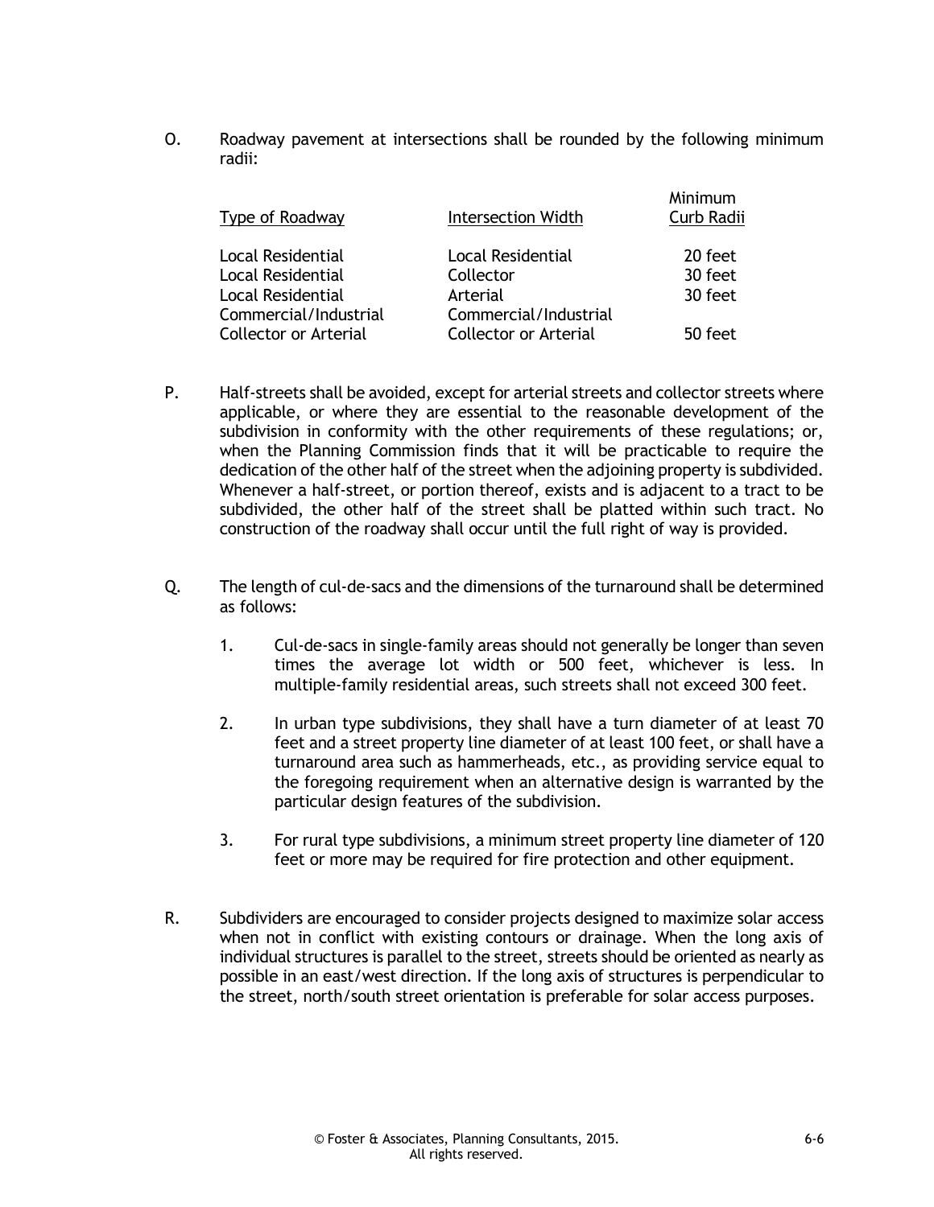O. Roadway pavement at intersections shall be rounded by the following minimum radii:

| Type of Roadway | Intersection Width | Minimum Curb Radii |
|---|---|---|
| Local Residential | Local Residential | 20 feet |
| Local Residential | Collector | 30 feet |
| Local Residential | Arterial | 30 feet |
| Commercial/Industrial Collector or Arterial | Commercial/Industrial Collector or Arterial | 50 feet |

P. Half-streets shall be avoided, except for arterial streets and collector streets where applicable, or where they are essential to the reasonable development of the subdivision in conformity with the other requirements of these regulations; or, when the Planning Commission finds that it will be practicable to require the dedication of the other half of the street when the adjoining property is subdivided. Whenever a half-street, or portion thereof, exists and is adjacent to a tract to be subdivided, the other half of the street shall be platted within such tract. No construction of the roadway shall occur until the full right of way is provided.

Q. The length of cul-de-sacs and the dimensions of the turnaround shall be determined as follows:

1. Cul-de-sacs in single-family areas should not generally be longer than seven times the average lot width or 500 feet, whichever is less. In multiple-family residential areas, such streets shall not exceed 300 feet.

2. In urban type subdivisions, they shall have a turn diameter of at least 70 feet and a street property line diameter of at least 100 feet, or shall have a turnaround area such as hammerheads, etc., as providing service equal to the foregoing requirement when an alternative design is warranted by the particular design features of the subdivision.

3. For rural type subdivisions, a minimum street property line diameter of 120 feet or more may be required for fire protection and other equipment.

R. Subdividers are encouraged to consider projects designed to maximize solar access when not in conflict with existing contours or drainage. When the long axis of individual structures is parallel to the street, streets should be oriented as nearly as possible in an east/west direction. If the long axis of structures is perpendicular to the street, north/south street orientation is preferable for solar access purposes.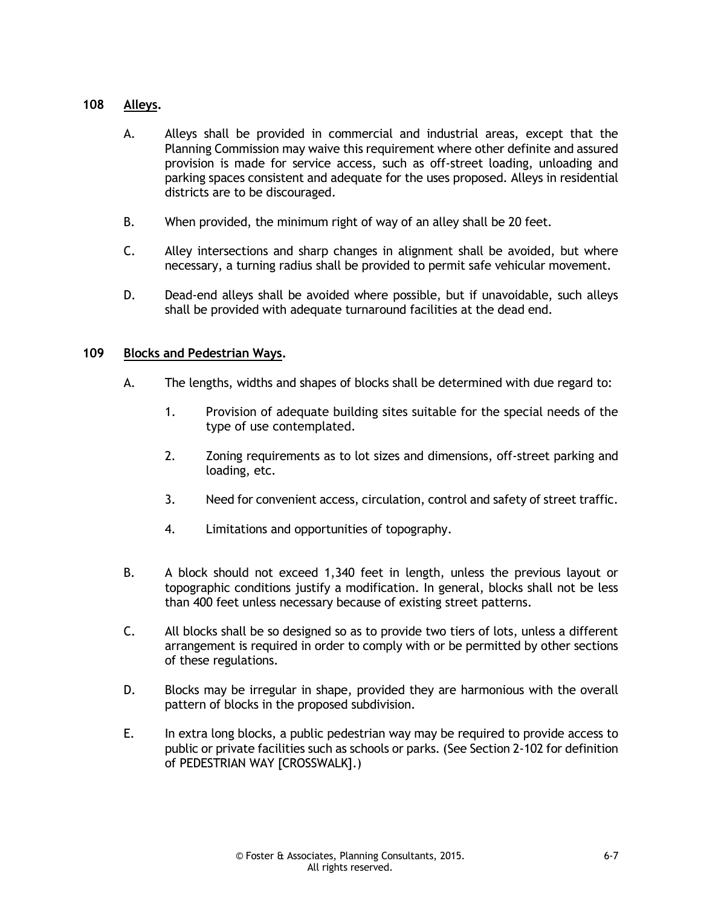## 108 Alleys.

A. Alleys shall be provided in commercial and industrial areas, except that the Planning Commission may waive this requirement where other definite and assured provision is made for service access, such as off-street loading, unloading and parking spaces consistent and adequate for the uses proposed. Alleys in residential districts are to be discouraged.

B. When provided, the minimum right of way of an alley shall be 20 feet.

C. Alley intersections and sharp changes in alignment shall be avoided, but where necessary, a turning radius shall be provided to permit safe vehicular movement.

D. Dead-end alleys shall be avoided where possible, but if unavoidable, such alleys shall be provided with adequate turnaround facilities at the dead end.

## 109 Blocks and Pedestrian Ways.

A. The lengths, widths and shapes of blocks shall be determined with due regard to:

1. Provision of adequate building sites suitable for the special needs of the type of use contemplated.

2. Zoning requirements as to lot sizes and dimensions, off-street parking and loading, etc.

3. Need for convenient access, circulation, control and safety of street traffic.

4. Limitations and opportunities of topography.

B. A block should not exceed 1,340 feet in length, unless the previous layout or topographic conditions justify a modification. In general, blocks shall not be less than 400 feet unless necessary because of existing street patterns.

C. All blocks shall be so designed so as to provide two tiers of lots, unless a different arrangement is required in order to comply with or be permitted by other sections of these regulations.

D. Blocks may be irregular in shape, provided they are harmonious with the overall pattern of blocks in the proposed subdivision.

E. In extra long blocks, a public pedestrian way may be required to provide access to public or private facilities such as schools or parks. (See Section 2-102 for definition of PEDESTRIAN WAY [CROSSWALK].)

© Foster & Associates, Planning Consultants, 2015. All rights reserved.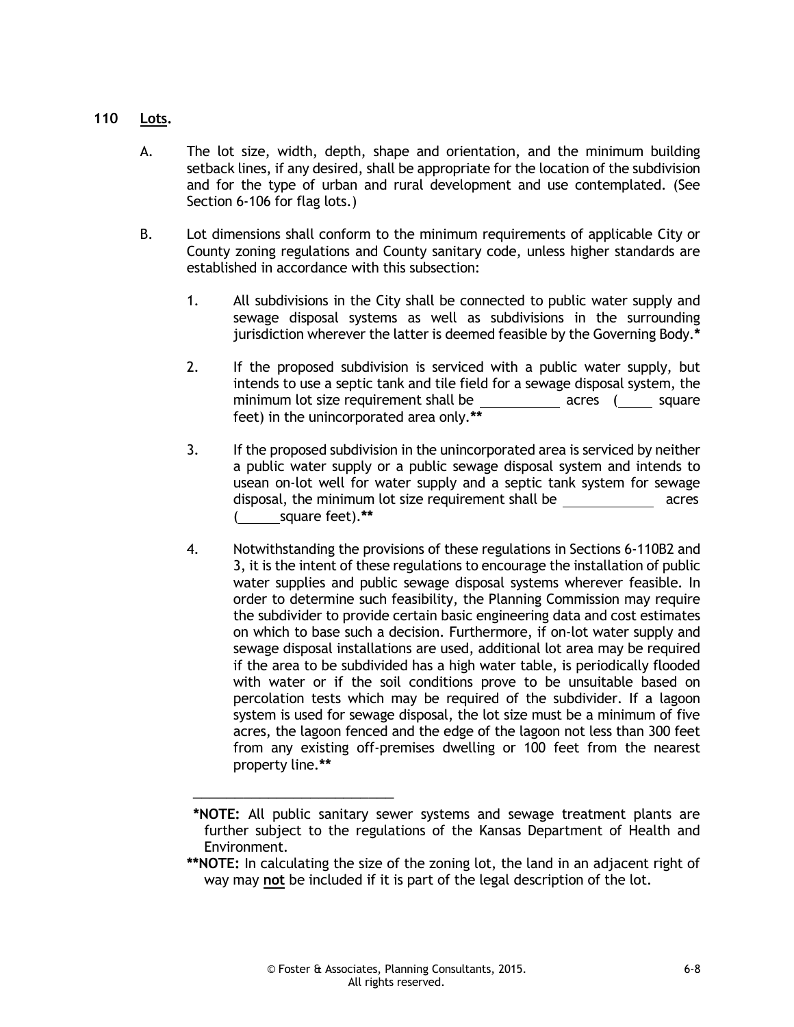## 110 Lots.

A. The lot size, width, depth, shape and orientation, and the minimum building setback lines, if any desired, shall be appropriate for the location of the subdivision and for the type of urban and rural development and use contemplated. (See Section 6-106 for flag lots.)

B. Lot dimensions shall conform to the minimum requirements of applicable City or County zoning regulations and County sanitary code, unless higher standards are established in accordance with this subsection:

1. All subdivisions in the City shall be connected to public water supply and sewage disposal systems as well as subdivisions in the surrounding jurisdiction wherever the latter is deemed feasible by the Governing Body.**\***

2. If the proposed subdivision is serviced with a public water supply, but intends to use a septic tank and tile field for a sewage disposal system, the minimum lot size requirement shall be __________ acres (_____ square feet) in the unincorporated area only.**\*\***

3. If the proposed subdivision in the unincorporated area is serviced by neither a public water supply or a public sewage disposal system and intends to usean on-lot well for water supply and a septic tank system for sewage disposal, the minimum lot size requirement shall be ____________ acres (______square feet).**\*\***

4. Notwithstanding the provisions of these regulations in Sections 6-110B2 and 3, it is the intent of these regulations to encourage the installation of public water supplies and public sewage disposal systems wherever feasible. In order to determine such feasibility, the Planning Commission may require the subdivider to provide certain basic engineering data and cost estimates on which to base such a decision. Furthermore, if on-lot water supply and sewage disposal installations are used, additional lot area may be required if the area to be subdivided has a high water table, is periodically flooded with water or if the soil conditions prove to be unsuitable based on percolation tests which may be required of the subdivider. If a lagoon system is used for sewage disposal, the lot size must be a minimum of five acres, the lagoon fenced and the edge of the lagoon not less than 300 feet from any existing off-premises dwelling or 100 feet from the nearest property line.**\*\***

---

**\*NOTE:** All public sanitary sewer systems and sewage treatment plants are further subject to the regulations of the Kansas Department of Health and Environment.

**\*\*NOTE:** In calculating the size of the zoning lot, the land in an adjacent right of way may **not** be included if it is part of the legal description of the lot.

© Foster & Associates, Planning Consultants, 2015.
All rights reserved.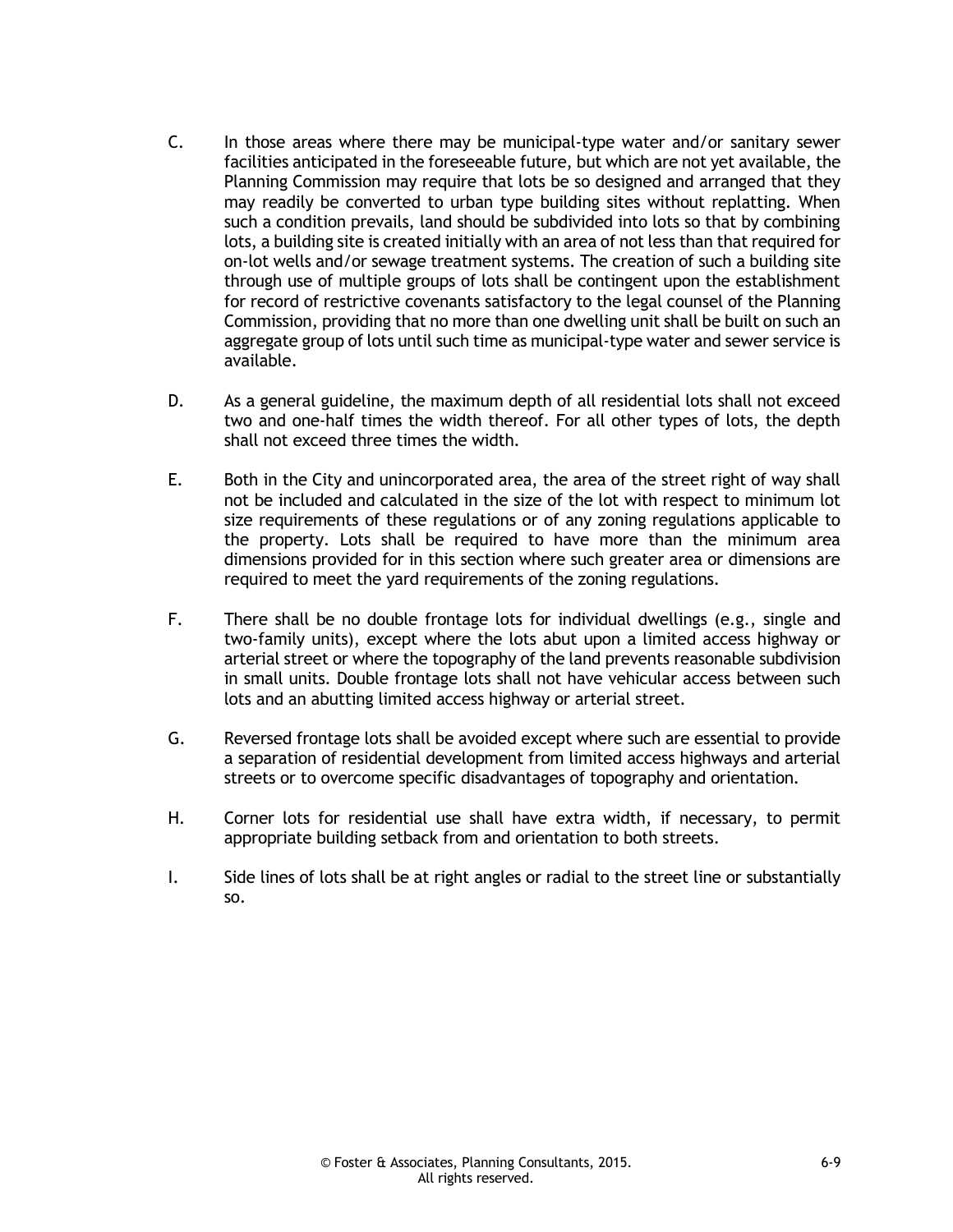C. In those areas where there may be municipal-type water and/or sanitary sewer facilities anticipated in the foreseeable future, but which are not yet available, the Planning Commission may require that lots be so designed and arranged that they may readily be converted to urban type building sites without replatting. When such a condition prevails, land should be subdivided into lots so that by combining lots, a building site is created initially with an area of not less than that required for on-lot wells and/or sewage treatment systems. The creation of such a building site through use of multiple groups of lots shall be contingent upon the establishment for record of restrictive covenants satisfactory to the legal counsel of the Planning Commission, providing that no more than one dwelling unit shall be built on such an aggregate group of lots until such time as municipal-type water and sewer service is available.

D. As a general guideline, the maximum depth of all residential lots shall not exceed two and one-half times the width thereof. For all other types of lots, the depth shall not exceed three times the width.

E. Both in the City and unincorporated area, the area of the street right of way shall not be included and calculated in the size of the lot with respect to minimum lot size requirements of these regulations or of any zoning regulations applicable to the property. Lots shall be required to have more than the minimum area dimensions provided for in this section where such greater area or dimensions are required to meet the yard requirements of the zoning regulations.

F. There shall be no double frontage lots for individual dwellings (e.g., single and two-family units), except where the lots abut upon a limited access highway or arterial street or where the topography of the land prevents reasonable subdivision in small units. Double frontage lots shall not have vehicular access between such lots and an abutting limited access highway or arterial street.

G. Reversed frontage lots shall be avoided except where such are essential to provide a separation of residential development from limited access highways and arterial streets or to overcome specific disadvantages of topography and orientation.

H. Corner lots for residential use shall have extra width, if necessary, to permit appropriate building setback from and orientation to both streets.

I. Side lines of lots shall be at right angles or radial to the street line or substantially so.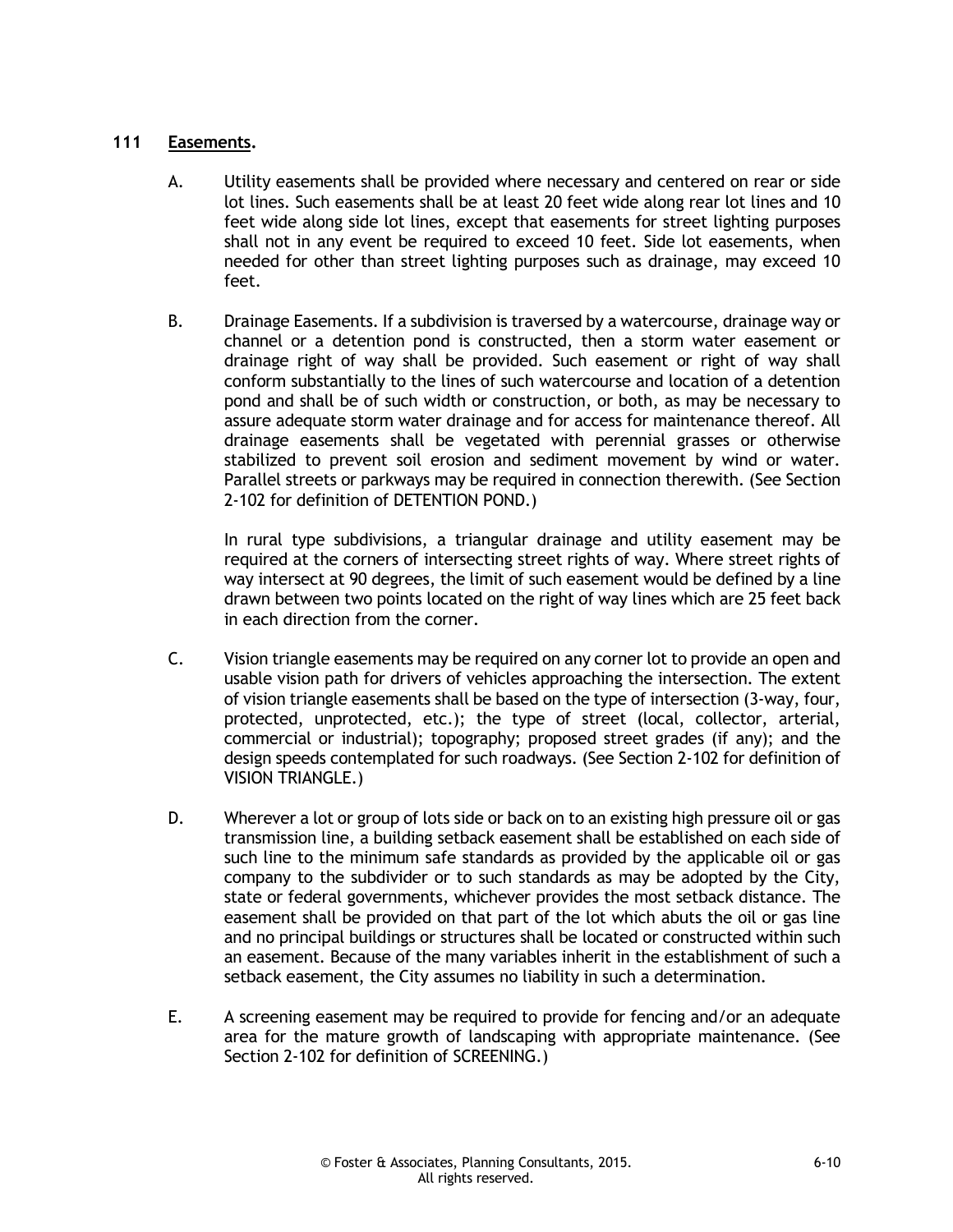## 111 Easements.

A. Utility easements shall be provided where necessary and centered on rear or side lot lines. Such easements shall be at least 20 feet wide along rear lot lines and 10 feet wide along side lot lines, except that easements for street lighting purposes shall not in any event be required to exceed 10 feet. Side lot easements, when needed for other than street lighting purposes such as drainage, may exceed 10 feet.

B. Drainage Easements. If a subdivision is traversed by a watercourse, drainage way or channel or a detention pond is constructed, then a storm water easement or drainage right of way shall be provided. Such easement or right of way shall conform substantially to the lines of such watercourse and location of a detention pond and shall be of such width or construction, or both, as may be necessary to assure adequate storm water drainage and for access for maintenance thereof. All drainage easements shall be vegetated with perennial grasses or otherwise stabilized to prevent soil erosion and sediment movement by wind or water. Parallel streets or parkways may be required in connection therewith. (See Section 2-102 for definition of DETENTION POND.)

   In rural type subdivisions, a triangular drainage and utility easement may be required at the corners of intersecting street rights of way. Where street rights of way intersect at 90 degrees, the limit of such easement would be defined by a line drawn between two points located on the right of way lines which are 25 feet back in each direction from the corner.

C. Vision triangle easements may be required on any corner lot to provide an open and usable vision path for drivers of vehicles approaching the intersection. The extent of vision triangle easements shall be based on the type of intersection (3-way, four, protected, unprotected, etc.); the type of street (local, collector, arterial, commercial or industrial); topography; proposed street grades (if any); and the design speeds contemplated for such roadways. (See Section 2-102 for definition of VISION TRIANGLE.)

D. Wherever a lot or group of lots side or back on to an existing high pressure oil or gas transmission line, a building setback easement shall be established on each side of such line to the minimum safe standards as provided by the applicable oil or gas company to the subdivider or to such standards as may be adopted by the City, state or federal governments, whichever provides the most setback distance. The easement shall be provided on that part of the lot which abuts the oil or gas line and no principal buildings or structures shall be located or constructed within such an easement. Because of the many variables inherit in the establishment of such a setback easement, the City assumes no liability in such a determination.

E. A screening easement may be required to provide for fencing and/or an adequate area for the mature growth of landscaping with appropriate maintenance. (See Section 2-102 for definition of SCREENING.)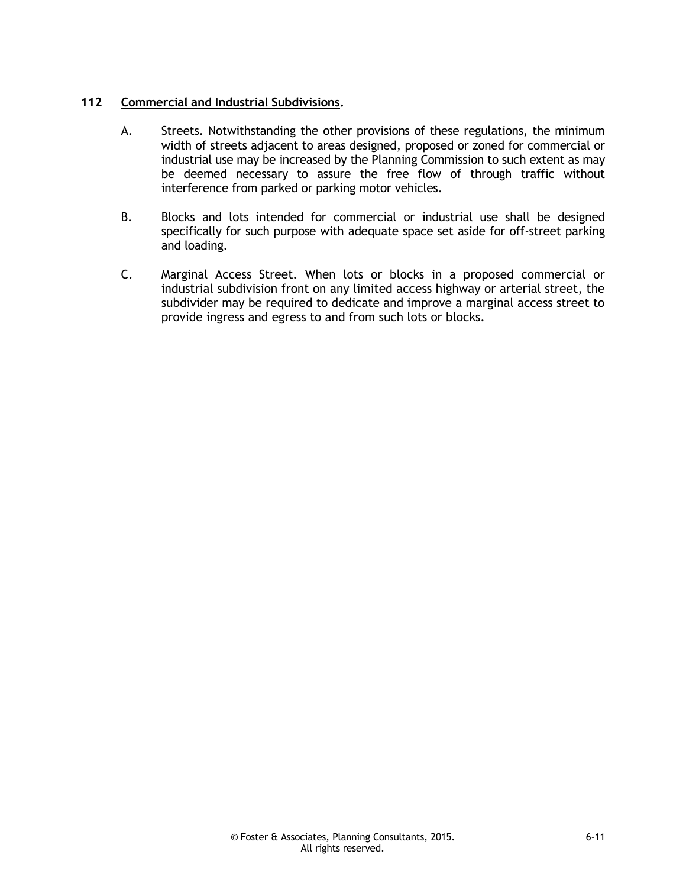## 112 Commercial and Industrial Subdivisions.

A. Streets. Notwithstanding the other provisions of these regulations, the minimum width of streets adjacent to areas designed, proposed or zoned for commercial or industrial use may be increased by the Planning Commission to such extent as may be deemed necessary to assure the free flow of through traffic without interference from parked or parking motor vehicles.

B. Blocks and lots intended for commercial or industrial use shall be designed specifically for such purpose with adequate space set aside for off-street parking and loading.

C. Marginal Access Street. When lots or blocks in a proposed commercial or industrial subdivision front on any limited access highway or arterial street, the subdivider may be required to dedicate and improve a marginal access street to provide ingress and egress to and from such lots or blocks.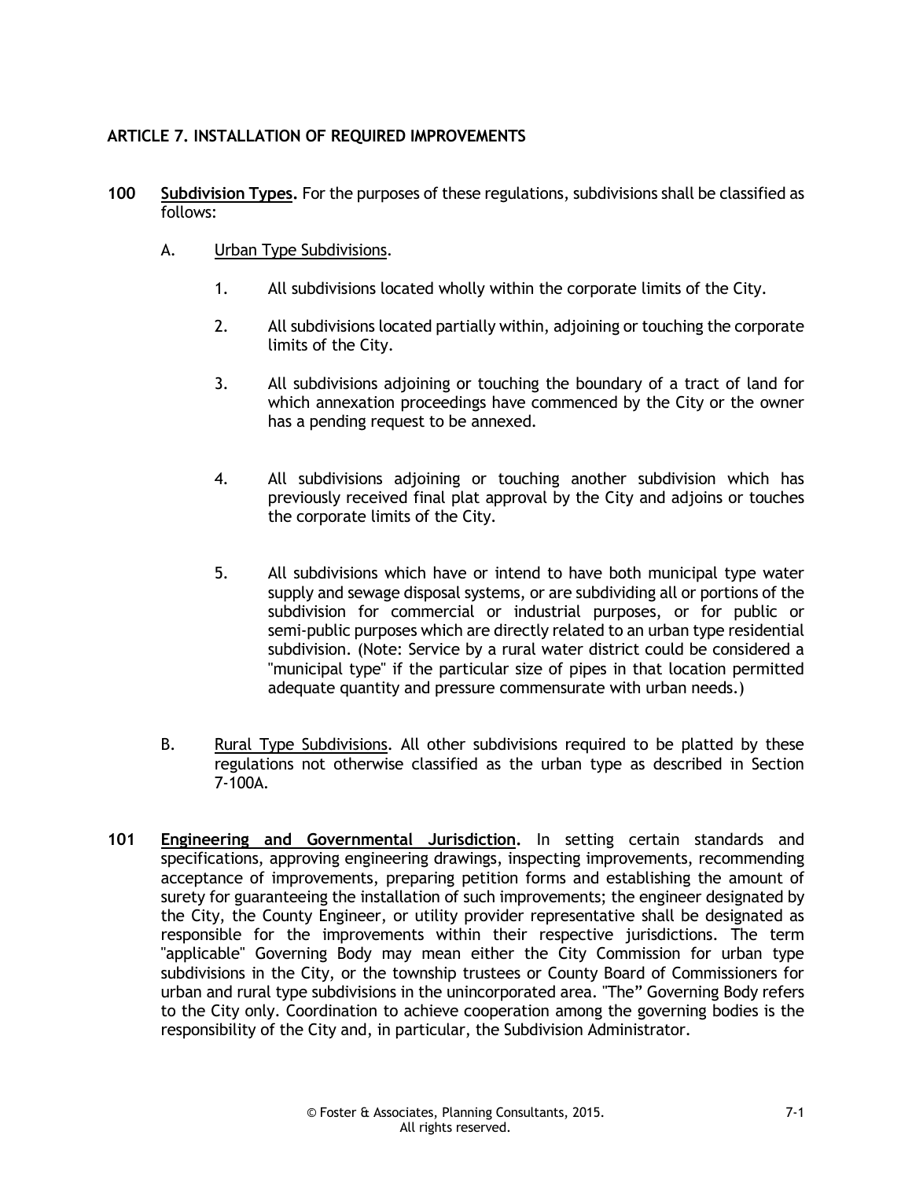## ARTICLE 7. INSTALLATION OF REQUIRED IMPROVEMENTS

**100 Subdivision Types.** For the purposes of these regulations, subdivisions shall be classified as follows:

A. Urban Type Subdivisions.

1. All subdivisions located wholly within the corporate limits of the City.

2. All subdivisions located partially within, adjoining or touching the corporate limits of the City.

3. All subdivisions adjoining or touching the boundary of a tract of land for which annexation proceedings have commenced by the City or the owner has a pending request to be annexed.

4. All subdivisions adjoining or touching another subdivision which has previously received final plat approval by the City and adjoins or touches the corporate limits of the City.

5. All subdivisions which have or intend to have both municipal type water supply and sewage disposal systems, or are subdividing all or portions of the subdivision for commercial or industrial purposes, or for public or semi-public purposes which are directly related to an urban type residential subdivision. (Note: Service by a rural water district could be considered a "municipal type" if the particular size of pipes in that location permitted adequate quantity and pressure commensurate with urban needs.)

B. Rural Type Subdivisions. All other subdivisions required to be platted by these regulations not otherwise classified as the urban type as described in Section 7-100A.

**101 Engineering and Governmental Jurisdiction.** In setting certain standards and specifications, approving engineering drawings, inspecting improvements, recommending acceptance of improvements, preparing petition forms and establishing the amount of surety for guaranteeing the installation of such improvements; the engineer designated by the City, the County Engineer, or utility provider representative shall be designated as responsible for the improvements within their respective jurisdictions. The term "applicable" Governing Body may mean either the City Commission for urban type subdivisions in the City, or the township trustees or County Board of Commissioners for urban and rural type subdivisions in the unincorporated area. "The" Governing Body refers to the City only. Coordination to achieve cooperation among the governing bodies is the responsibility of the City and, in particular, the Subdivision Administrator.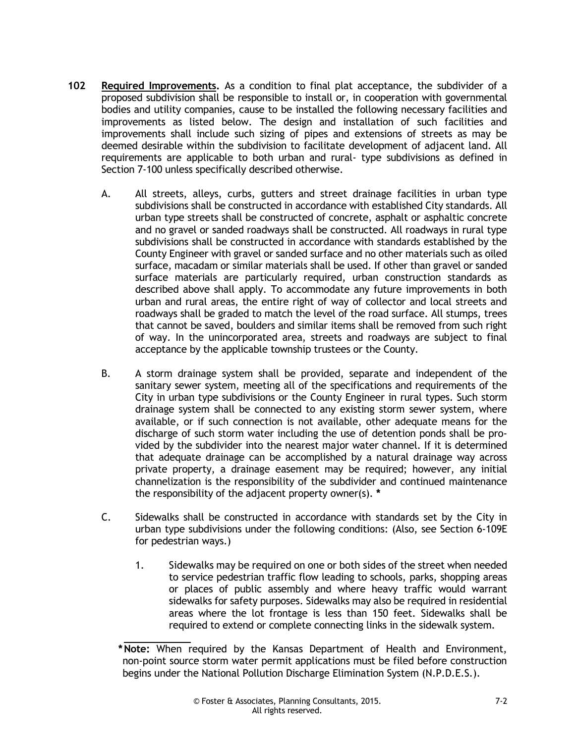**102** **Required Improvements.** As a condition to final plat acceptance, the subdivider of a proposed subdivision shall be responsible to install or, in cooperation with governmental bodies and utility companies, cause to be installed the following necessary facilities and improvements as listed below. The design and installation of such facilities and improvements shall include such sizing of pipes and extensions of streets as may be deemed desirable within the subdivision to facilitate development of adjacent land. All requirements are applicable to both urban and rural- type subdivisions as defined in Section 7-100 unless specifically described otherwise.

A. All streets, alleys, curbs, gutters and street drainage facilities in urban type subdivisions shall be constructed in accordance with established City standards. All urban type streets shall be constructed of concrete, asphalt or asphaltic concrete and no gravel or sanded roadways shall be constructed. All roadways in rural type subdivisions shall be constructed in accordance with standards established by the County Engineer with gravel or sanded surface and no other materials such as oiled surface, macadam or similar materials shall be used. If other than gravel or sanded surface materials are particularly required, urban construction standards as described above shall apply. To accommodate any future improvements in both urban and rural areas, the entire right of way of collector and local streets and roadways shall be graded to match the level of the road surface. All stumps, trees that cannot be saved, boulders and similar items shall be removed from such right of way. In the unincorporated area, streets and roadways are subject to final acceptance by the applicable township trustees or the County.

B. A storm drainage system shall be provided, separate and independent of the sanitary sewer system, meeting all of the specifications and requirements of the City in urban type subdivisions or the County Engineer in rural types. Such storm drainage system shall be connected to any existing storm sewer system, where available, or if such connection is not available, other adequate means for the discharge of such storm water including the use of detention ponds shall be provided by the subdivider into the nearest major water channel. If it is determined that adequate drainage can be accomplished by a natural drainage way across private property, a drainage easement may be required; however, any initial channelization is the responsibility of the subdivider and continued maintenance the responsibility of the adjacent property owner(s). *

C. Sidewalks shall be constructed in accordance with standards set by the City in urban type subdivisions under the following conditions: (Also, see Section 6-109E for pedestrian ways.)

1. Sidewalks may be required on one or both sides of the street when needed to service pedestrian traffic flow leading to schools, parks, shopping areas or places of public assembly and where heavy traffic would warrant sidewalks for safety purposes. Sidewalks may also be required in residential areas where the lot frontage is less than 150 feet. Sidewalks shall be required to extend or complete connecting links in the sidewalk system.

---

* **Note:** When required by the Kansas Department of Health and Environment, non-point source storm water permit applications must be filed before construction begins under the National Pollution Discharge Elimination System (N.P.D.E.S.).

© Foster & Associates, Planning Consultants, 2015. All rights reserved.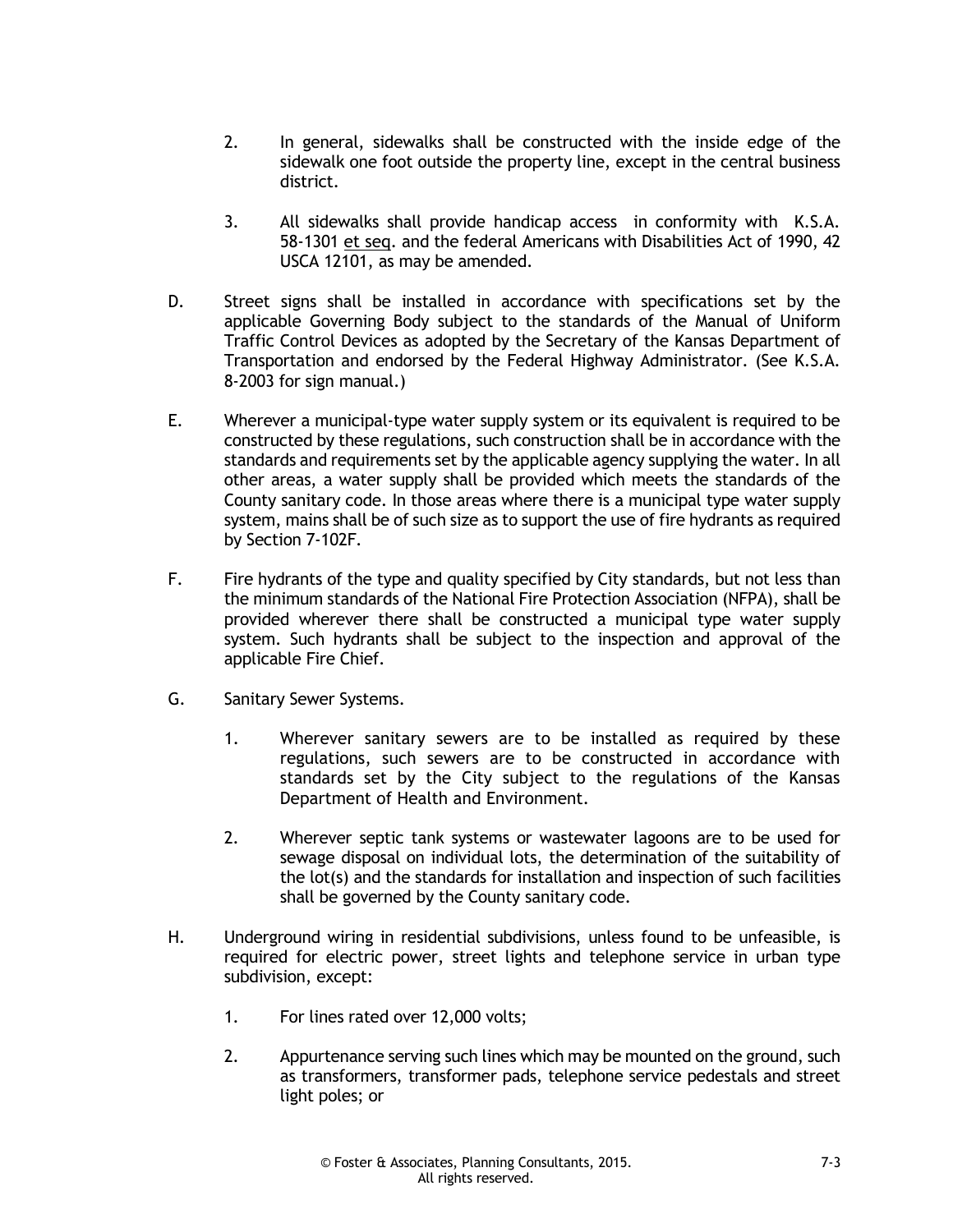2. In general, sidewalks shall be constructed with the inside edge of the sidewalk one foot outside the property line, except in the central business district.

3. All sidewalks shall provide handicap access in conformity with K.S.A. 58-1301 et seq. and the federal Americans with Disabilities Act of 1990, 42 USCA 12101, as may be amended.

D. Street signs shall be installed in accordance with specifications set by the applicable Governing Body subject to the standards of the Manual of Uniform Traffic Control Devices as adopted by the Secretary of the Kansas Department of Transportation and endorsed by the Federal Highway Administrator. (See K.S.A. 8-2003 for sign manual.)

E. Wherever a municipal-type water supply system or its equivalent is required to be constructed by these regulations, such construction shall be in accordance with the standards and requirements set by the applicable agency supplying the water. In all other areas, a water supply shall be provided which meets the standards of the County sanitary code. In those areas where there is a municipal type water supply system, mains shall be of such size as to support the use of fire hydrants as required by Section 7-102F.

F. Fire hydrants of the type and quality specified by City standards, but not less than the minimum standards of the National Fire Protection Association (NFPA), shall be provided wherever there shall be constructed a municipal type water supply system. Such hydrants shall be subject to the inspection and approval of the applicable Fire Chief.

G. Sanitary Sewer Systems.

1. Wherever sanitary sewers are to be installed as required by these regulations, such sewers are to be constructed in accordance with standards set by the City subject to the regulations of the Kansas Department of Health and Environment.

2. Wherever septic tank systems or wastewater lagoons are to be used for sewage disposal on individual lots, the determination of the suitability of the lot(s) and the standards for installation and inspection of such facilities shall be governed by the County sanitary code.

H. Underground wiring in residential subdivisions, unless found to be unfeasible, is required for electric power, street lights and telephone service in urban type subdivision, except:

1. For lines rated over 12,000 volts;

2. Appurtenance serving such lines which may be mounted on the ground, such as transformers, transformer pads, telephone service pedestals and street light poles; or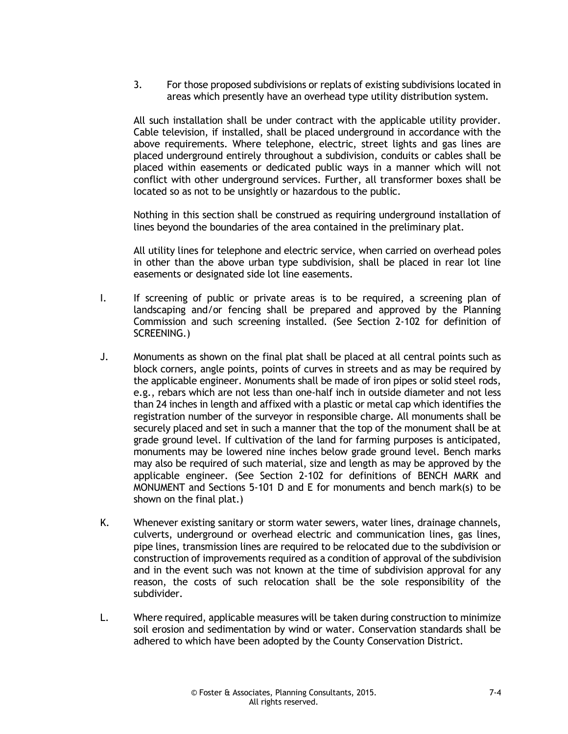3. For those proposed subdivisions or replats of existing subdivisions located in areas which presently have an overhead type utility distribution system.

All such installation shall be under contract with the applicable utility provider. Cable television, if installed, shall be placed underground in accordance with the above requirements. Where telephone, electric, street lights and gas lines are placed underground entirely throughout a subdivision, conduits or cables shall be placed within easements or dedicated public ways in a manner which will not conflict with other underground services. Further, all transformer boxes shall be located so as not to be unsightly or hazardous to the public.

Nothing in this section shall be construed as requiring underground installation of lines beyond the boundaries of the area contained in the preliminary plat.

All utility lines for telephone and electric service, when carried on overhead poles in other than the above urban type subdivision, shall be placed in rear lot line easements or designated side lot line easements.

I. If screening of public or private areas is to be required, a screening plan of landscaping and/or fencing shall be prepared and approved by the Planning Commission and such screening installed. (See Section 2-102 for definition of SCREENING.)

J. Monuments as shown on the final plat shall be placed at all central points such as block corners, angle points, points of curves in streets and as may be required by the applicable engineer. Monuments shall be made of iron pipes or solid steel rods, e.g., rebars which are not less than one-half inch in outside diameter and not less than 24 inches in length and affixed with a plastic or metal cap which identifies the registration number of the surveyor in responsible charge. All monuments shall be securely placed and set in such a manner that the top of the monument shall be at grade ground level. If cultivation of the land for farming purposes is anticipated, monuments may be lowered nine inches below grade ground level. Bench marks may also be required of such material, size and length as may be approved by the applicable engineer. (See Section 2-102 for definitions of BENCH MARK and MONUMENT and Sections 5-101 D and E for monuments and bench mark(s) to be shown on the final plat.)

K. Whenever existing sanitary or storm water sewers, water lines, drainage channels, culverts, underground or overhead electric and communication lines, gas lines, pipe lines, transmission lines are required to be relocated due to the subdivision or construction of improvements required as a condition of approval of the subdivision and in the event such was not known at the time of subdivision approval for any reason, the costs of such relocation shall be the sole responsibility of the subdivider.

L. Where required, applicable measures will be taken during construction to minimize soil erosion and sedimentation by wind or water. Conservation standards shall be adhered to which have been adopted by the County Conservation District.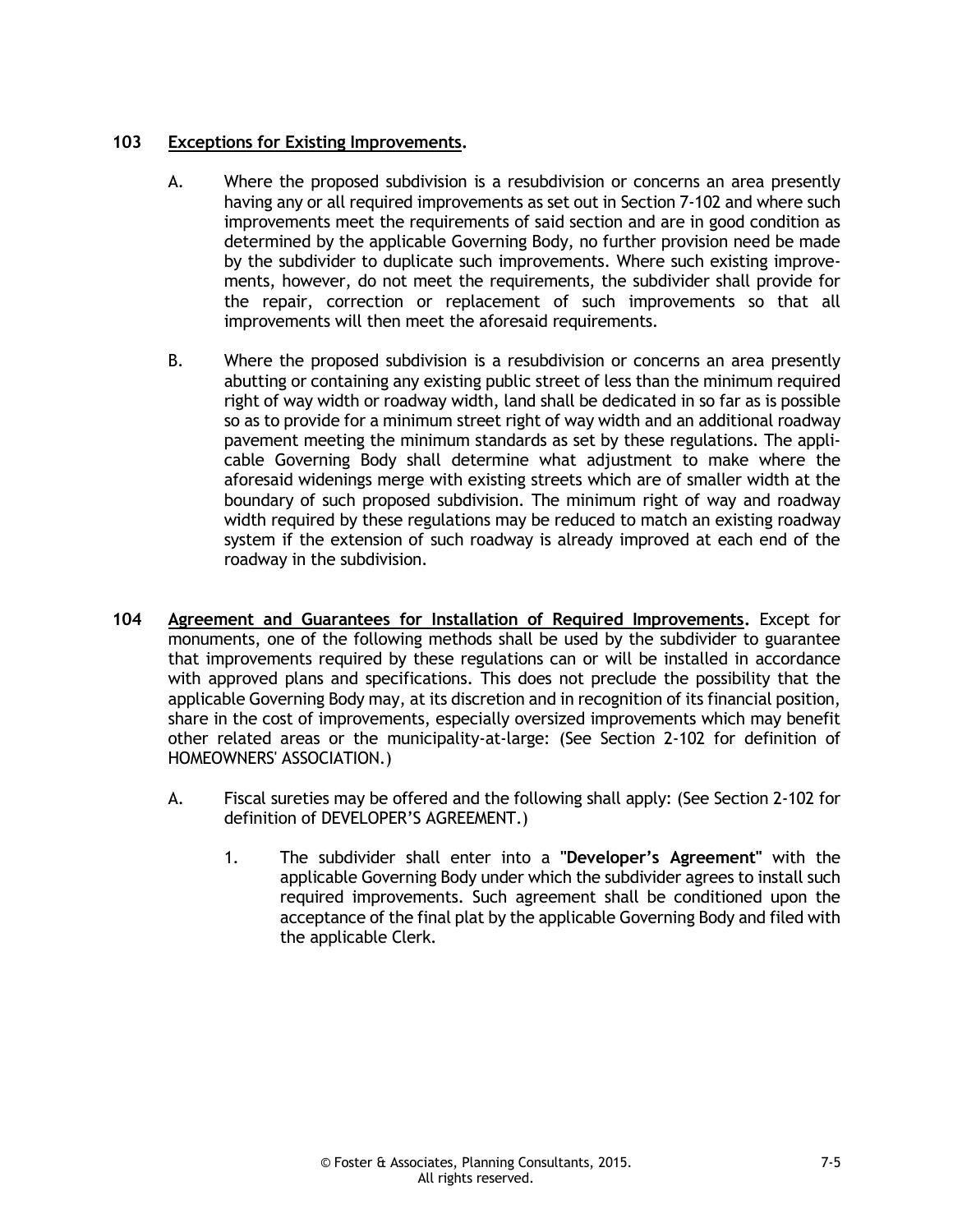**103 Exceptions for Existing Improvements.**

A. Where the proposed subdivision is a resubdivision or concerns an area presently having any or all required improvements as set out in Section 7-102 and where such improvements meet the requirements of said section and are in good condition as determined by the applicable Governing Body, no further provision need be made by the subdivider to duplicate such improvements. Where such existing improvements, however, do not meet the requirements, the subdivider shall provide for the repair, correction or replacement of such improvements so that all improvements will then meet the aforesaid requirements.

B. Where the proposed subdivision is a resubdivision or concerns an area presently abutting or containing any existing public street of less than the minimum required right of way width or roadway width, land shall be dedicated in so far as is possible so as to provide for a minimum street right of way width and an additional roadway pavement meeting the minimum standards as set by these regulations. The applicable Governing Body shall determine what adjustment to make where the aforesaid widenings merge with existing streets which are of smaller width at the boundary of such proposed subdivision. The minimum right of way and roadway width required by these regulations may be reduced to match an existing roadway system if the extension of such roadway is already improved at each end of the roadway in the subdivision.

**104 Agreement and Guarantees for Installation of Required Improvements.** Except for monuments, one of the following methods shall be used by the subdivider to guarantee that improvements required by these regulations can or will be installed in accordance with approved plans and specifications. This does not preclude the possibility that the applicable Governing Body may, at its discretion and in recognition of its financial position, share in the cost of improvements, especially oversized improvements which may benefit other related areas or the municipality-at-large: (See Section 2-102 for definition of HOMEOWNERS' ASSOCIATION.)

A. Fiscal sureties may be offered and the following shall apply: (See Section 2-102 for definition of DEVELOPER'S AGREEMENT.)

1. The subdivider shall enter into a **"Developer's Agreement"** with the applicable Governing Body under which the subdivider agrees to install such required improvements. Such agreement shall be conditioned upon the acceptance of the final plat by the applicable Governing Body and filed with the applicable Clerk.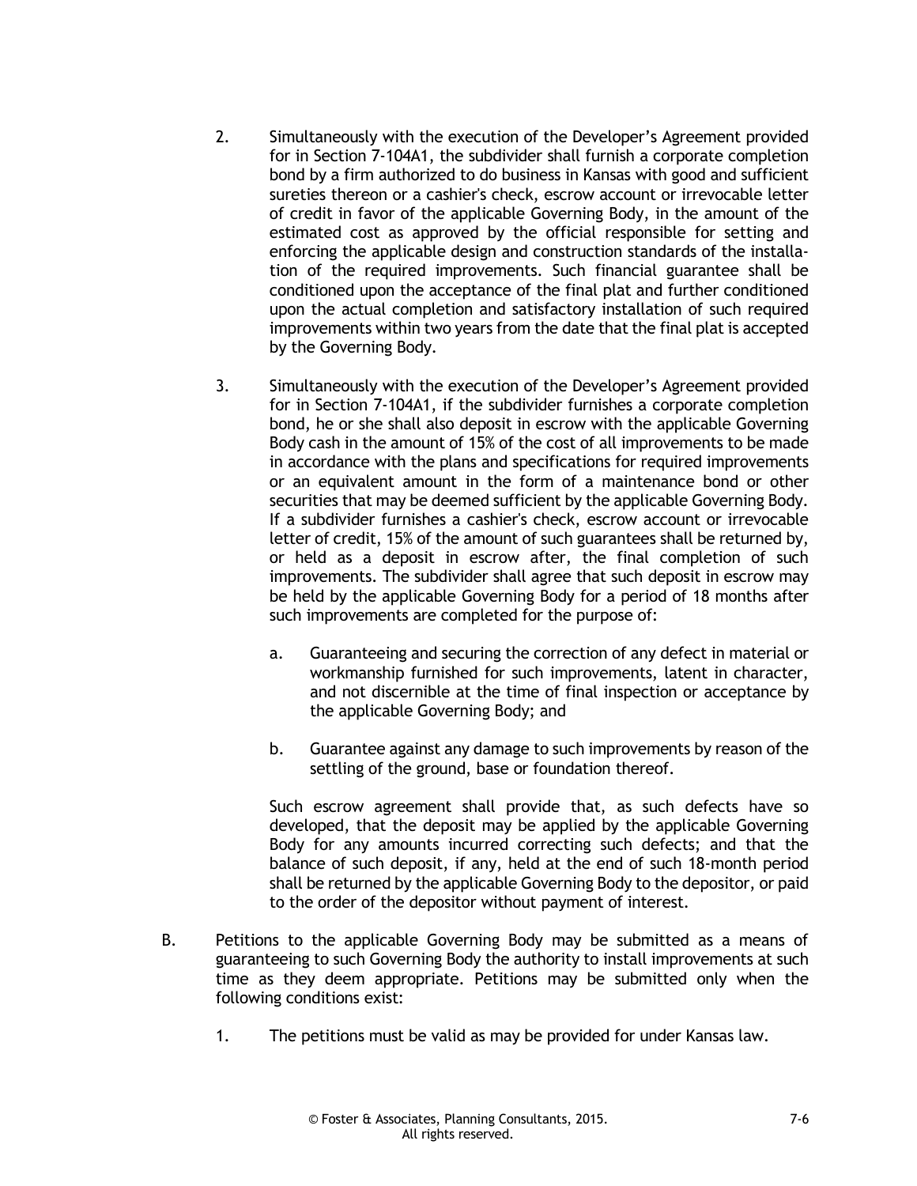2. Simultaneously with the execution of the Developer's Agreement provided for in Section 7-104A1, the subdivider shall furnish a corporate completion bond by a firm authorized to do business in Kansas with good and sufficient sureties thereon or a cashier's check, escrow account or irrevocable letter of credit in favor of the applicable Governing Body, in the amount of the estimated cost as approved by the official responsible for setting and enforcing the applicable design and construction standards of the installation of the required improvements. Such financial guarantee shall be conditioned upon the acceptance of the final plat and further conditioned upon the actual completion and satisfactory installation of such required improvements within two years from the date that the final plat is accepted by the Governing Body.

3. Simultaneously with the execution of the Developer's Agreement provided for in Section 7-104A1, if the subdivider furnishes a corporate completion bond, he or she shall also deposit in escrow with the applicable Governing Body cash in the amount of 15% of the cost of all improvements to be made in accordance with the plans and specifications for required improvements or an equivalent amount in the form of a maintenance bond or other securities that may be deemed sufficient by the applicable Governing Body. If a subdivider furnishes a cashier's check, escrow account or irrevocable letter of credit, 15% of the amount of such guarantees shall be returned by, or held as a deposit in escrow after, the final completion of such improvements. The subdivider shall agree that such deposit in escrow may be held by the applicable Governing Body for a period of 18 months after such improvements are completed for the purpose of:

   a. Guaranteeing and securing the correction of any defect in material or workmanship furnished for such improvements, latent in character, and not discernible at the time of final inspection or acceptance by the applicable Governing Body; and

   b. Guarantee against any damage to such improvements by reason of the settling of the ground, base or foundation thereof.

   Such escrow agreement shall provide that, as such defects have so developed, that the deposit may be applied by the applicable Governing Body for any amounts incurred correcting such defects; and that the balance of such deposit, if any, held at the end of such 18-month period shall be returned by the applicable Governing Body to the depositor, or paid to the order of the depositor without payment of interest.

B. Petitions to the applicable Governing Body may be submitted as a means of guaranteeing to such Governing Body the authority to install improvements at such time as they deem appropriate. Petitions may be submitted only when the following conditions exist:

   1. The petitions must be valid as may be provided for under Kansas law.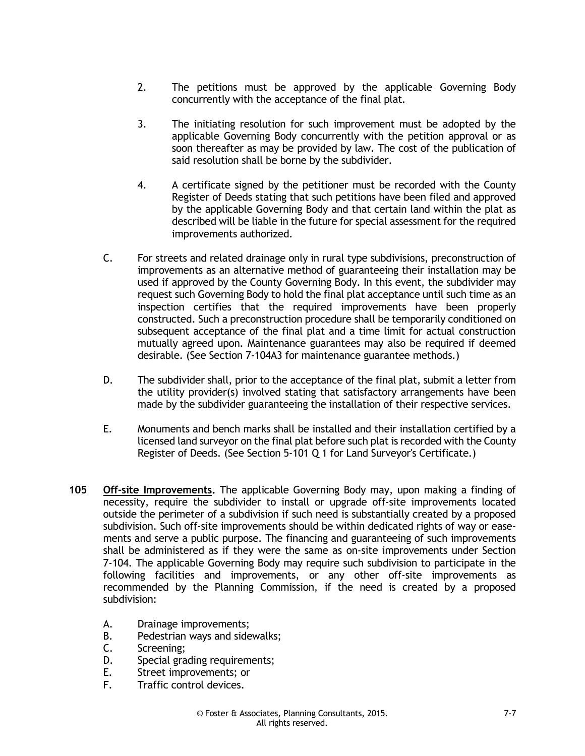2. The petitions must be approved by the applicable Governing Body concurrently with the acceptance of the final plat.

3. The initiating resolution for such improvement must be adopted by the applicable Governing Body concurrently with the petition approval or as soon thereafter as may be provided by law. The cost of the publication of said resolution shall be borne by the subdivider.

4. A certificate signed by the petitioner must be recorded with the County Register of Deeds stating that such petitions have been filed and approved by the applicable Governing Body and that certain land within the plat as described will be liable in the future for special assessment for the required improvements authorized.

C. For streets and related drainage only in rural type subdivisions, preconstruction of improvements as an alternative method of guaranteeing their installation may be used if approved by the County Governing Body. In this event, the subdivider may request such Governing Body to hold the final plat acceptance until such time as an inspection certifies that the required improvements have been properly constructed. Such a preconstruction procedure shall be temporarily conditioned on subsequent acceptance of the final plat and a time limit for actual construction mutually agreed upon. Maintenance guarantees may also be required if deemed desirable. (See Section 7-104A3 for maintenance guarantee methods.)

D. The subdivider shall, prior to the acceptance of the final plat, submit a letter from the utility provider(s) involved stating that satisfactory arrangements have been made by the subdivider guaranteeing the installation of their respective services.

E. Monuments and bench marks shall be installed and their installation certified by a licensed land surveyor on the final plat before such plat is recorded with the County Register of Deeds. (See Section 5-101 Q 1 for Land Surveyor's Certificate.)

**105** **Off-site Improvements.** The applicable Governing Body may, upon making a finding of necessity, require the subdivider to install or upgrade off-site improvements located outside the perimeter of a subdivision if such need is substantially created by a proposed subdivision. Such off-site improvements should be within dedicated rights of way or easements and serve a public purpose. The financing and guaranteeing of such improvements shall be administered as if they were the same as on-site improvements under Section 7-104. The applicable Governing Body may require such subdivision to participate in the following facilities and improvements, or any other off-site improvements as recommended by the Planning Commission, if the need is created by a proposed subdivision:

A. Drainage improvements;
B. Pedestrian ways and sidewalks;
C. Screening;
D. Special grading requirements;
E. Street improvements; or
F. Traffic control devices.

© Foster & Associates, Planning Consultants, 2015.
All rights reserved.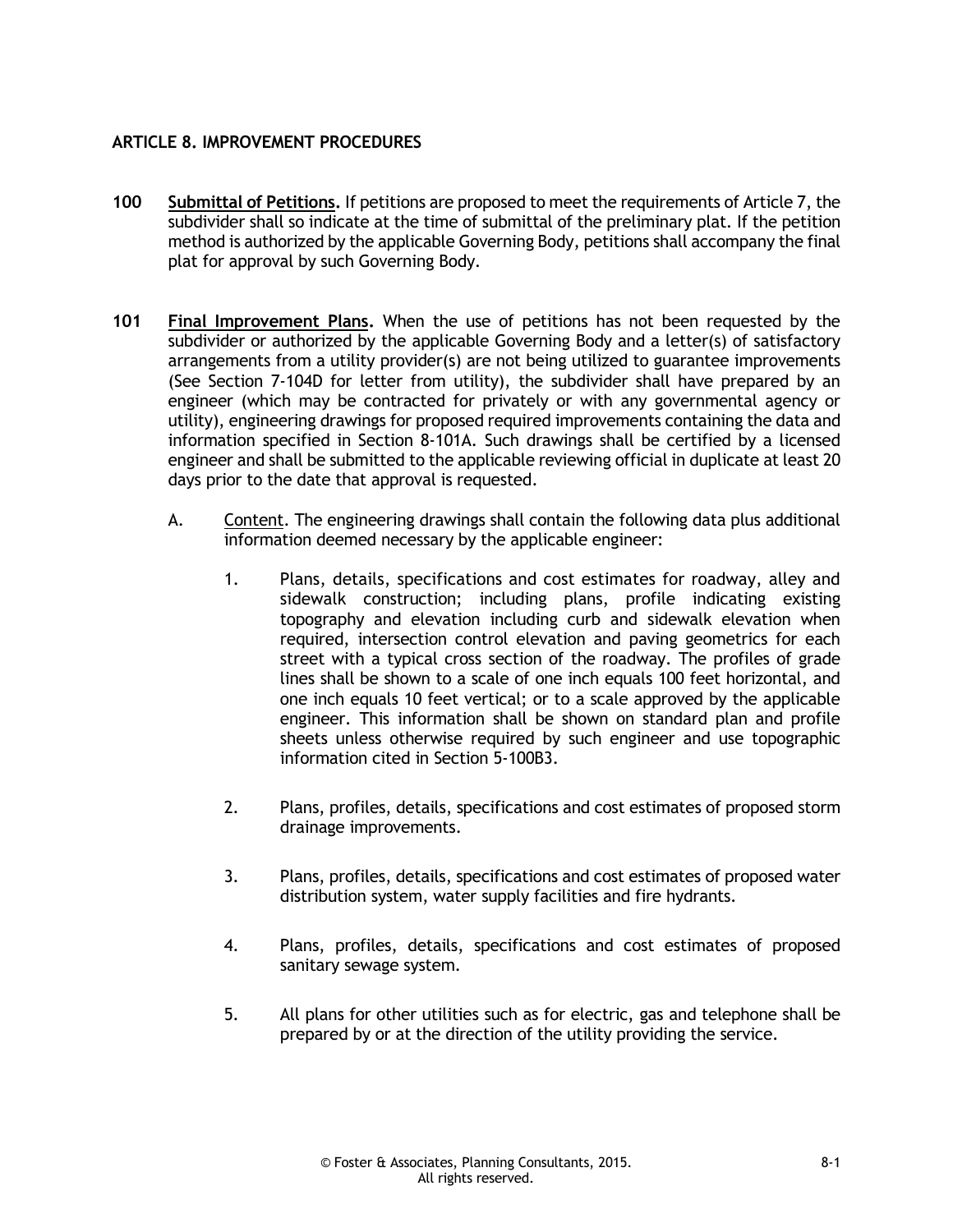## ARTICLE 8. IMPROVEMENT PROCEDURES

**100** **<u>Submittal of Petitions</u>.** If petitions are proposed to meet the requirements of Article 7, the subdivider shall so indicate at the time of submittal of the preliminary plat. If the petition method is authorized by the applicable Governing Body, petitions shall accompany the final plat for approval by such Governing Body.

**101** **<u>Final Improvement Plans</u>.** When the use of petitions has not been requested by the subdivider or authorized by the applicable Governing Body and a letter(s) of satisfactory arrangements from a utility provider(s) are not being utilized to guarantee improvements (See Section 7-104D for letter from utility), the subdivider shall have prepared by an engineer (which may be contracted for privately or with any governmental agency or utility), engineering drawings for proposed required improvements containing the data and information specified in Section 8-101A. Such drawings shall be certified by a licensed engineer and shall be submitted to the applicable reviewing official in duplicate at least 20 days prior to the date that approval is requested.

A. <u>Content</u>. The engineering drawings shall contain the following data plus additional information deemed necessary by the applicable engineer:

1. Plans, details, specifications and cost estimates for roadway, alley and sidewalk construction; including plans, profile indicating existing topography and elevation including curb and sidewalk elevation when required, intersection control elevation and paving geometrics for each street with a typical cross section of the roadway. The profiles of grade lines shall be shown to a scale of one inch equals 100 feet horizontal, and one inch equals 10 feet vertical; or to a scale approved by the applicable engineer. This information shall be shown on standard plan and profile sheets unless otherwise required by such engineer and use topographic information cited in Section 5-100B3.

2. Plans, profiles, details, specifications and cost estimates of proposed storm drainage improvements.

3. Plans, profiles, details, specifications and cost estimates of proposed water distribution system, water supply facilities and fire hydrants.

4. Plans, profiles, details, specifications and cost estimates of proposed sanitary sewage system.

5. All plans for other utilities such as for electric, gas and telephone shall be prepared by or at the direction of the utility providing the service.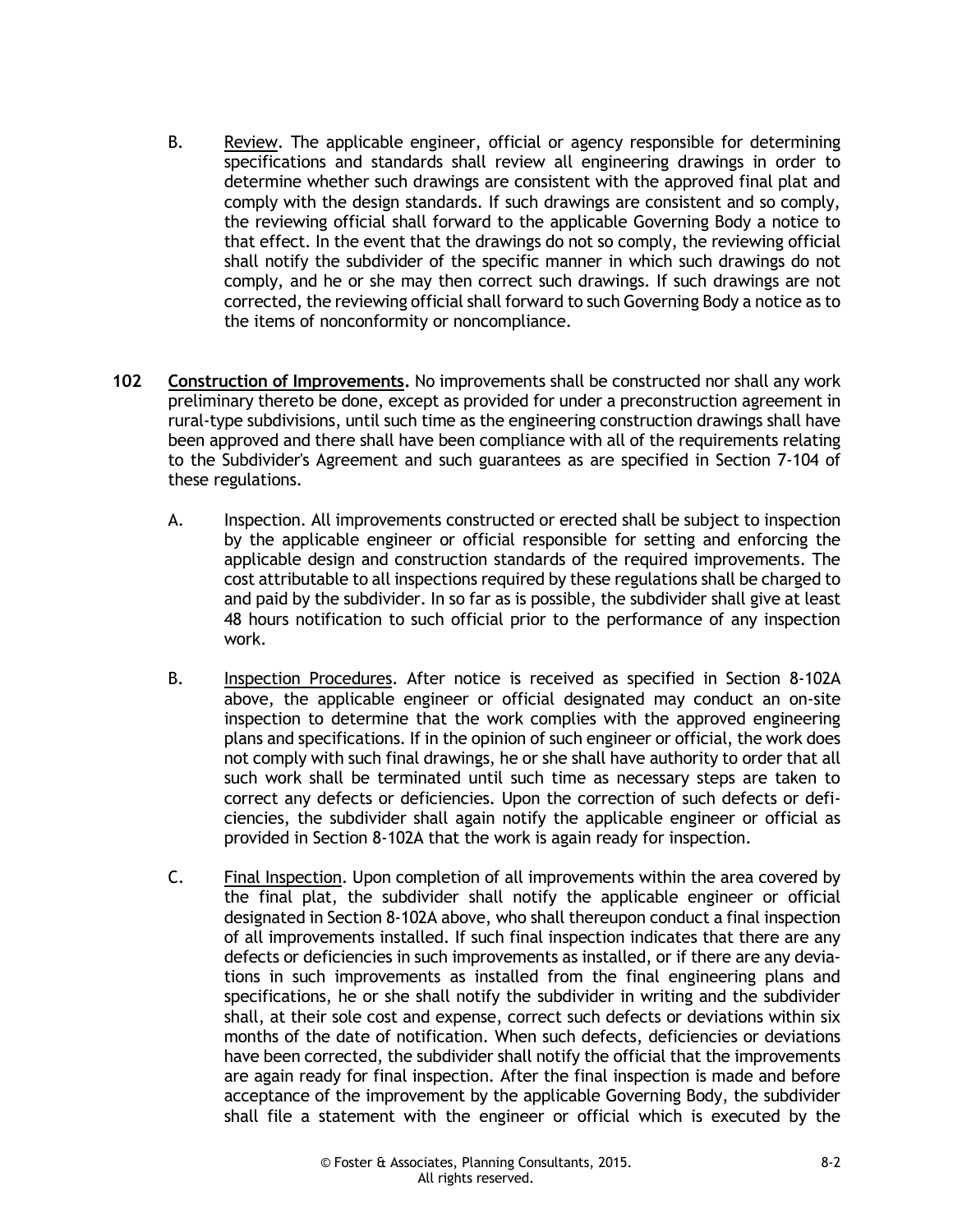B. Review. The applicable engineer, official or agency responsible for determining specifications and standards shall review all engineering drawings in order to determine whether such drawings are consistent with the approved final plat and comply with the design standards. If such drawings are consistent and so comply, the reviewing official shall forward to the applicable Governing Body a notice to that effect. In the event that the drawings do not so comply, the reviewing official shall notify the subdivider of the specific manner in which such drawings do not comply, and he or she may then correct such drawings. If such drawings are not corrected, the reviewing official shall forward to such Governing Body a notice as to the items of nonconformity or noncompliance.

**102 Construction of Improvements.** No improvements shall be constructed nor shall any work preliminary thereto be done, except as provided for under a preconstruction agreement in rural-type subdivisions, until such time as the engineering construction drawings shall have been approved and there shall have been compliance with all of the requirements relating to the Subdivider's Agreement and such guarantees as are specified in Section 7-104 of these regulations.

A. Inspection. All improvements constructed or erected shall be subject to inspection by the applicable engineer or official responsible for setting and enforcing the applicable design and construction standards of the required improvements. The cost attributable to all inspections required by these regulations shall be charged to and paid by the subdivider. In so far as is possible, the subdivider shall give at least 48 hours notification to such official prior to the performance of any inspection work.

B. Inspection Procedures. After notice is received as specified in Section 8-102A above, the applicable engineer or official designated may conduct an on-site inspection to determine that the work complies with the approved engineering plans and specifications. If in the opinion of such engineer or official, the work does not comply with such final drawings, he or she shall have authority to order that all such work shall be terminated until such time as necessary steps are taken to correct any defects or deficiencies. Upon the correction of such defects or deficiencies, the subdivider shall again notify the applicable engineer or official as provided in Section 8-102A that the work is again ready for inspection.

C. Final Inspection. Upon completion of all improvements within the area covered by the final plat, the subdivider shall notify the applicable engineer or official designated in Section 8-102A above, who shall thereupon conduct a final inspection of all improvements installed. If such final inspection indicates that there are any defects or deficiencies in such improvements as installed, or if there are any deviations in such improvements as installed from the final engineering plans and specifications, he or she shall notify the subdivider in writing and the subdivider shall, at their sole cost and expense, correct such defects or deviations within six months of the date of notification. When such defects, deficiencies or deviations have been corrected, the subdivider shall notify the official that the improvements are again ready for final inspection. After the final inspection is made and before acceptance of the improvement by the applicable Governing Body, the subdivider shall file a statement with the engineer or official which is executed by the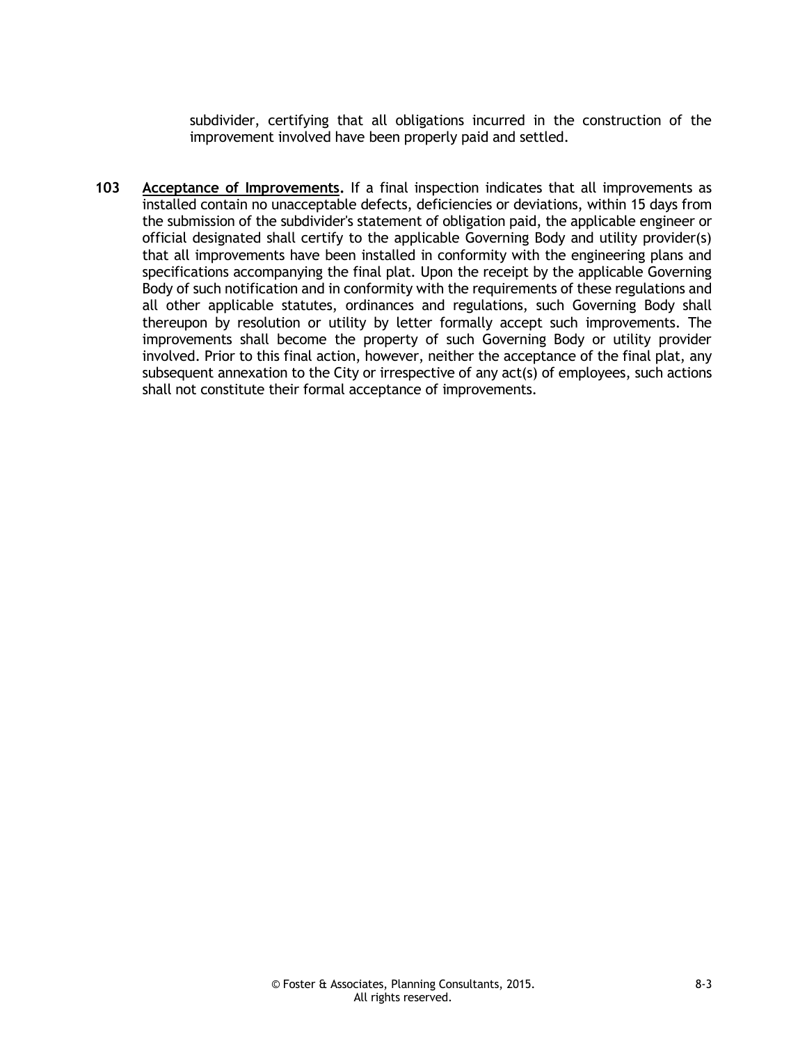subdivider, certifying that all obligations incurred in the construction of the improvement involved have been properly paid and settled.

**103** **<u>Acceptance of Improvements</u>.** If a final inspection indicates that all improvements as installed contain no unacceptable defects, deficiencies or deviations, within 15 days from the submission of the subdivider's statement of obligation paid, the applicable engineer or official designated shall certify to the applicable Governing Body and utility provider(s) that all improvements have been installed in conformity with the engineering plans and specifications accompanying the final plat. Upon the receipt by the applicable Governing Body of such notification and in conformity with the requirements of these regulations and all other applicable statutes, ordinances and regulations, such Governing Body shall thereupon by resolution or utility by letter formally accept such improvements. The improvements shall become the property of such Governing Body or utility provider involved. Prior to this final action, however, neither the acceptance of the final plat, any subsequent annexation to the City or irrespective of any act(s) of employees, such actions shall not constitute their formal acceptance of improvements.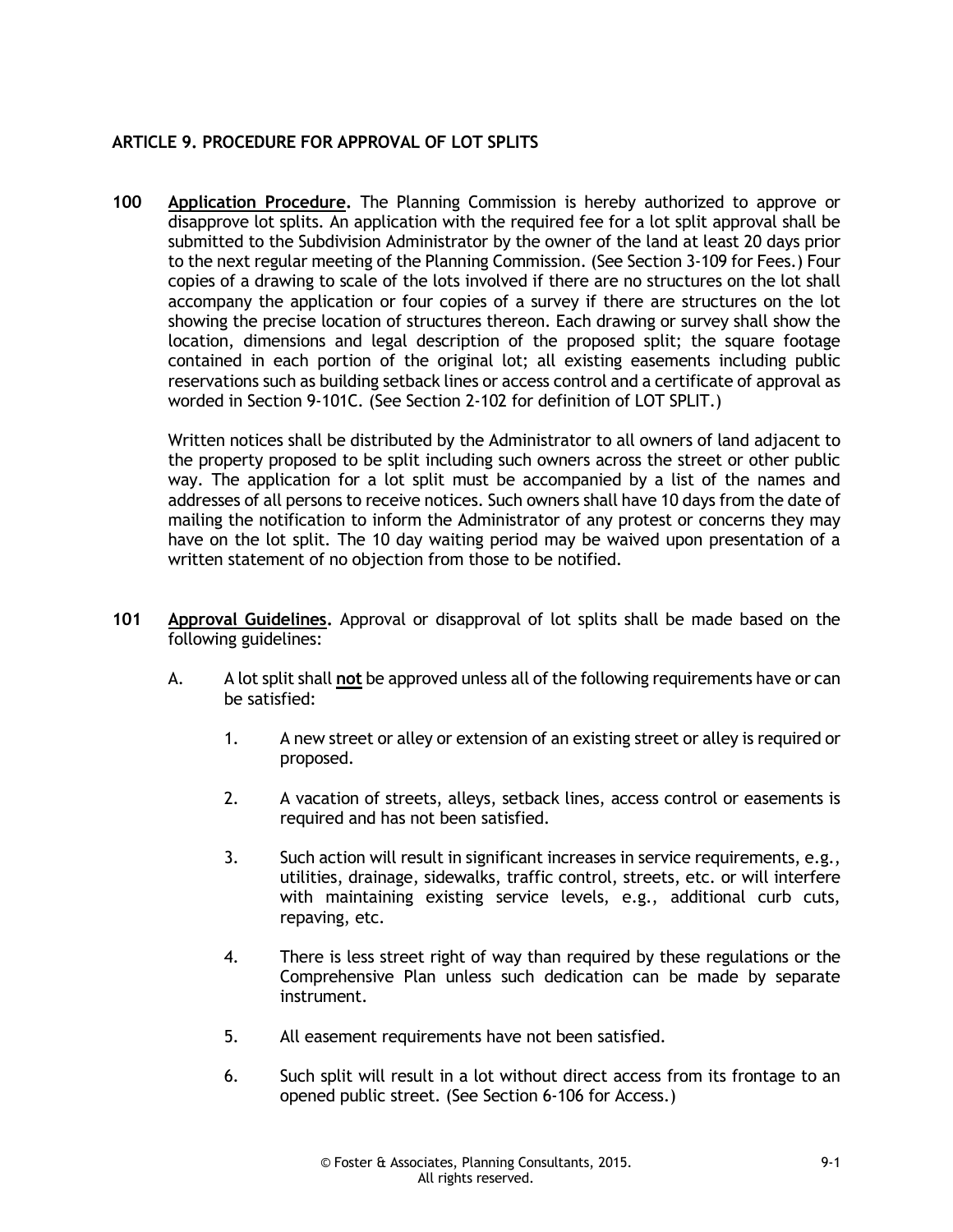## ARTICLE 9. PROCEDURE FOR APPROVAL OF LOT SPLITS

**100 Application Procedure.** The Planning Commission is hereby authorized to approve or disapprove lot splits. An application with the required fee for a lot split approval shall be submitted to the Subdivision Administrator by the owner of the land at least 20 days prior to the next regular meeting of the Planning Commission. (See Section 3-109 for Fees.) Four copies of a drawing to scale of the lots involved if there are no structures on the lot shall accompany the application or four copies of a survey if there are structures on the lot showing the precise location of structures thereon. Each drawing or survey shall show the location, dimensions and legal description of the proposed split; the square footage contained in each portion of the original lot; all existing easements including public reservations such as building setback lines or access control and a certificate of approval as worded in Section 9-101C. (See Section 2-102 for definition of LOT SPLIT.)

Written notices shall be distributed by the Administrator to all owners of land adjacent to the property proposed to be split including such owners across the street or other public way. The application for a lot split must be accompanied by a list of the names and addresses of all persons to receive notices. Such owners shall have 10 days from the date of mailing the notification to inform the Administrator of any protest or concerns they may have on the lot split. The 10 day waiting period may be waived upon presentation of a written statement of no objection from those to be notified.

**101 Approval Guidelines.** Approval or disapproval of lot splits shall be made based on the following guidelines:

A. A lot split shall **not** be approved unless all of the following requirements have or can be satisfied:

1. A new street or alley or extension of an existing street or alley is required or proposed.

2. A vacation of streets, alleys, setback lines, access control or easements is required and has not been satisfied.

3. Such action will result in significant increases in service requirements, e.g., utilities, drainage, sidewalks, traffic control, streets, etc. or will interfere with maintaining existing service levels, e.g., additional curb cuts, repaving, etc.

4. There is less street right of way than required by these regulations or the Comprehensive Plan unless such dedication can be made by separate instrument.

5. All easement requirements have not been satisfied.

6. Such split will result in a lot without direct access from its frontage to an opened public street. (See Section 6-106 for Access.)

© Foster & Associates, Planning Consultants, 2015.
All rights reserved.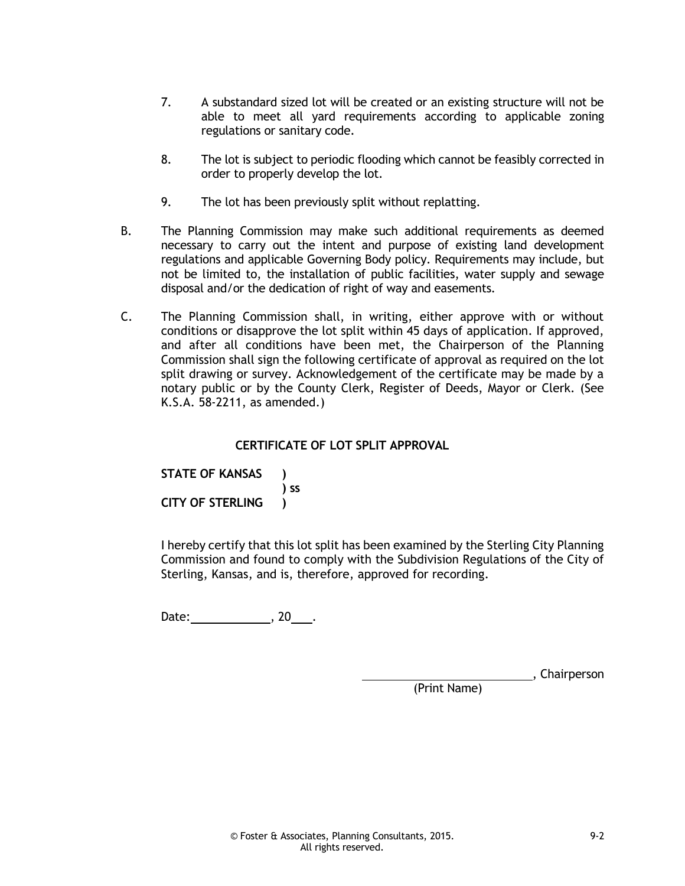7. A substandard sized lot will be created or an existing structure will not be able to meet all yard requirements according to applicable zoning regulations or sanitary code.

8. The lot is subject to periodic flooding which cannot be feasibly corrected in order to properly develop the lot.

9. The lot has been previously split without replatting.

B. The Planning Commission may make such additional requirements as deemed necessary to carry out the intent and purpose of existing land development regulations and applicable Governing Body policy. Requirements may include, but not be limited to, the installation of public facilities, water supply and sewage disposal and/or the dedication of right of way and easements.

C. The Planning Commission shall, in writing, either approve with or without conditions or disapprove the lot split within 45 days of application. If approved, and after all conditions have been met, the Chairperson of the Planning Commission shall sign the following certificate of approval as required on the lot split drawing or survey. Acknowledgement of the certificate may be made by a notary public or by the County Clerk, Register of Deeds, Mayor or Clerk. (See K.S.A. 58-2211, as amended.)

**CERTIFICATE OF LOT SPLIT APPROVAL**

**STATE OF KANSAS )**
**) ss**
**CITY OF STERLING )**

I hereby certify that this lot split has been examined by the Sterling City Planning Commission and found to comply with the Subdivision Regulations of the City of Sterling, Kansas, and is, therefore, approved for recording.

Date:____________, 20___.

____________________________, Chairperson
(Print Name)

© Foster & Associates, Planning Consultants, 2015.
All rights reserved.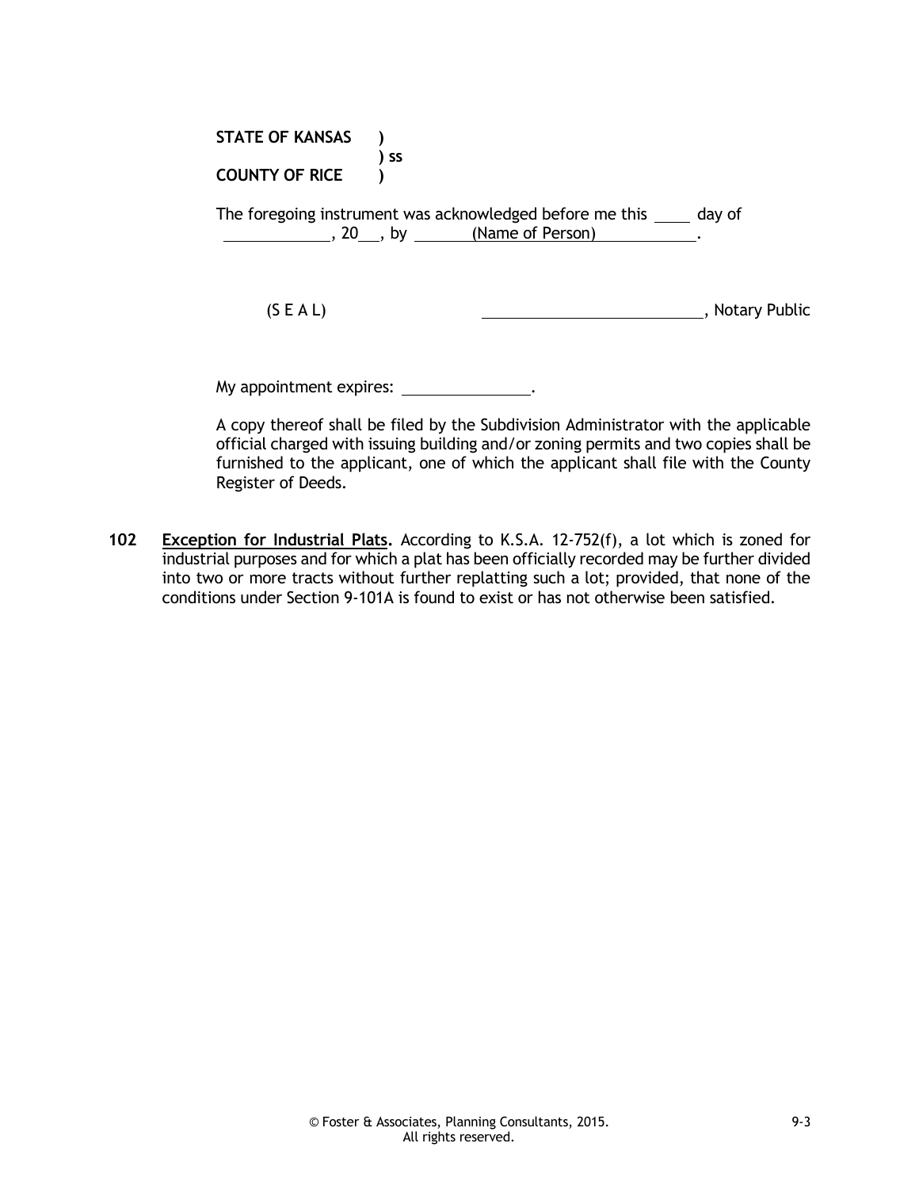**STATE OF KANSAS )**
**) ss**
**COUNTY OF RICE )**

The foregoing instrument was acknowledged before me this ____ day of ____________, 20___, by ______(Name of Person)__________.

(S E A L) __________________________, Notary Public

My appointment expires: _______________.

A copy thereof shall be filed by the Subdivision Administrator with the applicable official charged with issuing building and/or zoning permits and two copies shall be furnished to the applicant, one of which the applicant shall file with the County Register of Deeds.

**102** **Exception for Industrial Plats.** According to K.S.A. 12-752(f), a lot which is zoned for industrial purposes and for which a plat has been officially recorded may be further divided into two or more tracts without further replatting such a lot; provided, that none of the conditions under Section 9-101A is found to exist or has not otherwise been satisfied.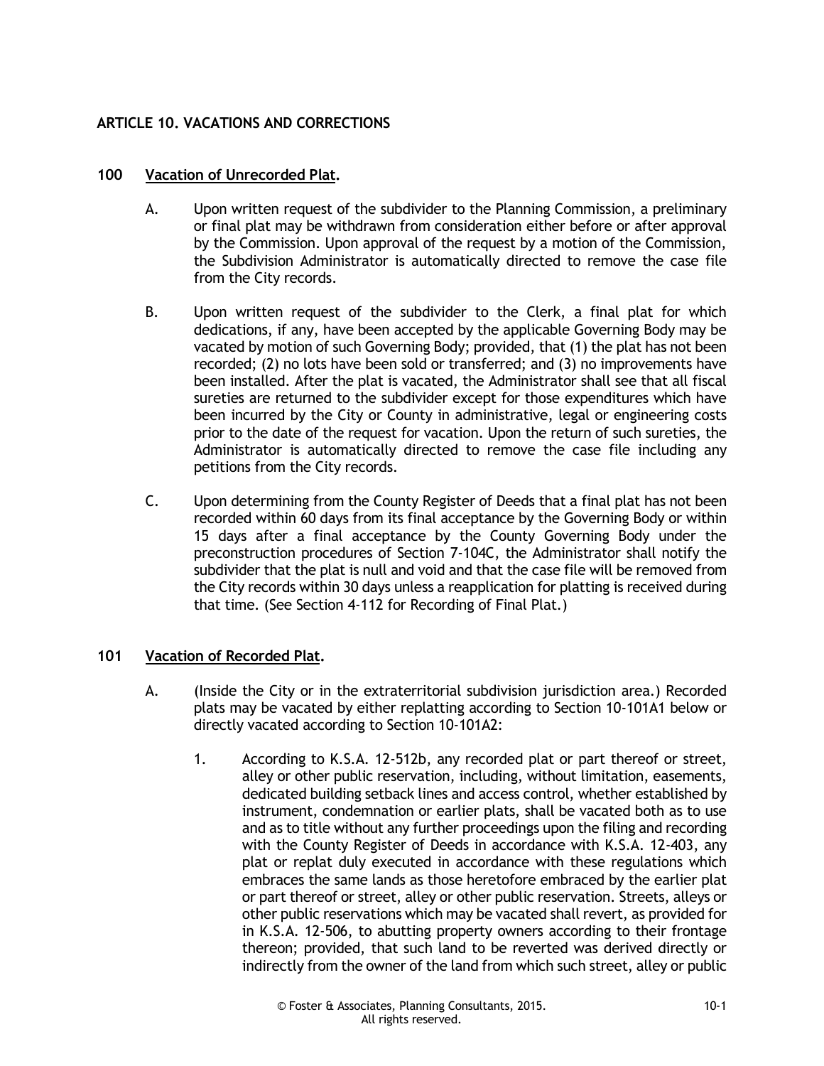# ARTICLE 10. VACATIONS AND CORRECTIONS

## 100 Vacation of Unrecorded Plat.

A. Upon written request of the subdivider to the Planning Commission, a preliminary or final plat may be withdrawn from consideration either before or after approval by the Commission. Upon approval of the request by a motion of the Commission, the Subdivision Administrator is automatically directed to remove the case file from the City records.

B. Upon written request of the subdivider to the Clerk, a final plat for which dedications, if any, have been accepted by the applicable Governing Body may be vacated by motion of such Governing Body; provided, that (1) the plat has not been recorded; (2) no lots have been sold or transferred; and (3) no improvements have been installed. After the plat is vacated, the Administrator shall see that all fiscal sureties are returned to the subdivider except for those expenditures which have been incurred by the City or County in administrative, legal or engineering costs prior to the date of the request for vacation. Upon the return of such sureties, the Administrator is automatically directed to remove the case file including any petitions from the City records.

C. Upon determining from the County Register of Deeds that a final plat has not been recorded within 60 days from its final acceptance by the Governing Body or within 15 days after a final acceptance by the County Governing Body under the preconstruction procedures of Section 7-104C, the Administrator shall notify the subdivider that the plat is null and void and that the case file will be removed from the City records within 30 days unless a reapplication for platting is received during that time. (See Section 4-112 for Recording of Final Plat.)

## 101 Vacation of Recorded Plat.

A. (Inside the City or in the extraterritorial subdivision jurisdiction area.) Recorded plats may be vacated by either replatting according to Section 10-101A1 below or directly vacated according to Section 10-101A2:

1. According to K.S.A. 12-512b, any recorded plat or part thereof or street, alley or other public reservation, including, without limitation, easements, dedicated building setback lines and access control, whether established by instrument, condemnation or earlier plats, shall be vacated both as to use and as to title without any further proceedings upon the filing and recording with the County Register of Deeds in accordance with K.S.A. 12-403, any plat or replat duly executed in accordance with these regulations which embraces the same lands as those heretofore embraced by the earlier plat or part thereof or street, alley or other public reservation. Streets, alleys or other public reservations which may be vacated shall revert, as provided for in K.S.A. 12-506, to abutting property owners according to their frontage thereon; provided, that such land to be reverted was derived directly or indirectly from the owner of the land from which such street, alley or public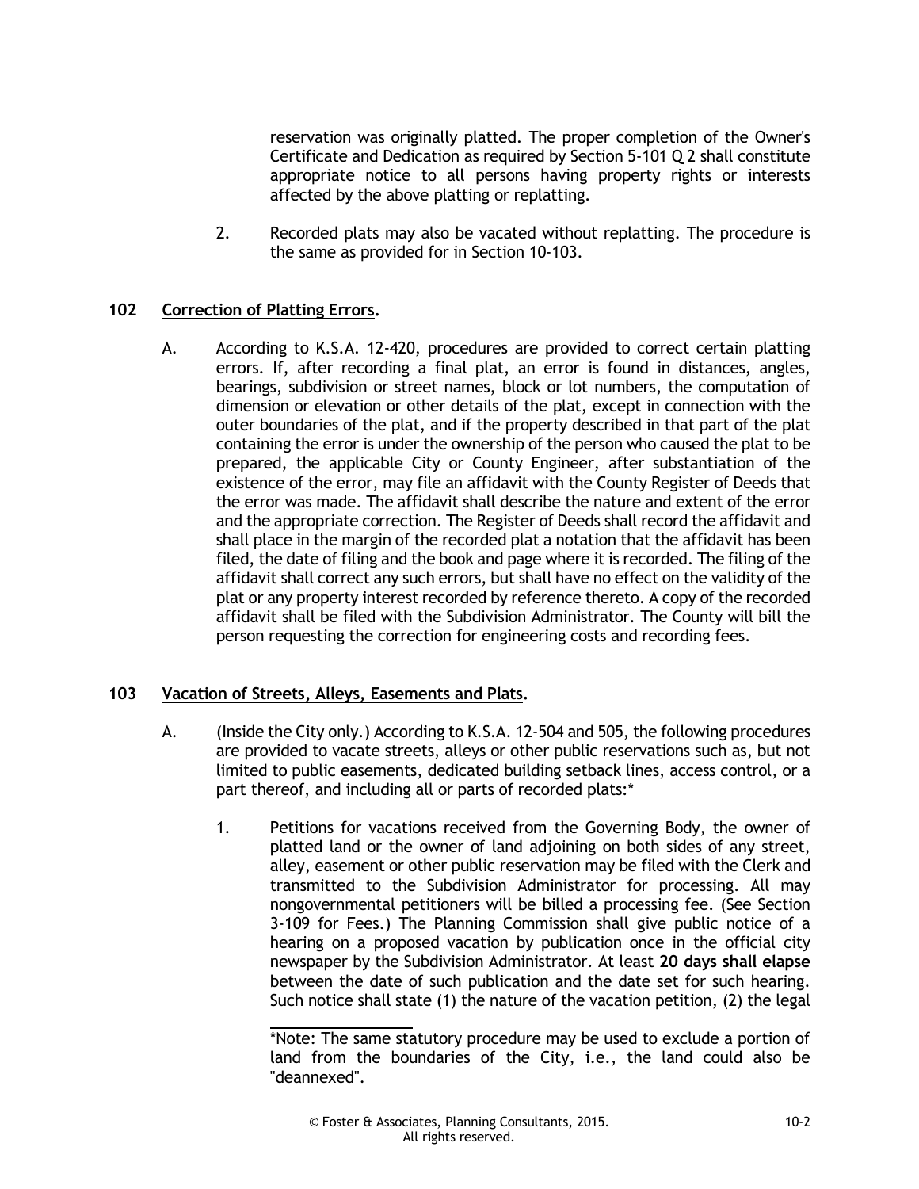reservation was originally platted. The proper completion of the Owner's Certificate and Dedication as required by Section 5-101 Q 2 shall constitute appropriate notice to all persons having property rights or interests affected by the above platting or replatting.

2. Recorded plats may also be vacated without replatting. The procedure is the same as provided for in Section 10-103.

## 102 Correction of Platting Errors.

A. According to K.S.A. 12-420, procedures are provided to correct certain platting errors. If, after recording a final plat, an error is found in distances, angles, bearings, subdivision or street names, block or lot numbers, the computation of dimension or elevation or other details of the plat, except in connection with the outer boundaries of the plat, and if the property described in that part of the plat containing the error is under the ownership of the person who caused the plat to be prepared, the applicable City or County Engineer, after substantiation of the existence of the error, may file an affidavit with the County Register of Deeds that the error was made. The affidavit shall describe the nature and extent of the error and the appropriate correction. The Register of Deeds shall record the affidavit and shall place in the margin of the recorded plat a notation that the affidavit has been filed, the date of filing and the book and page where it is recorded. The filing of the affidavit shall correct any such errors, but shall have no effect on the validity of the plat or any property interest recorded by reference thereto. A copy of the recorded affidavit shall be filed with the Subdivision Administrator. The County will bill the person requesting the correction for engineering costs and recording fees.

## 103 Vacation of Streets, Alleys, Easements and Plats.

A. (Inside the City only.) According to K.S.A. 12-504 and 505, the following procedures are provided to vacate streets, alleys or other public reservations such as, but not limited to public easements, dedicated building setback lines, access control, or a part thereof, and including all or parts of recorded plats:*

1. Petitions for vacations received from the Governing Body, the owner of platted land or the owner of land adjoining on both sides of any street, alley, easement or other public reservation may be filed with the Clerk and transmitted to the Subdivision Administrator for processing. All may nongovernmental petitioners will be billed a processing fee. (See Section 3-109 for Fees.) The Planning Commission shall give public notice of a hearing on a proposed vacation by publication once in the official city newspaper by the Subdivision Administrator. At least **20 days shall elapse** between the date of such publication and the date set for such hearing. Such notice shall state (1) the nature of the vacation petition, (2) the legal

*Note: The same statutory procedure may be used to exclude a portion of land from the boundaries of the City, i.e., the land could also be "deannexed".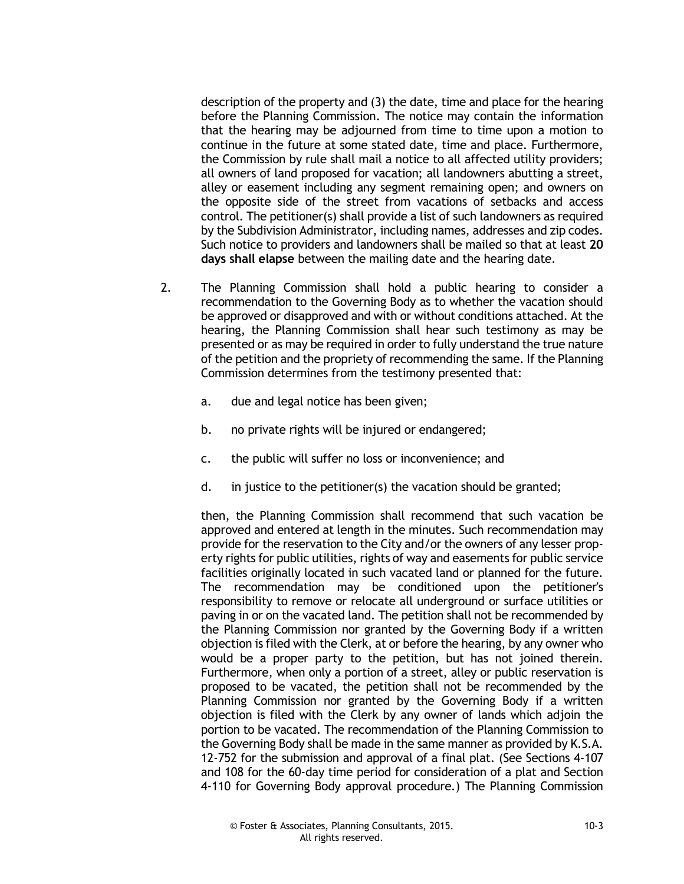description of the property and (3) the date, time and place for the hearing before the Planning Commission. The notice may contain the information that the hearing may be adjourned from time to time upon a motion to continue in the future at some stated date, time and place. Furthermore, the Commission by rule shall mail a notice to all affected utility providers; all owners of land proposed for vacation; all landowners abutting a street, alley or easement including any segment remaining open; and owners on the opposite side of the street from vacations of setbacks and access control. The petitioner(s) shall provide a list of such landowners as required by the Subdivision Administrator, including names, addresses and zip codes. Such notice to providers and landowners shall be mailed so that at least **20 days shall elapse** between the mailing date and the hearing date.

2. The Planning Commission shall hold a public hearing to consider a recommendation to the Governing Body as to whether the vacation should be approved or disapproved and with or without conditions attached. At the hearing, the Planning Commission shall hear such testimony as may be presented or as may be required in order to fully understand the true nature of the petition and the propriety of recommending the same. If the Planning Commission determines from the testimony presented that:

   a. due and legal notice has been given;

   b. no private rights will be injured or endangered;

   c. the public will suffer no loss or inconvenience; and

   d. in justice to the petitioner(s) the vacation should be granted;

   then, the Planning Commission shall recommend that such vacation be approved and entered at length in the minutes. Such recommendation may provide for the reservation to the City and/or the owners of any lesser property rights for public utilities, rights of way and easements for public service facilities originally located in such vacated land or planned for the future. The recommendation may be conditioned upon the petitioner's responsibility to remove or relocate all underground or surface utilities or paving in or on the vacated land. The petition shall not be recommended by the Planning Commission nor granted by the Governing Body if a written objection is filed with the Clerk, at or before the hearing, by any owner who would be a proper party to the petition, but has not joined therein. Furthermore, when only a portion of a street, alley or public reservation is proposed to be vacated, the petition shall not be recommended by the Planning Commission nor granted by the Governing Body if a written objection is filed with the Clerk by any owner of lands which adjoin the portion to be vacated. The recommendation of the Planning Commission to the Governing Body shall be made in the same manner as provided by K.S.A. 12-752 for the submission and approval of a final plat. (See Sections 4-107 and 108 for the 60-day time period for consideration of a plat and Section 4-110 for Governing Body approval procedure.) The Planning Commission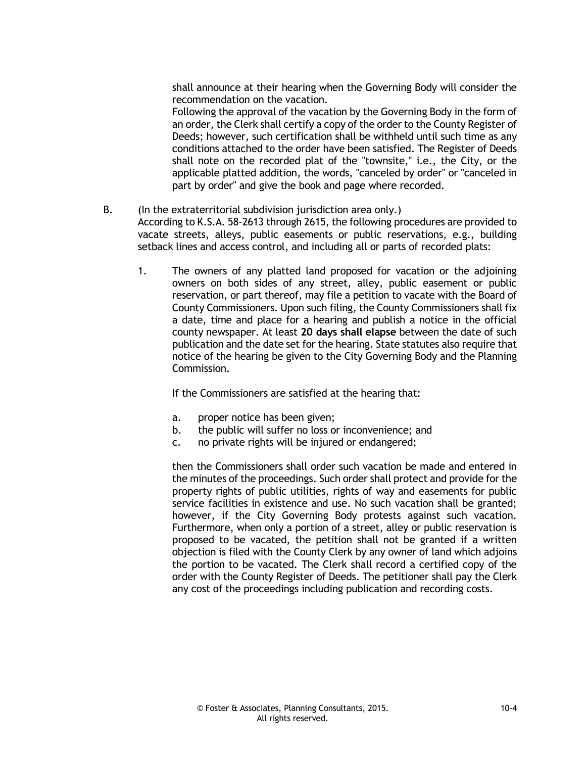shall announce at their hearing when the Governing Body will consider the recommendation on the vacation.

Following the approval of the vacation by the Governing Body in the form of an order, the Clerk shall certify a copy of the order to the County Register of Deeds; however, such certification shall be withheld until such time as any conditions attached to the order have been satisfied. The Register of Deeds shall note on the recorded plat of the "townsite," i.e., the City, or the applicable platted addition, the words, "canceled by order" or "canceled in part by order" and give the book and page where recorded.

B. (In the extraterritorial subdivision jurisdiction area only.)
According to K.S.A. 58-2613 through 2615, the following procedures are provided to vacate streets, alleys, public easements or public reservations, e.g., building setback lines and access control, and including all or parts of recorded plats:

1. The owners of any platted land proposed for vacation or the adjoining owners on both sides of any street, alley, public easement or public reservation, or part thereof, may file a petition to vacate with the Board of County Commissioners. Upon such filing, the County Commissioners shall fix a date, time and place for a hearing and publish a notice in the official county newspaper. At least **20 days shall elapse** between the date of such publication and the date set for the hearing. State statutes also require that notice of the hearing be given to the City Governing Body and the Planning Commission.

   If the Commissioners are satisfied at the hearing that:

   a. proper notice has been given;
   b. the public will suffer no loss or inconvenience; and
   c. no private rights will be injured or endangered;

   then the Commissioners shall order such vacation be made and entered in the minutes of the proceedings. Such order shall protect and provide for the property rights of public utilities, rights of way and easements for public service facilities in existence and use. No such vacation shall be granted; however, if the City Governing Body protests against such vacation. Furthermore, when only a portion of a street, alley or public reservation is proposed to be vacated, the petition shall not be granted if a written objection is filed with the County Clerk by any owner of land which adjoins the portion to be vacated. The Clerk shall record a certified copy of the order with the County Register of Deeds. The petitioner shall pay the Clerk any cost of the proceedings including publication and recording costs.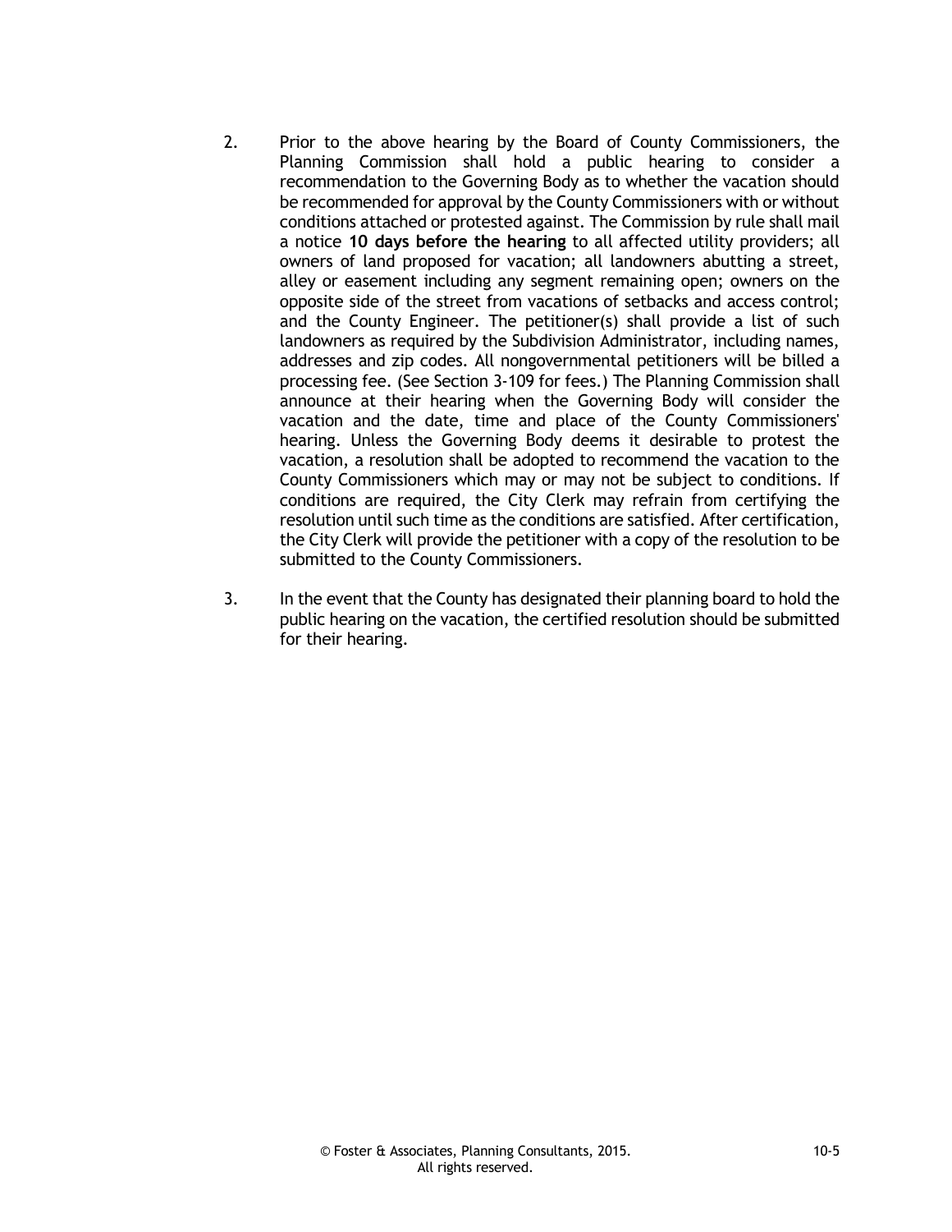2. Prior to the above hearing by the Board of County Commissioners, the Planning Commission shall hold a public hearing to consider a recommendation to the Governing Body as to whether the vacation should be recommended for approval by the County Commissioners with or without conditions attached or protested against. The Commission by rule shall mail a notice **10 days before the hearing** to all affected utility providers; all owners of land proposed for vacation; all landowners abutting a street, alley or easement including any segment remaining open; owners on the opposite side of the street from vacations of setbacks and access control; and the County Engineer. The petitioner(s) shall provide a list of such landowners as required by the Subdivision Administrator, including names, addresses and zip codes. All nongovernmental petitioners will be billed a processing fee. (See Section 3-109 for fees.) The Planning Commission shall announce at their hearing when the Governing Body will consider the vacation and the date, time and place of the County Commissioners' hearing. Unless the Governing Body deems it desirable to protest the vacation, a resolution shall be adopted to recommend the vacation to the County Commissioners which may or may not be subject to conditions. If conditions are required, the City Clerk may refrain from certifying the resolution until such time as the conditions are satisfied. After certification, the City Clerk will provide the petitioner with a copy of the resolution to be submitted to the County Commissioners.

3. In the event that the County has designated their planning board to hold the public hearing on the vacation, the certified resolution should be submitted for their hearing.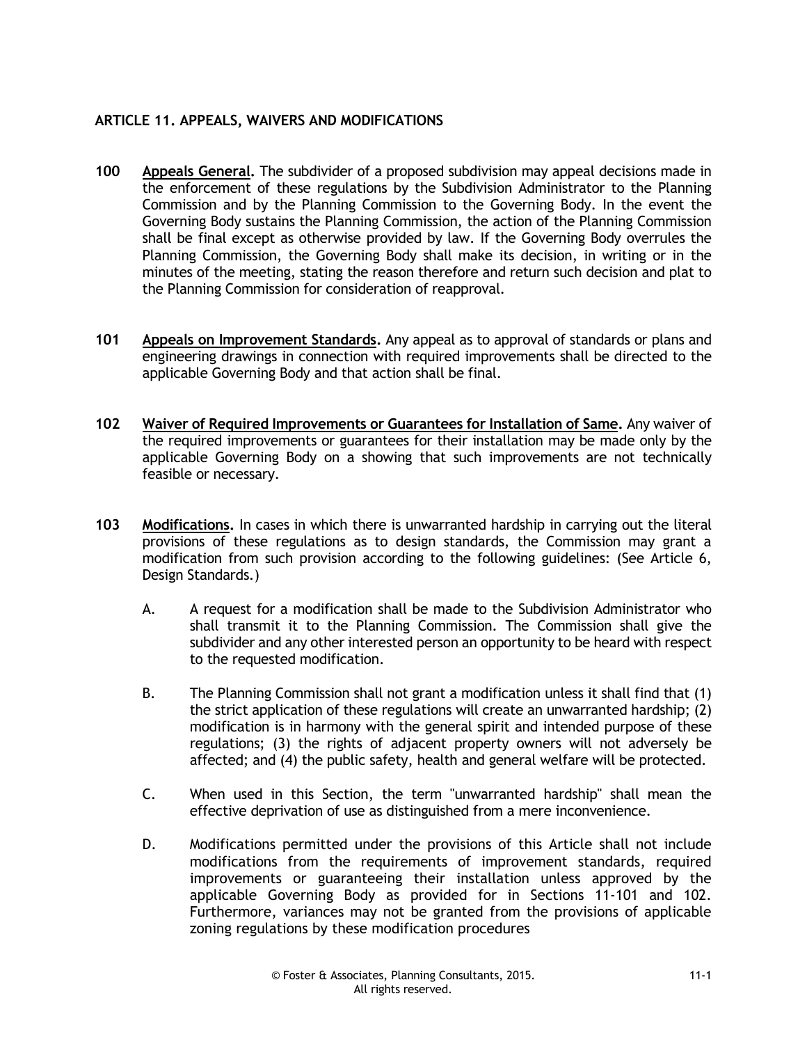## ARTICLE 11. APPEALS, WAIVERS AND MODIFICATIONS

**100 Appeals General.** The subdivider of a proposed subdivision may appeal decisions made in the enforcement of these regulations by the Subdivision Administrator to the Planning Commission and by the Planning Commission to the Governing Body. In the event the Governing Body sustains the Planning Commission, the action of the Planning Commission shall be final except as otherwise provided by law. If the Governing Body overrules the Planning Commission, the Governing Body shall make its decision, in writing or in the minutes of the meeting, stating the reason therefore and return such decision and plat to the Planning Commission for consideration of reapproval.

**101 Appeals on Improvement Standards.** Any appeal as to approval of standards or plans and engineering drawings in connection with required improvements shall be directed to the applicable Governing Body and that action shall be final.

**102 Waiver of Required Improvements or Guarantees for Installation of Same.** Any waiver of the required improvements or guarantees for their installation may be made only by the applicable Governing Body on a showing that such improvements are not technically feasible or necessary.

**103 Modifications.** In cases in which there is unwarranted hardship in carrying out the literal provisions of these regulations as to design standards, the Commission may grant a modification from such provision according to the following guidelines: (See Article 6, Design Standards.)

A. A request for a modification shall be made to the Subdivision Administrator who shall transmit it to the Planning Commission. The Commission shall give the subdivider and any other interested person an opportunity to be heard with respect to the requested modification.

B. The Planning Commission shall not grant a modification unless it shall find that (1) the strict application of these regulations will create an unwarranted hardship; (2) modification is in harmony with the general spirit and intended purpose of these regulations; (3) the rights of adjacent property owners will not adversely be affected; and (4) the public safety, health and general welfare will be protected.

C. When used in this Section, the term "unwarranted hardship" shall mean the effective deprivation of use as distinguished from a mere inconvenience.

D. Modifications permitted under the provisions of this Article shall not include modifications from the requirements of improvement standards, required improvements or guaranteeing their installation unless approved by the applicable Governing Body as provided for in Sections 11-101 and 102. Furthermore, variances may not be granted from the provisions of applicable zoning regulations by these modification procedures

© Foster & Associates, Planning Consultants, 2015. All rights reserved.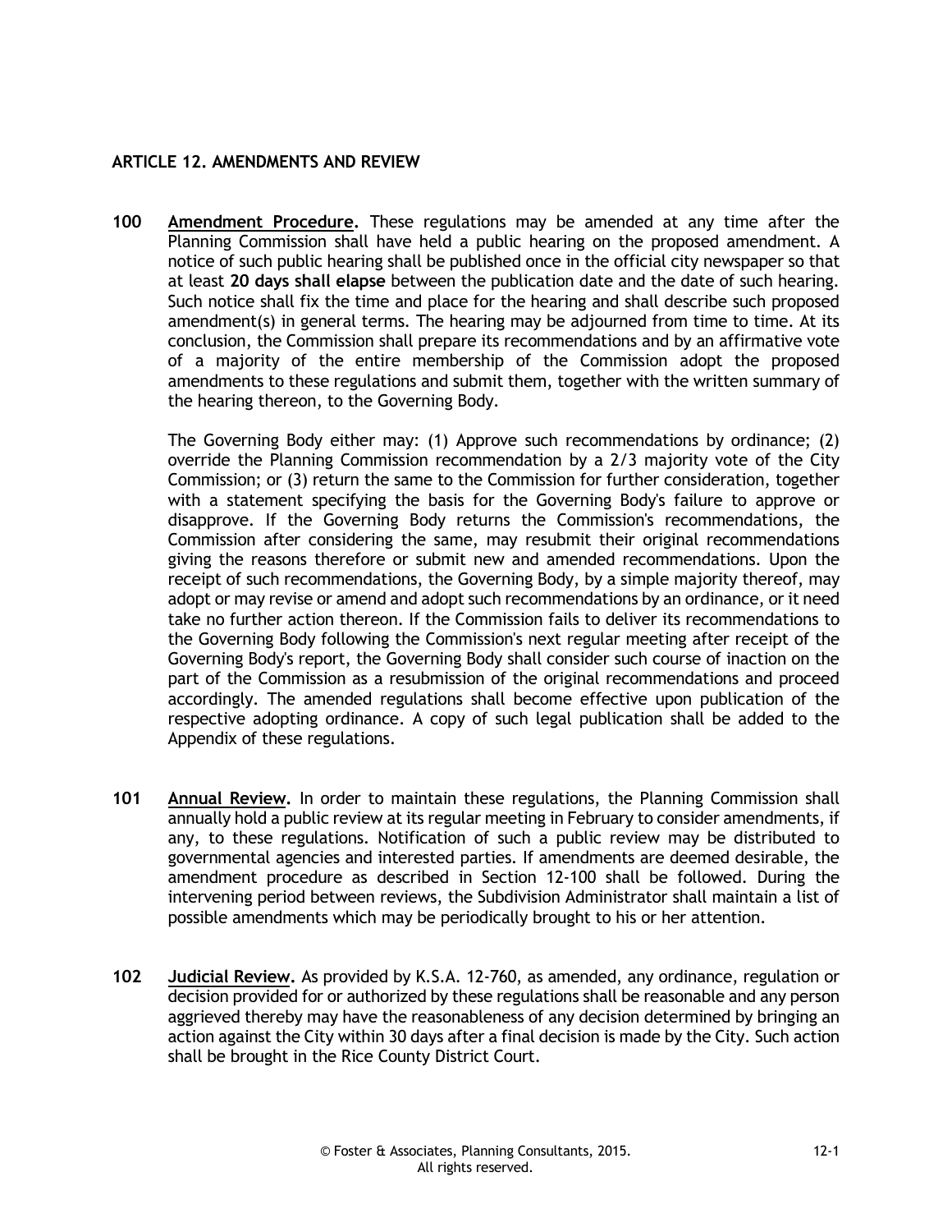## ARTICLE 12. AMENDMENTS AND REVIEW

**100** **Amendment Procedure.** These regulations may be amended at any time after the Planning Commission shall have held a public hearing on the proposed amendment. A notice of such public hearing shall be published once in the official city newspaper so that at least **20 days shall elapse** between the publication date and the date of such hearing. Such notice shall fix the time and place for the hearing and shall describe such proposed amendment(s) in general terms. The hearing may be adjourned from time to time. At its conclusion, the Commission shall prepare its recommendations and by an affirmative vote of a majority of the entire membership of the Commission adopt the proposed amendments to these regulations and submit them, together with the written summary of the hearing thereon, to the Governing Body.

The Governing Body either may: (1) Approve such recommendations by ordinance; (2) override the Planning Commission recommendation by a 2/3 majority vote of the City Commission; or (3) return the same to the Commission for further consideration, together with a statement specifying the basis for the Governing Body's failure to approve or disapprove. If the Governing Body returns the Commission's recommendations, the Commission after considering the same, may resubmit their original recommendations giving the reasons therefore or submit new and amended recommendations. Upon the receipt of such recommendations, the Governing Body, by a simple majority thereof, may adopt or may revise or amend and adopt such recommendations by an ordinance, or it need take no further action thereon. If the Commission fails to deliver its recommendations to the Governing Body following the Commission's next regular meeting after receipt of the Governing Body's report, the Governing Body shall consider such course of inaction on the part of the Commission as a resubmission of the original recommendations and proceed accordingly. The amended regulations shall become effective upon publication of the respective adopting ordinance. A copy of such legal publication shall be added to the Appendix of these regulations.

**101** **Annual Review.** In order to maintain these regulations, the Planning Commission shall annually hold a public review at its regular meeting in February to consider amendments, if any, to these regulations. Notification of such a public review may be distributed to governmental agencies and interested parties. If amendments are deemed desirable, the amendment procedure as described in Section 12-100 shall be followed. During the intervening period between reviews, the Subdivision Administrator shall maintain a list of possible amendments which may be periodically brought to his or her attention.

**102** **Judicial Review.** As provided by K.S.A. 12-760, as amended, any ordinance, regulation or decision provided for or authorized by these regulations shall be reasonable and any person aggrieved thereby may have the reasonableness of any decision determined by bringing an action against the City within 30 days after a final decision is made by the City. Such action shall be brought in the Rice County District Court.

© Foster & Associates, Planning Consultants, 2015. All rights reserved.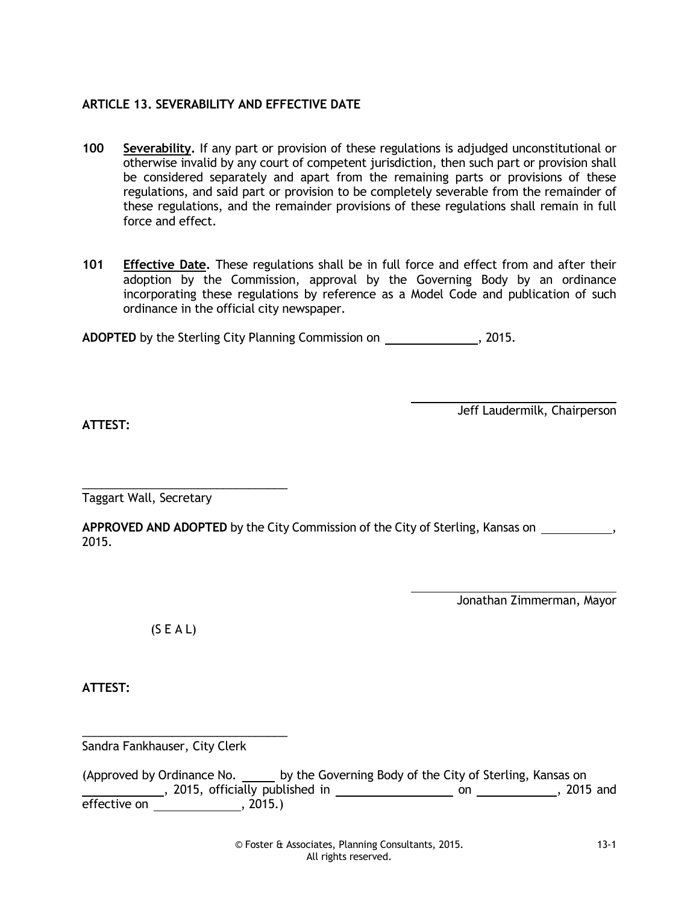## ARTICLE 13. SEVERABILITY AND EFFECTIVE DATE

**100** **Severability.** If any part or provision of these regulations is adjudged unconstitutional or otherwise invalid by any court of competent jurisdiction, then such part or provision shall be considered separately and apart from the remaining parts or provisions of these regulations, and said part or provision to be completely severable from the remainder of these regulations, and the remainder provisions of these regulations shall remain in full force and effect.

**101** **Effective Date.** These regulations shall be in full force and effect from and after their adoption by the Commission, approval by the Governing Body by an ordinance incorporating these regulations by reference as a Model Code and publication of such ordinance in the official city newspaper.

**ADOPTED** by the Sterling City Planning Commission on ______________, 2015.

______________________________
Jeff Laudermilk, Chairperson

**ATTEST:**

______________________________
Taggart Wall, Secretary

**APPROVED AND ADOPTED** by the City Commission of the City of Sterling, Kansas on ___________, 2015.

______________________________
Jonathan Zimmerman, Mayor

(S E A L)

**ATTEST:**

______________________________
Sandra Fankhauser, City Clerk

(Approved by Ordinance No. _____ by the Governing Body of the City of Sterling, Kansas on ____________, 2015, officially published in __________________ on ____________, 2015 and effective on ______________, 2015.)

© Foster & Associates, Planning Consultants, 2015.
All rights reserved.